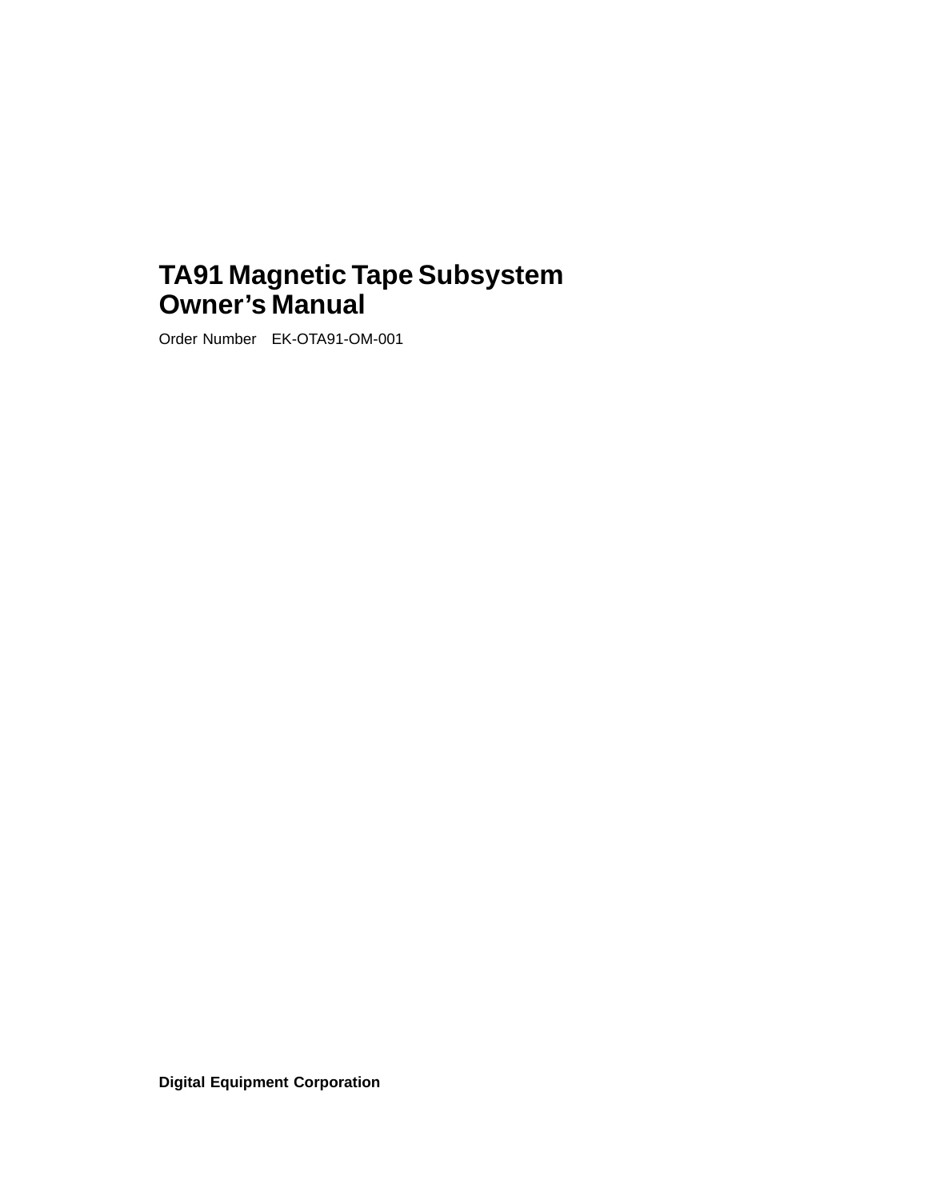# TA91 Magnetic Tape Subsystem Owner’s Manual

Order Number EK-OTA91-OM-001

**Digital Equipment Corporation**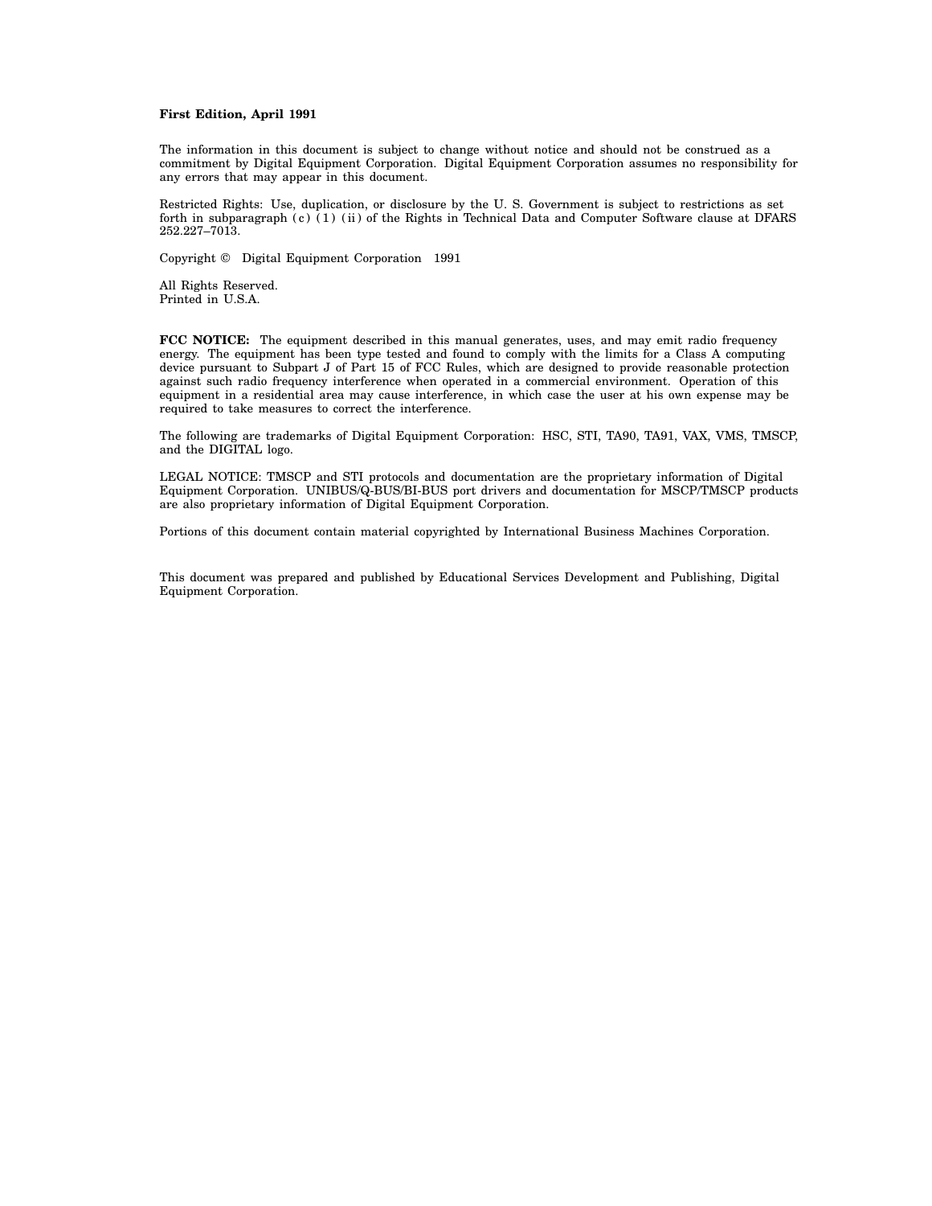**First Edition, April 1991**

The information in this document is subject to change without notice and should not be construed as a commitment by Digital Equipment Corporation. Digital Equipment Corporation assumes no responsibility for any errors that may appear in this document.

Restricted Rights: Use, duplication, or disclosure by the U. S. Government is subject to restrictions as set forth in subparagraph (c) (1) (ii) of the Rights in Technical Data and Computer Software clause at DFARS 252.227–7013.

Copyright © Digital Equipment Corporation 1991

All Rights Reserved.
Printed in U.S.A.

**FCC NOTICE:** The equipment described in this manual generates, uses, and may emit radio frequency energy. The equipment has been type tested and found to comply with the limits for a Class A computing device pursuant to Subpart J of Part 15 of FCC Rules, which are designed to provide reasonable protection against such radio frequency interference when operated in a commercial environment. Operation of this equipment in a residential area may cause interference, in which case the user at his own expense may be required to take measures to correct the interference.

The following are trademarks of Digital Equipment Corporation: HSC, STI, TA90, TA91, VAX, VMS, TMSCP, and the DIGITAL logo.

LEGAL NOTICE: TMSCP and STI protocols and documentation are the proprietary information of Digital Equipment Corporation. UNIBUS/Q-BUS/BI-BUS port drivers and documentation for MSCP/TMSCP products are also proprietary information of Digital Equipment Corporation.

Portions of this document contain material copyrighted by International Business Machines Corporation.

This document was prepared and published by Educational Services Development and Publishing, Digital Equipment Corporation.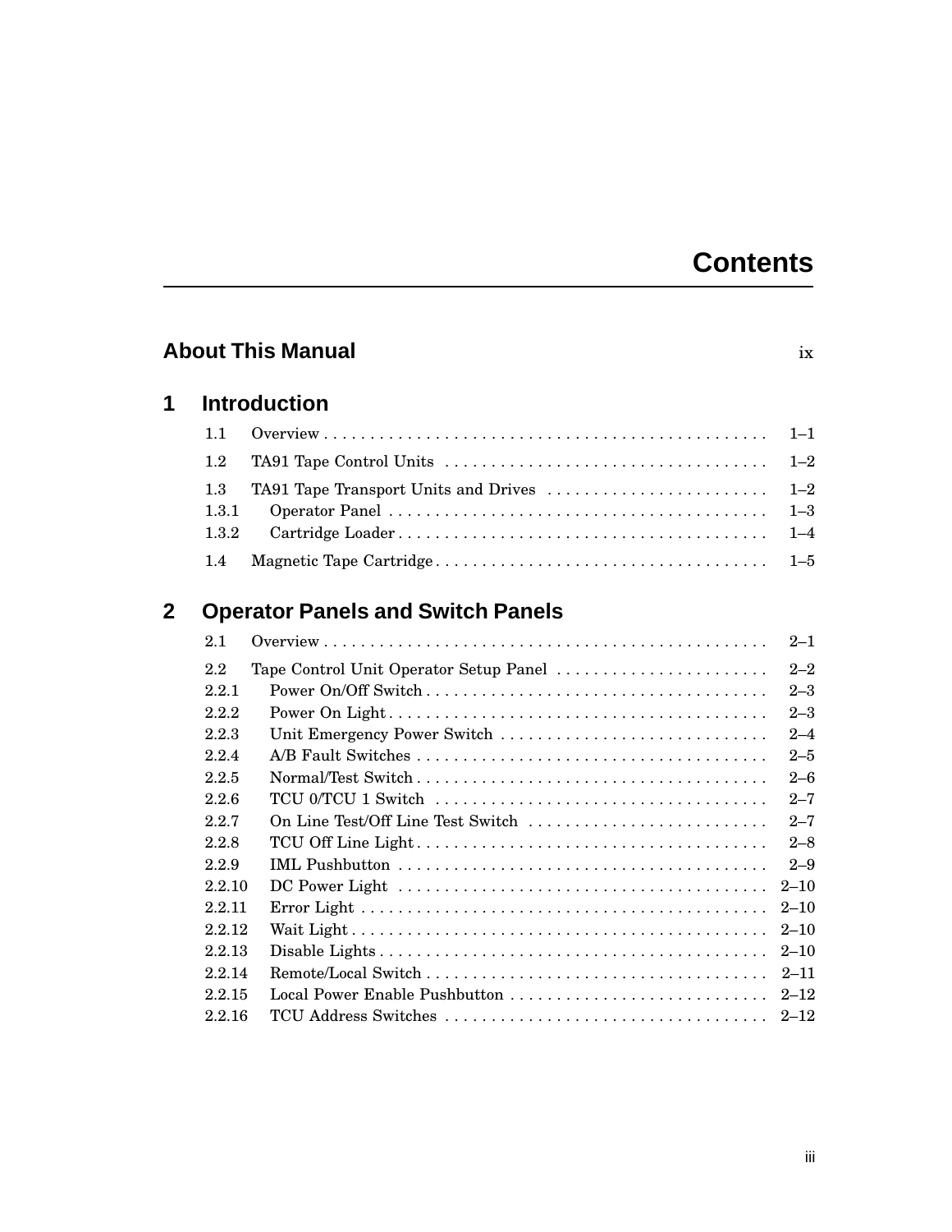# Contents

**About This Manual** ix

## 1 Introduction

1.1 Overview . . . . . . . . . . . . . . . . . . . . . . . . . . . . . . . . . . . . . . . . . . . . . . . . 1–1

1.2 TA91 Tape Control Units . . . . . . . . . . . . . . . . . . . . . . . . . . . . . . . . . . . 1–2

1.3 TA91 Tape Transport Units and Drives . . . . . . . . . . . . . . . . . . . . . . . . 1–2
1.3.1 Operator Panel . . . . . . . . . . . . . . . . . . . . . . . . . . . . . . . . . . . . . . . . . 1–3
1.3.2 Cartridge Loader . . . . . . . . . . . . . . . . . . . . . . . . . . . . . . . . . . . . . . . 1–4

1.4 Magnetic Tape Cartridge . . . . . . . . . . . . . . . . . . . . . . . . . . . . . . . . . . . . 1–5

## 2 Operator Panels and Switch Panels

2.1 Overview . . . . . . . . . . . . . . . . . . . . . . . . . . . . . . . . . . . . . . . . . . . . . . . . 2–1

2.2 Tape Control Unit Operator Setup Panel . . . . . . . . . . . . . . . . . . . . . . . 2–2
2.2.1 Power On/Off Switch . . . . . . . . . . . . . . . . . . . . . . . . . . . . . . . . . . . . 2–3
2.2.2 Power On Light . . . . . . . . . . . . . . . . . . . . . . . . . . . . . . . . . . . . . . . . 2–3
2.2.3 Unit Emergency Power Switch . . . . . . . . . . . . . . . . . . . . . . . . . . . . . 2–4
2.2.4 A/B Fault Switches . . . . . . . . . . . . . . . . . . . . . . . . . . . . . . . . . . . . . 2–5
2.2.5 Normal/Test Switch . . . . . . . . . . . . . . . . . . . . . . . . . . . . . . . . . . . . . 2–6
2.2.6 TCU 0/TCU 1 Switch . . . . . . . . . . . . . . . . . . . . . . . . . . . . . . . . . . . . 2–7
2.2.7 On Line Test/Off Line Test Switch . . . . . . . . . . . . . . . . . . . . . . . . . . 2–7
2.2.8 TCU Off Line Light . . . . . . . . . . . . . . . . . . . . . . . . . . . . . . . . . . . . . 2–8
2.2.9 IML Pushbutton . . . . . . . . . . . . . . . . . . . . . . . . . . . . . . . . . . . . . . . 2–9
2.2.10 DC Power Light . . . . . . . . . . . . . . . . . . . . . . . . . . . . . . . . . . . . . . . 2–10
2.2.11 Error Light . . . . . . . . . . . . . . . . . . . . . . . . . . . . . . . . . . . . . . . . . . . 2–10
2.2.12 Wait Light . . . . . . . . . . . . . . . . . . . . . . . . . . . . . . . . . . . . . . . . . . . . 2–10
2.2.13 Disable Lights . . . . . . . . . . . . . . . . . . . . . . . . . . . . . . . . . . . . . . . . . 2–10
2.2.14 Remote/Local Switch . . . . . . . . . . . . . . . . . . . . . . . . . . . . . . . . . . . . 2–11
2.2.15 Local Power Enable Pushbutton . . . . . . . . . . . . . . . . . . . . . . . . . . . 2–12
2.2.16 TCU Address Switches . . . . . . . . . . . . . . . . . . . . . . . . . . . . . . . . . . 2–12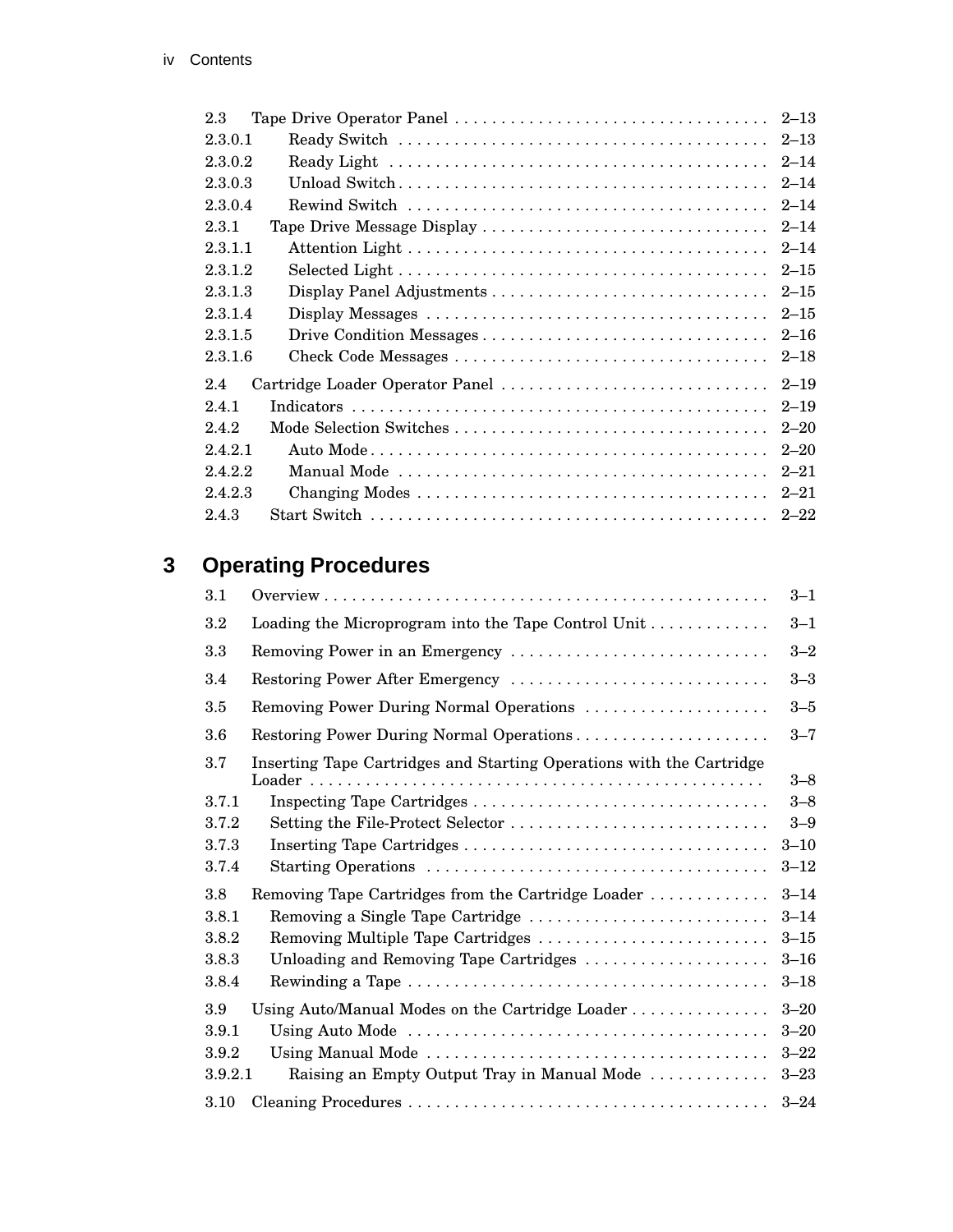| | | |
|---|---|---|
| 2.3 | Tape Drive Operator Panel | 2–13 |
| 2.3.0.1 | Ready Switch | 2–13 |
| 2.3.0.2 | Ready Light | 2–14 |
| 2.3.0.3 | Unload Switch | 2–14 |
| 2.3.0.4 | Rewind Switch | 2–14 |
| 2.3.1 | Tape Drive Message Display | 2–14 |
| 2.3.1.1 | Attention Light | 2–14 |
| 2.3.1.2 | Selected Light | 2–15 |
| 2.3.1.3 | Display Panel Adjustments | 2–15 |
| 2.3.1.4 | Display Messages | 2–15 |
| 2.3.1.5 | Drive Condition Messages | 2–16 |
| 2.3.1.6 | Check Code Messages | 2–18 |
| 2.4 | Cartridge Loader Operator Panel | 2–19 |
| 2.4.1 | Indicators | 2–19 |
| 2.4.2 | Mode Selection Switches | 2–20 |
| 2.4.2.1 | Auto Mode | 2–20 |
| 2.4.2.2 | Manual Mode | 2–21 |
| 2.4.2.3 | Changing Modes | 2–21 |
| 2.4.3 | Start Switch | 2–22 |

## 3 Operating Procedures

| | | |
|---|---|---|
| 3.1 | Overview | 3–1 |
| 3.2 | Loading the Microprogram into the Tape Control Unit | 3–1 |
| 3.3 | Removing Power in an Emergency | 3–2 |
| 3.4 | Restoring Power After Emergency | 3–3 |
| 3.5 | Removing Power During Normal Operations | 3–5 |
| 3.6 | Restoring Power During Normal Operations | 3–7 |
| 3.7 | Inserting Tape Cartridges and Starting Operations with the Cartridge Loader | 3–8 |
| 3.7.1 | Inspecting Tape Cartridges | 3–8 |
| 3.7.2 | Setting the File-Protect Selector | 3–9 |
| 3.7.3 | Inserting Tape Cartridges | 3–10 |
| 3.7.4 | Starting Operations | 3–12 |
| 3.8 | Removing Tape Cartridges from the Cartridge Loader | 3–14 |
| 3.8.1 | Removing a Single Tape Cartridge | 3–14 |
| 3.8.2 | Removing Multiple Tape Cartridges | 3–15 |
| 3.8.3 | Unloading and Removing Tape Cartridges | 3–16 |
| 3.8.4 | Rewinding a Tape | 3–18 |
| 3.9 | Using Auto/Manual Modes on the Cartridge Loader | 3–20 |
| 3.9.1 | Using Auto Mode | 3–20 |
| 3.9.2 | Using Manual Mode | 3–22 |
| 3.9.2.1 | Raising an Empty Output Tray in Manual Mode | 3–23 |
| 3.10 | Cleaning Procedures | 3–24 |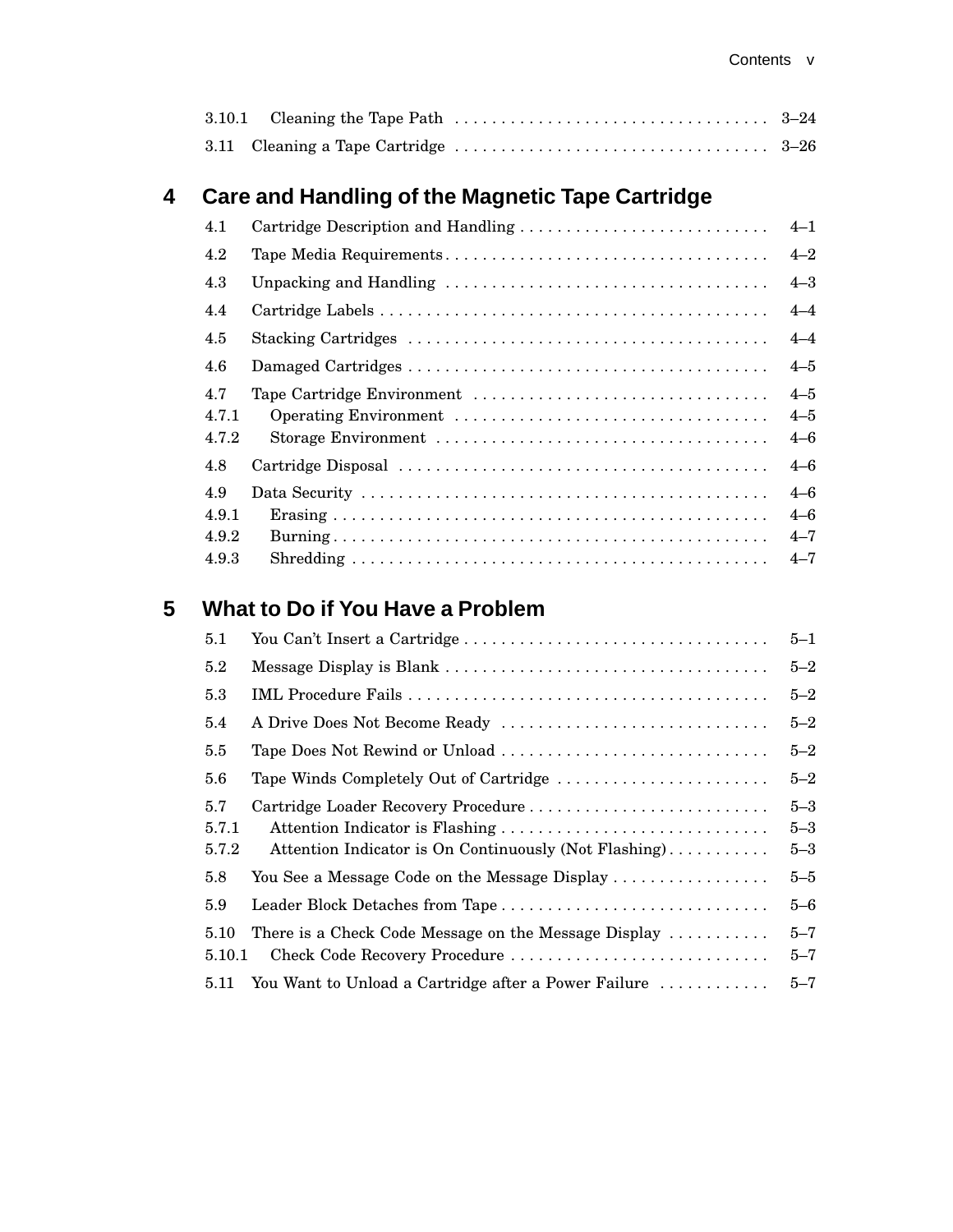3.10.1 Cleaning the Tape Path . . . . . . . . . . . . . . . . . . . . . . . . . . . . . . . . . . 3–24
3.11 Cleaning a Tape Cartridge . . . . . . . . . . . . . . . . . . . . . . . . . . . . . . . . . . 3–26

## 4 Care and Handling of the Magnetic Tape Cartridge

4.1 Cartridge Description and Handling . . . . . . . . . . . . . . . . . . . . . . . . . . . 4–1
4.2 Tape Media Requirements . . . . . . . . . . . . . . . . . . . . . . . . . . . . . . . . . . . 4–2
4.3 Unpacking and Handling . . . . . . . . . . . . . . . . . . . . . . . . . . . . . . . . . . . 4–3
4.4 Cartridge Labels . . . . . . . . . . . . . . . . . . . . . . . . . . . . . . . . . . . . . . . . . 4–4
4.5 Stacking Cartridges . . . . . . . . . . . . . . . . . . . . . . . . . . . . . . . . . . . . . . 4–4
4.6 Damaged Cartridges . . . . . . . . . . . . . . . . . . . . . . . . . . . . . . . . . . . . . . 4–5
4.7 Tape Cartridge Environment . . . . . . . . . . . . . . . . . . . . . . . . . . . . . . . 4–5
4.7.1 Operating Environment . . . . . . . . . . . . . . . . . . . . . . . . . . . . . . . . . 4–5
4.7.2 Storage Environment . . . . . . . . . . . . . . . . . . . . . . . . . . . . . . . . . . . 4–6
4.8 Cartridge Disposal . . . . . . . . . . . . . . . . . . . . . . . . . . . . . . . . . . . . . . . 4–6
4.9 Data Security . . . . . . . . . . . . . . . . . . . . . . . . . . . . . . . . . . . . . . . . . . . 4–6
4.9.1 Erasing . . . . . . . . . . . . . . . . . . . . . . . . . . . . . . . . . . . . . . . . . . . . . . 4–6
4.9.2 Burning . . . . . . . . . . . . . . . . . . . . . . . . . . . . . . . . . . . . . . . . . . . . . . 4–7
4.9.3 Shredding . . . . . . . . . . . . . . . . . . . . . . . . . . . . . . . . . . . . . . . . . . . . 4–7

## 5 What to Do if You Have a Problem

5.1 You Can't Insert a Cartridge . . . . . . . . . . . . . . . . . . . . . . . . . . . . . . . . 5–1
5.2 Message Display is Blank . . . . . . . . . . . . . . . . . . . . . . . . . . . . . . . . . . 5–2
5.3 IML Procedure Fails . . . . . . . . . . . . . . . . . . . . . . . . . . . . . . . . . . . . . . 5–2
5.4 A Drive Does Not Become Ready . . . . . . . . . . . . . . . . . . . . . . . . . . . . 5–2
5.5 Tape Does Not Rewind or Unload . . . . . . . . . . . . . . . . . . . . . . . . . . . . 5–2
5.6 Tape Winds Completely Out of Cartridge . . . . . . . . . . . . . . . . . . . . . . 5–2
5.7 Cartridge Loader Recovery Procedure . . . . . . . . . . . . . . . . . . . . . . . . . 5–3
5.7.1 Attention Indicator is Flashing . . . . . . . . . . . . . . . . . . . . . . . . . . . . 5–3
5.7.2 Attention Indicator is On Continuously (Not Flashing) . . . . . . . . . . . 5–3
5.8 You See a Message Code on the Message Display . . . . . . . . . . . . . . . . 5–5
5.9 Leader Block Detaches from Tape . . . . . . . . . . . . . . . . . . . . . . . . . . . . 5–6
5.10 There is a Check Code Message on the Message Display . . . . . . . . . . 5–7
5.10.1 Check Code Recovery Procedure . . . . . . . . . . . . . . . . . . . . . . . . . . . 5–7
5.11 You Want to Unload a Cartridge after a Power Failure . . . . . . . . . . . 5–7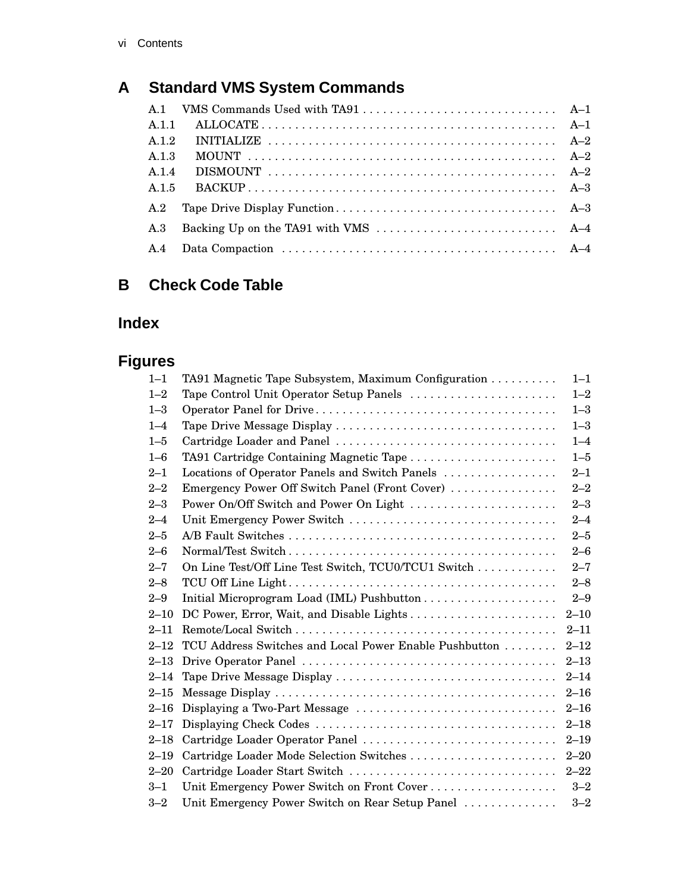# A Standard VMS System Commands

| | | |
|---|---|---|
| A.1 | VMS Commands Used with TA91 | A–1 |
| A.1.1 | ALLOCATE | A–1 |
| A.1.2 | INITIALIZE | A–2 |
| A.1.3 | MOUNT | A–2 |
| A.1.4 | DISMOUNT | A–2 |
| A.1.5 | BACKUP | A–3 |
| A.2 | Tape Drive Display Function | A–3 |
| A.3 | Backing Up on the TA91 with VMS | A–4 |
| A.4 | Data Compaction | A–4 |

# B Check Code Table

# Index

# Figures

| | | |
|---|---|---|
| 1–1 | TA91 Magnetic Tape Subsystem, Maximum Configuration | 1–1 |
| 1–2 | Tape Control Unit Operator Setup Panels | 1–2 |
| 1–3 | Operator Panel for Drive | 1–3 |
| 1–4 | Tape Drive Message Display | 1–3 |
| 1–5 | Cartridge Loader and Panel | 1–4 |
| 1–6 | TA91 Cartridge Containing Magnetic Tape | 1–5 |
| 2–1 | Locations of Operator Panels and Switch Panels | 2–1 |
| 2–2 | Emergency Power Off Switch Panel (Front Cover) | 2–2 |
| 2–3 | Power On/Off Switch and Power On Light | 2–3 |
| 2–4 | Unit Emergency Power Switch | 2–4 |
| 2–5 | A/B Fault Switches | 2–5 |
| 2–6 | Normal/Test Switch | 2–6 |
| 2–7 | On Line Test/Off Line Test Switch, TCU0/TCU1 Switch | 2–7 |
| 2–8 | TCU Off Line Light | 2–8 |
| 2–9 | Initial Microprogram Load (IML) Pushbutton | 2–9 |
| 2–10 | DC Power, Error, Wait, and Disable Lights | 2–10 |
| 2–11 | Remote/Local Switch | 2–11 |
| 2–12 | TCU Address Switches and Local Power Enable Pushbutton | 2–12 |
| 2–13 | Drive Operator Panel | 2–13 |
| 2–14 | Tape Drive Message Display | 2–14 |
| 2–15 | Message Display | 2–16 |
| 2–16 | Displaying a Two-Part Message | 2–16 |
| 2–17 | Displaying Check Codes | 2–18 |
| 2–18 | Cartridge Loader Operator Panel | 2–19 |
| 2–19 | Cartridge Loader Mode Selection Switches | 2–20 |
| 2–20 | Cartridge Loader Start Switch | 2–22 |
| 3–1 | Unit Emergency Power Switch on Front Cover | 3–2 |
| 3–2 | Unit Emergency Power Switch on Rear Setup Panel | 3–2 |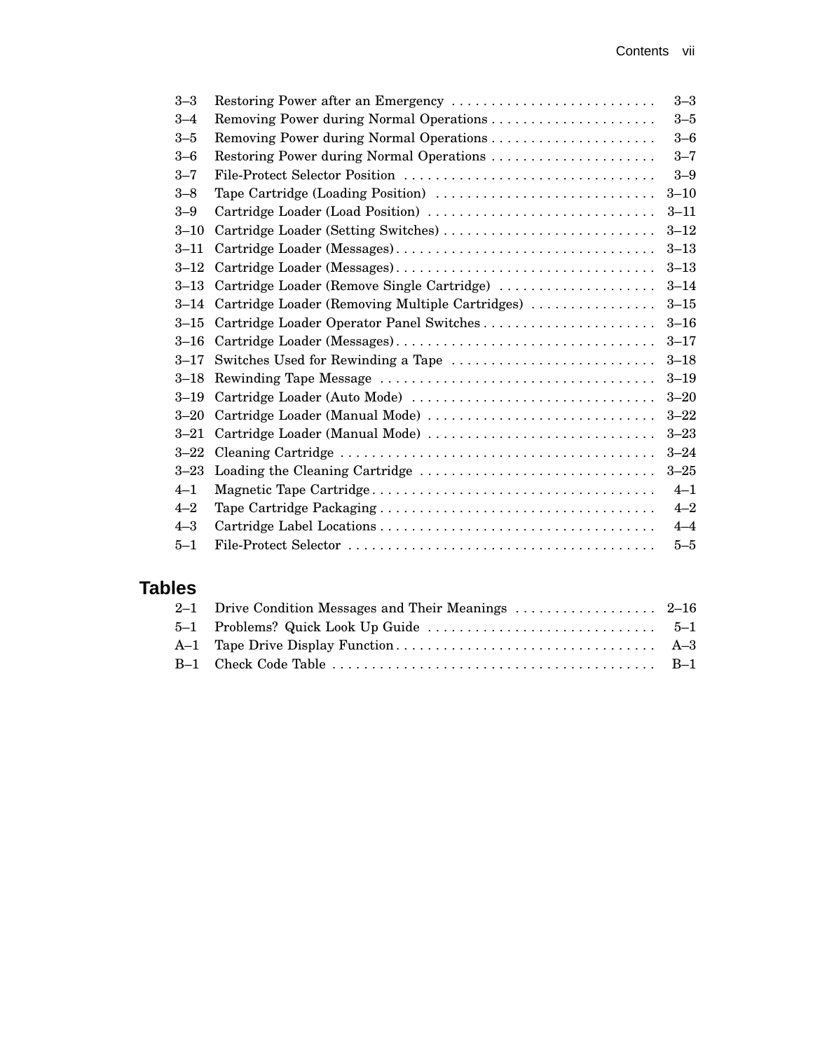| | | |
|---|---|---|
| 3–3 | Restoring Power after an Emergency | 3–3 |
| 3–4 | Removing Power during Normal Operations | 3–5 |
| 3–5 | Removing Power during Normal Operations | 3–6 |
| 3–6 | Restoring Power during Normal Operations | 3–7 |
| 3–7 | File-Protect Selector Position | 3–9 |
| 3–8 | Tape Cartridge (Loading Position) | 3–10 |
| 3–9 | Cartridge Loader (Load Position) | 3–11 |
| 3–10 | Cartridge Loader (Setting Switches) | 3–12 |
| 3–11 | Cartridge Loader (Messages) | 3–13 |
| 3–12 | Cartridge Loader (Messages) | 3–13 |
| 3–13 | Cartridge Loader (Remove Single Cartridge) | 3–14 |
| 3–14 | Cartridge Loader (Removing Multiple Cartridges) | 3–15 |
| 3–15 | Cartridge Loader Operator Panel Switches | 3–16 |
| 3–16 | Cartridge Loader (Messages) | 3–17 |
| 3–17 | Switches Used for Rewinding a Tape | 3–18 |
| 3–18 | Rewinding Tape Message | 3–19 |
| 3–19 | Cartridge Loader (Auto Mode) | 3–20 |
| 3–20 | Cartridge Loader (Manual Mode) | 3–22 |
| 3–21 | Cartridge Loader (Manual Mode) | 3–23 |
| 3–22 | Cleaning Cartridge | 3–24 |
| 3–23 | Loading the Cleaning Cartridge | 3–25 |
| 4–1 | Magnetic Tape Cartridge | 4–1 |
| 4–2 | Tape Cartridge Packaging | 4–2 |
| 4–3 | Cartridge Label Locations | 4–4 |
| 5–1 | File-Protect Selector | 5–5 |

## Tables

| | | |
|---|---|---|
| 2–1 | Drive Condition Messages and Their Meanings | 2–16 |
| 5–1 | Problems? Quick Look Up Guide | 5–1 |
| A–1 | Tape Drive Display Function | A–3 |
| B–1 | Check Code Table | B–1 |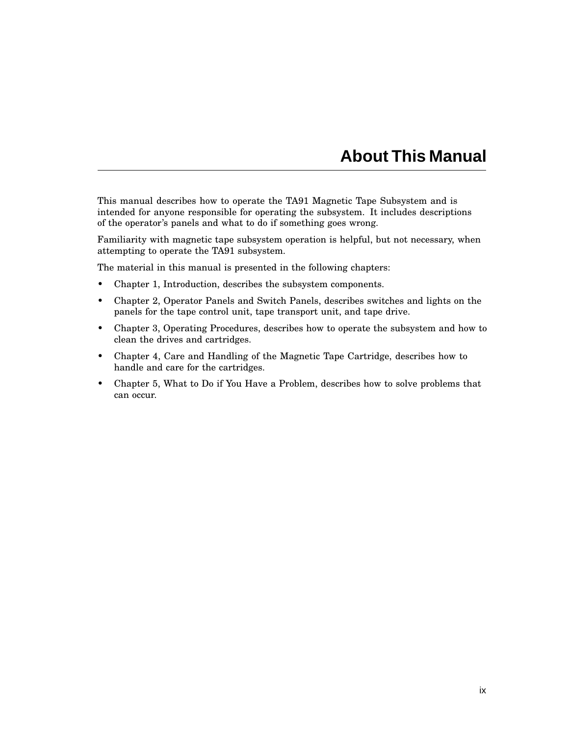# About This Manual

This manual describes how to operate the TA91 Magnetic Tape Subsystem and is intended for anyone responsible for operating the subsystem. It includes descriptions of the operator's panels and what to do if something goes wrong.

Familiarity with magnetic tape subsystem operation is helpful, but not necessary, when attempting to operate the TA91 subsystem.

The material in this manual is presented in the following chapters:

- Chapter 1, Introduction, describes the subsystem components.
- Chapter 2, Operator Panels and Switch Panels, describes switches and lights on the panels for the tape control unit, tape transport unit, and tape drive.
- Chapter 3, Operating Procedures, describes how to operate the subsystem and how to clean the drives and cartridges.
- Chapter 4, Care and Handling of the Magnetic Tape Cartridge, describes how to handle and care for the cartridges.
- Chapter 5, What to Do if You Have a Problem, describes how to solve problems that can occur.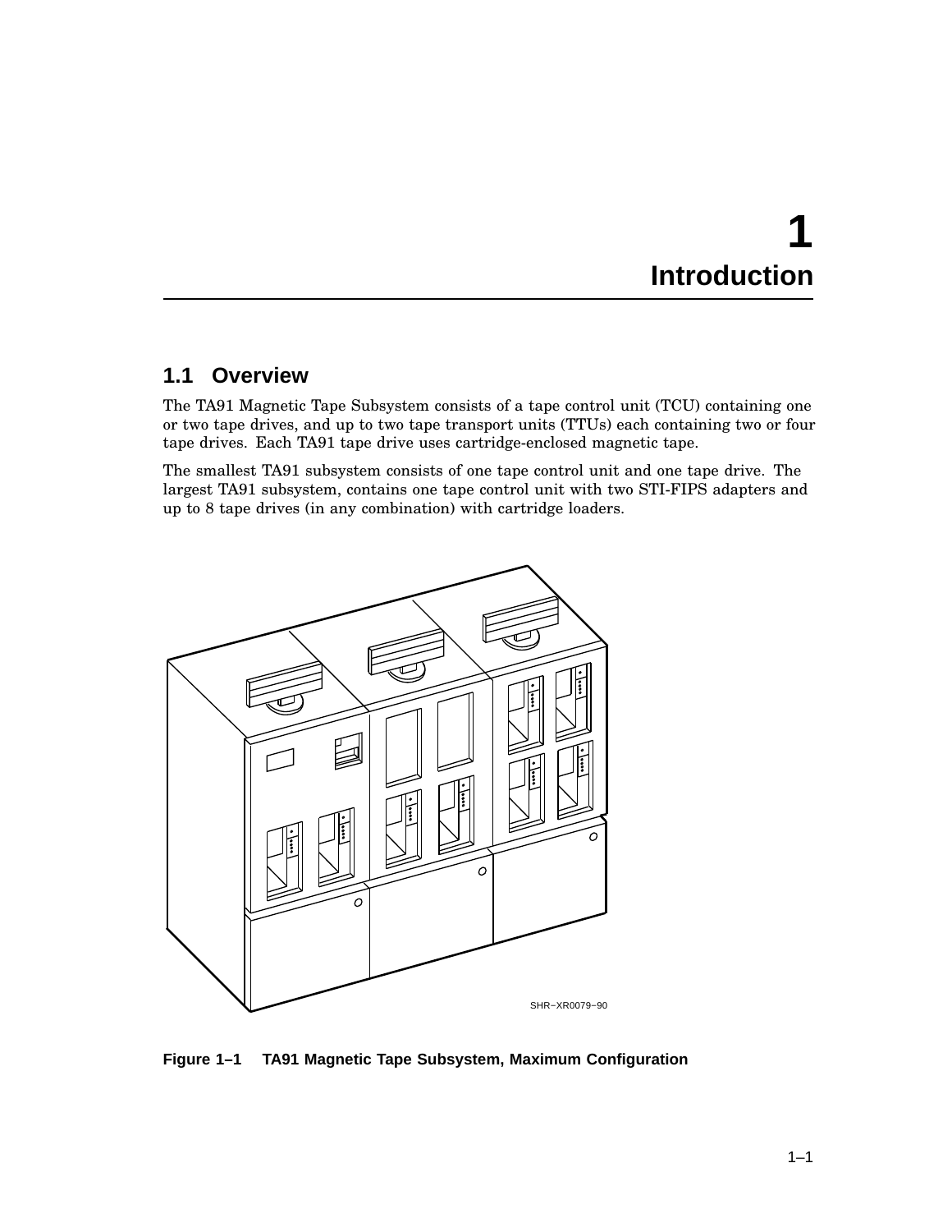# 1 Introduction

## 1.1 Overview

The TA91 Magnetic Tape Subsystem consists of a tape control unit (TCU) containing one or two tape drives, and up to two tape transport units (TTUs) each containing two or four tape drives. Each TA91 tape drive uses cartridge-enclosed magnetic tape.

The smallest TA91 subsystem consists of one tape control unit and one tape drive. The largest TA91 subsystem, contains one tape control unit with two STI-FIPS adapters and up to 8 tape drives (in any combination) with cartridge loaders.

SHR–XR0079–90

**Figure 1–1 TA91 Magnetic Tape Subsystem, Maximum Configuration**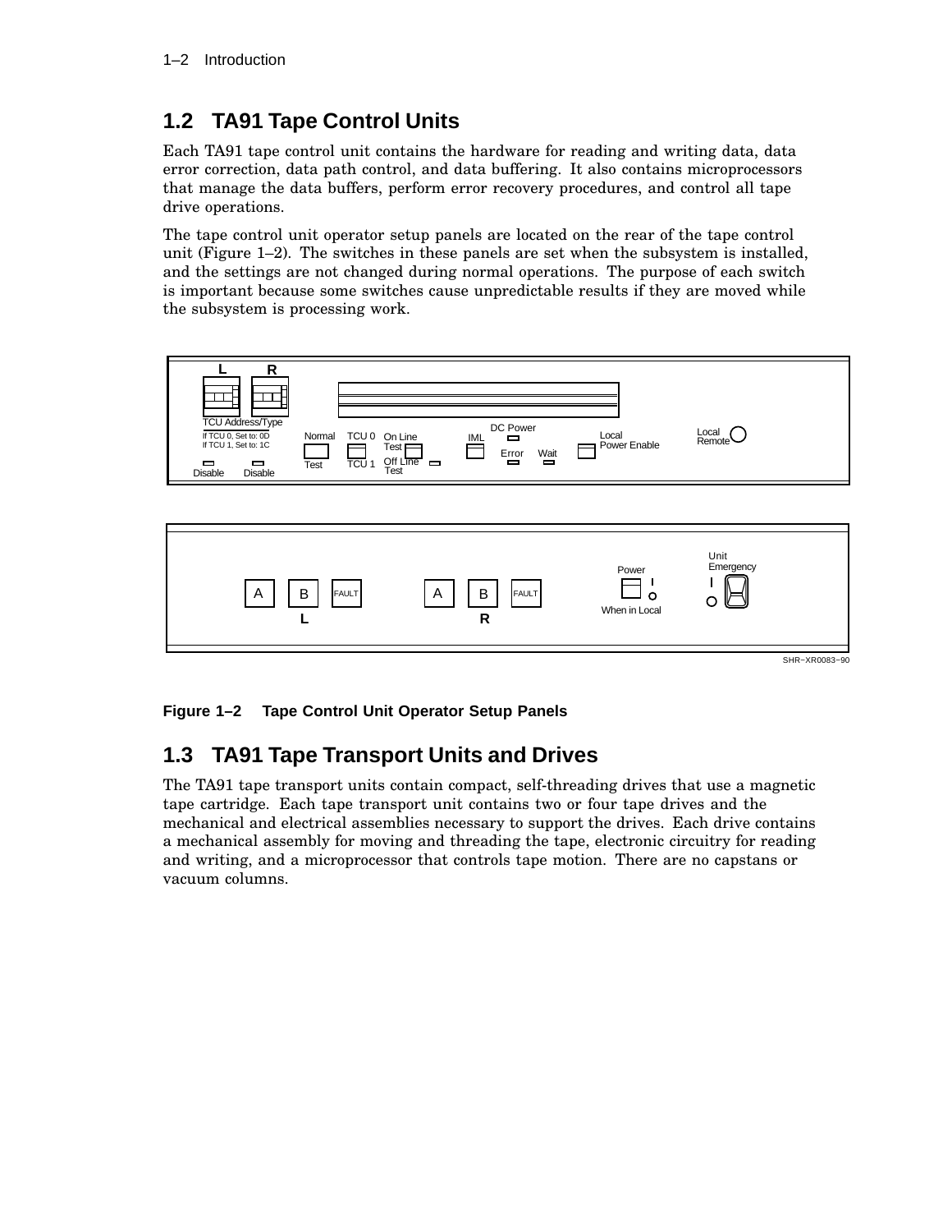## 1.2 TA91 Tape Control Units

Each TA91 tape control unit contains the hardware for reading and writing data, data error correction, data path control, and data buffering. It also contains microprocessors that manage the data buffers, perform error recovery procedures, and control all tape drive operations.

The tape control unit operator setup panels are located on the rear of the tape control unit (Figure 1–2). The switches in these panels are set when the subsystem is installed, and the settings are not changed during normal operations. The purpose of each switch is important because some switches cause unpredictable results if they are moved while the subsystem is processing work.

**Figure 1–2 Tape Control Unit Operator Setup Panels**

## 1.3 TA91 Tape Transport Units and Drives

The TA91 tape transport units contain compact, self-threading drives that use a magnetic tape cartridge. Each tape transport unit contains two or four tape drives and the mechanical and electrical assemblies necessary to support the drives. Each drive contains a mechanical assembly for moving and threading the tape, electronic circuitry for reading and writing, and a microprocessor that controls tape motion. There are no capstans or vacuum columns.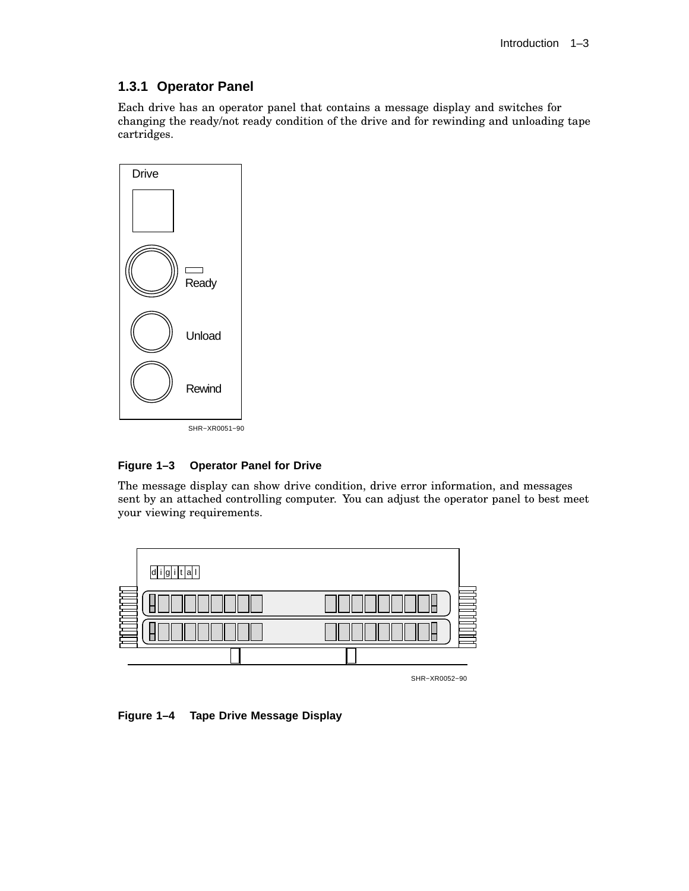### 1.3.1 Operator Panel

Each drive has an operator panel that contains a message display and switches for changing the ready/not ready condition of the drive and for rewinding and unloading tape cartridges.

Drive

Ready

Unload

Rewind

SHR−XR0051−90

**Figure 1–3 Operator Panel for Drive**

The message display can show drive condition, drive error information, and messages sent by an attached controlling computer. You can adjust the operator panel to best meet your viewing requirements.

digital

SHR−XR0052−90

**Figure 1–4 Tape Drive Message Display**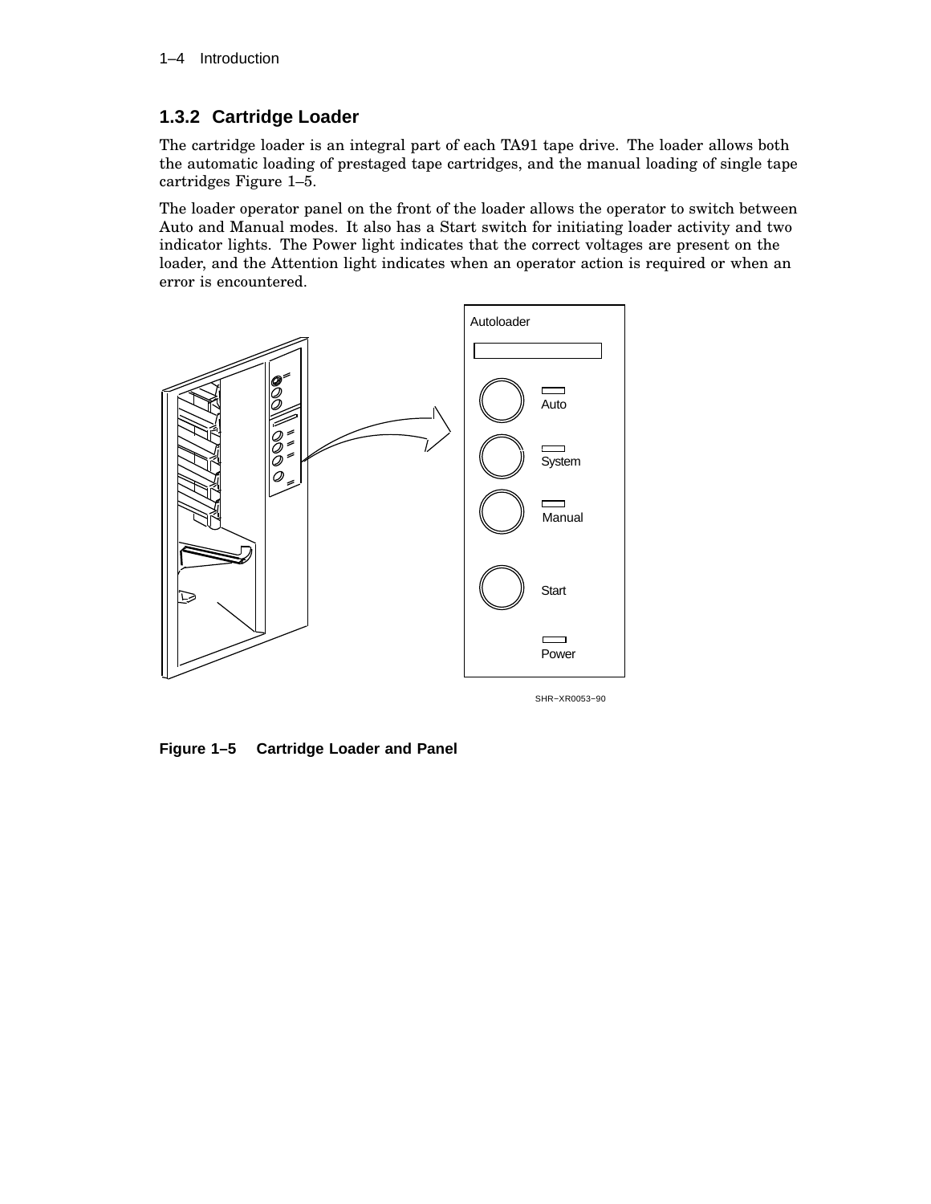### 1.3.2 Cartridge Loader

The cartridge loader is an integral part of each TA91 tape drive. The loader allows both the automatic loading of prestaged tape cartridges, and the manual loading of single tape cartridges Figure 1–5.

The loader operator panel on the front of the loader allows the operator to switch between Auto and Manual modes. It also has a Start switch for initiating loader activity and two indicator lights. The Power light indicates that the correct voltages are present on the loader, and the Attention light indicates when an operator action is required or when an error is encountered.

**Figure 1–5 Cartridge Loader and Panel**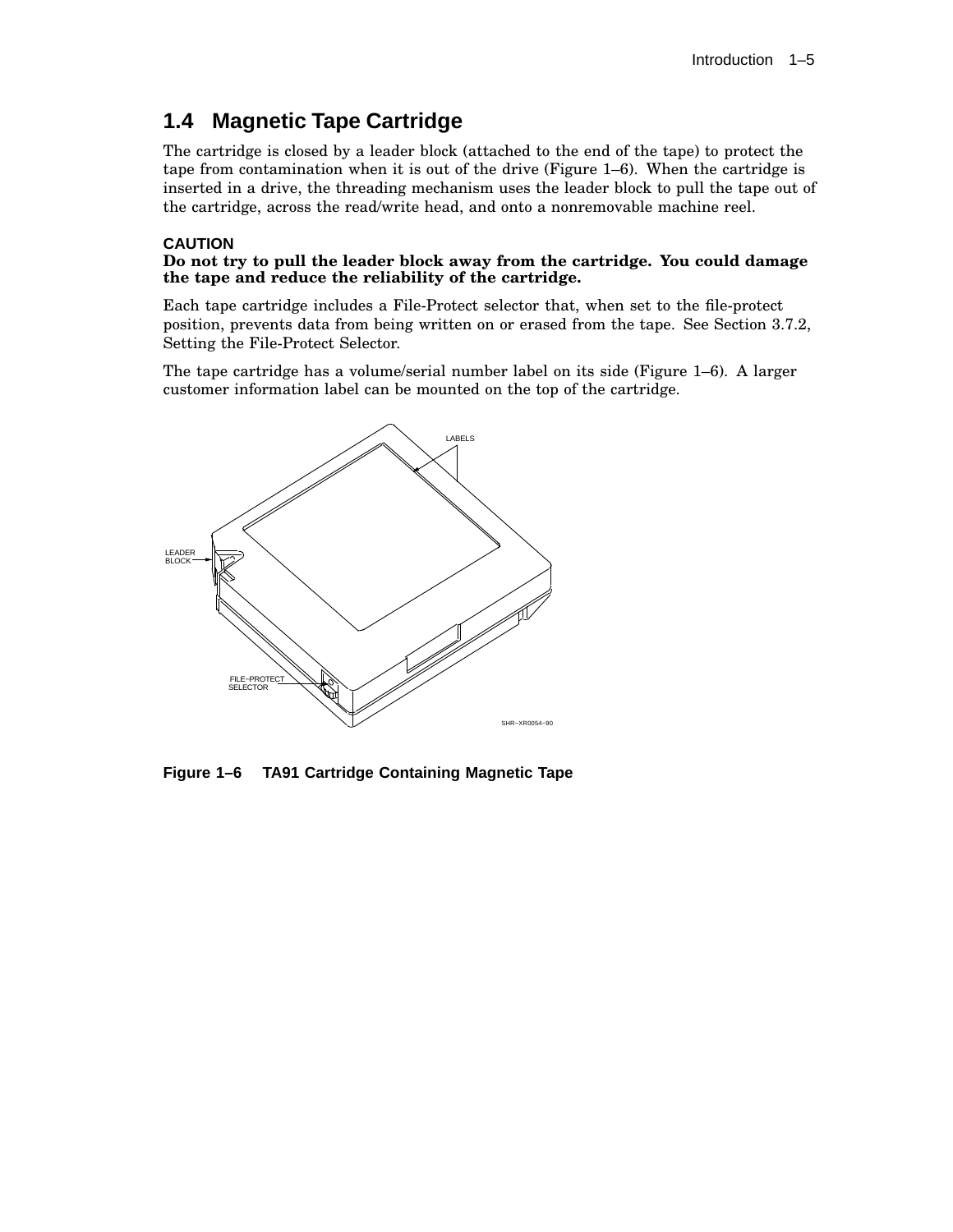## 1.4 Magnetic Tape Cartridge

The cartridge is closed by a leader block (attached to the end of the tape) to protect the tape from contamination when it is out of the drive (Figure 1–6). When the cartridge is inserted in a drive, the threading mechanism uses the leader block to pull the tape out of the cartridge, across the read/write head, and onto a nonremovable machine reel.

**CAUTION**
**Do not try to pull the leader block away from the cartridge. You could damage the tape and reduce the reliability of the cartridge.**

Each tape cartridge includes a File-Protect selector that, when set to the file-protect position, prevents data from being written on or erased from the tape. See Section 3.7.2, Setting the File-Protect Selector.

The tape cartridge has a volume/serial number label on its side (Figure 1–6). A larger customer information label can be mounted on the top of the cartridge.

LABELS

LEADER BLOCK

FILE–PROTECT SELECTOR

SHR–XR0054–90

**Figure 1–6 TA91 Cartridge Containing Magnetic Tape**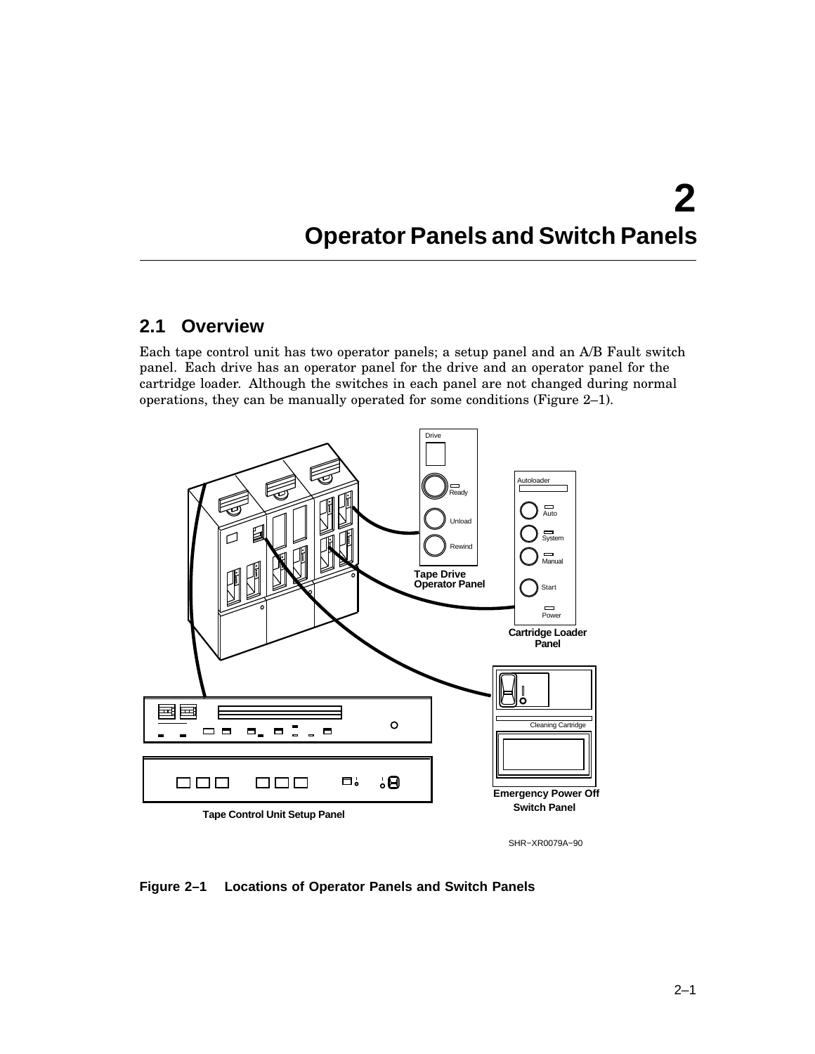# 2
# Operator Panels and Switch Panels

## 2.1 Overview

Each tape control unit has two operator panels; a setup panel and an A/B Fault switch panel. Each drive has an operator panel for the drive and an operator panel for the cartridge loader. Although the switches in each panel are not changed during normal operations, they can be manually operated for some conditions (Figure 2–1).

**Figure 2–1 Locations of Operator Panels and Switch Panels**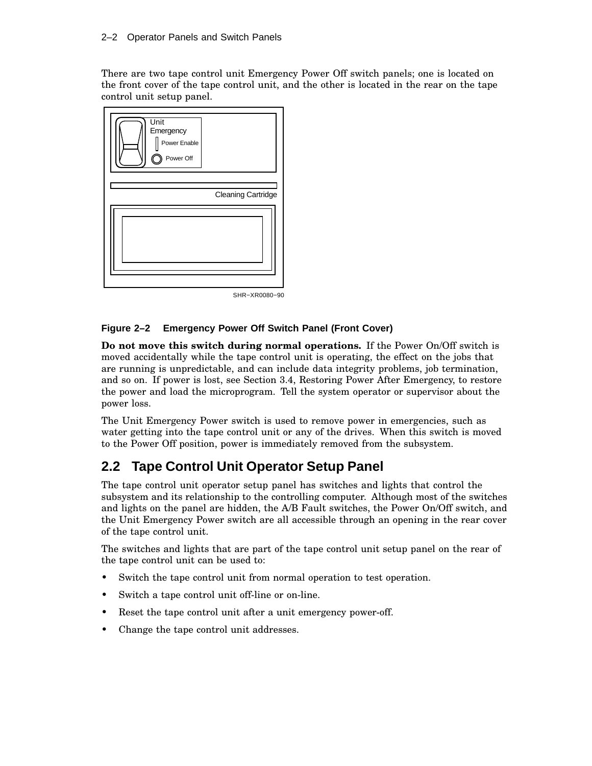There are two tape control unit Emergency Power Off switch panels; one is located on the front cover of the tape control unit, and the other is located in the rear on the tape control unit setup panel.

**Figure 2–2 Emergency Power Off Switch Panel (Front Cover)**

**Do not move this switch during normal operations.** If the Power On/Off switch is moved accidentally while the tape control unit is operating, the effect on the jobs that are running is unpredictable, and can include data integrity problems, job termination, and so on. If power is lost, see Section 3.4, Restoring Power After Emergency, to restore the power and load the microprogram. Tell the system operator or supervisor about the power loss.

The Unit Emergency Power switch is used to remove power in emergencies, such as water getting into the tape control unit or any of the drives. When this switch is moved to the Power Off position, power is immediately removed from the subsystem.

## 2.2 Tape Control Unit Operator Setup Panel

The tape control unit operator setup panel has switches and lights that control the subsystem and its relationship to the controlling computer. Although most of the switches and lights on the panel are hidden, the A/B Fault switches, the Power On/Off switch, and the Unit Emergency Power switch are all accessible through an opening in the rear cover of the tape control unit.

The switches and lights that are part of the tape control unit setup panel on the rear of the tape control unit can be used to:

- Switch the tape control unit from normal operation to test operation.
- Switch a tape control unit off-line or on-line.
- Reset the tape control unit after a unit emergency power-off.
- Change the tape control unit addresses.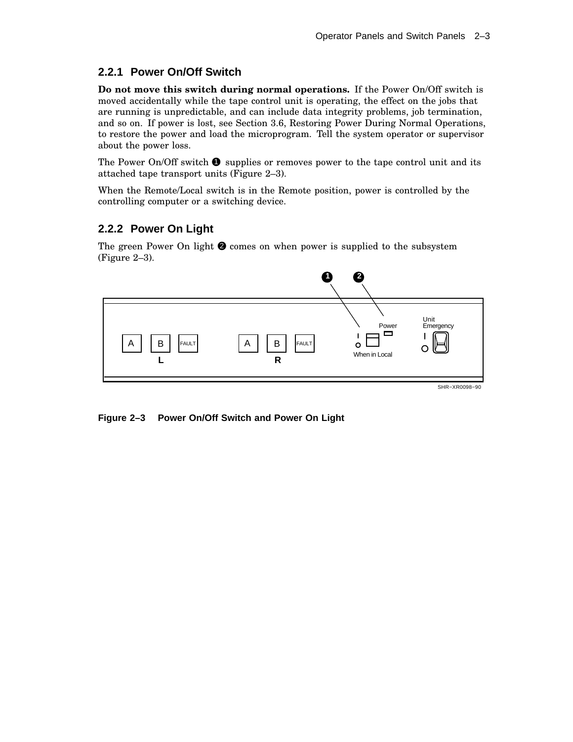## 2.2.1 Power On/Off Switch

**Do not move this switch during normal operations.** If the Power On/Off switch is moved accidentally while the tape control unit is operating, the effect on the jobs that are running is unpredictable, and can include data integrity problems, job termination, and so on. If power is lost, see Section 3.6, Restoring Power During Normal Operations, to restore the power and load the microprogram. Tell the system operator or supervisor about the power loss.

The Power On/Off switch ❶ supplies or removes power to the tape control unit and its attached tape transport units (Figure 2–3).

When the Remote/Local switch is in the Remote position, power is controlled by the controlling computer or a switching device.

## 2.2.2 Power On Light

The green Power On light ❷ comes on when power is supplied to the subsystem (Figure 2–3).

**Figure 2–3 Power On/Off Switch and Power On Light**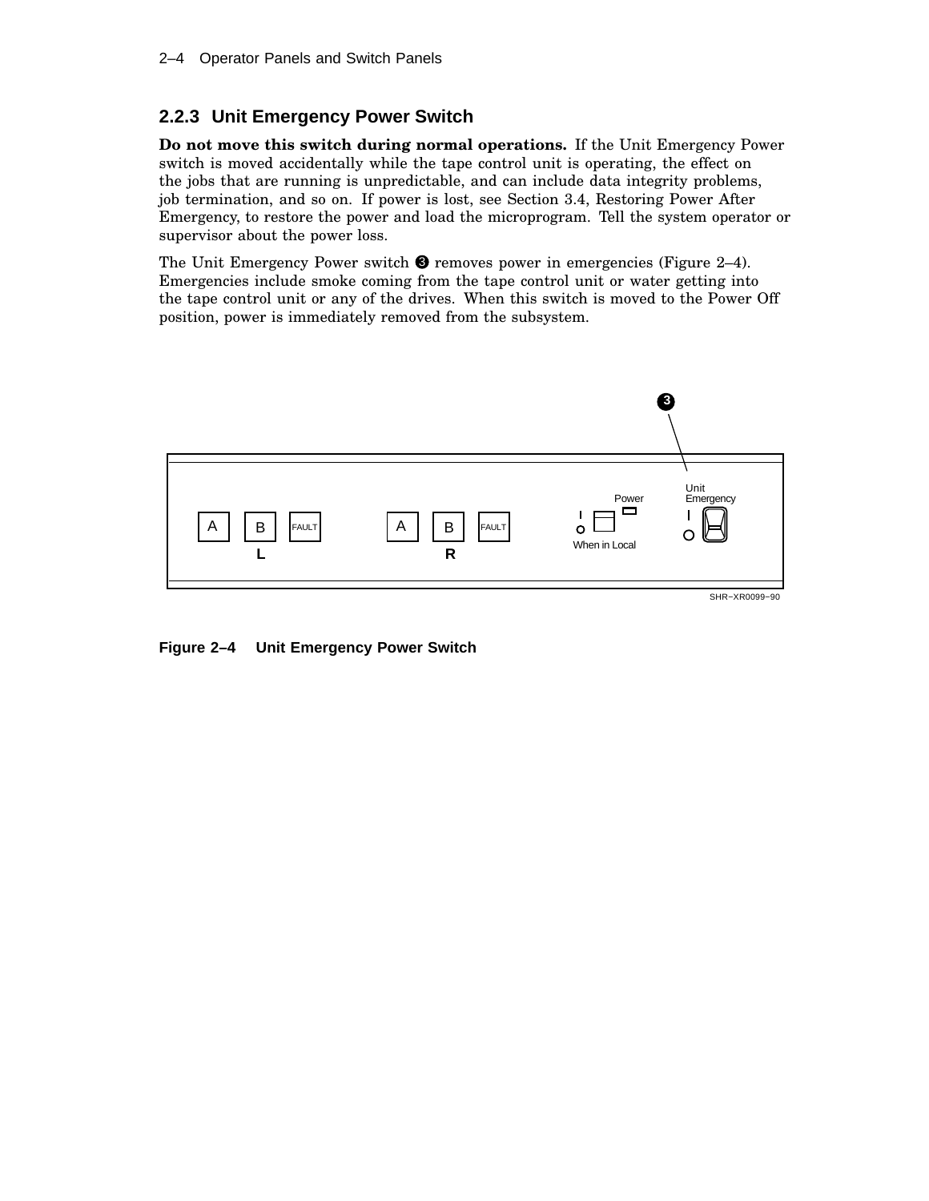### 2.2.3 Unit Emergency Power Switch

**Do not move this switch during normal operations.** If the Unit Emergency Power switch is moved accidentally while the tape control unit is operating, the effect on the jobs that are running is unpredictable, and can include data integrity problems, job termination, and so on. If power is lost, see Section 3.4, Restoring Power After Emergency, to restore the power and load the microprogram. Tell the system operator or supervisor about the power loss.

The Unit Emergency Power switch ❸ removes power in emergencies (Figure 2–4). Emergencies include smoke coming from the tape control unit or water getting into the tape control unit or any of the drives. When this switch is moved to the Power Off position, power is immediately removed from the subsystem.

**Figure 2–4 Unit Emergency Power Switch**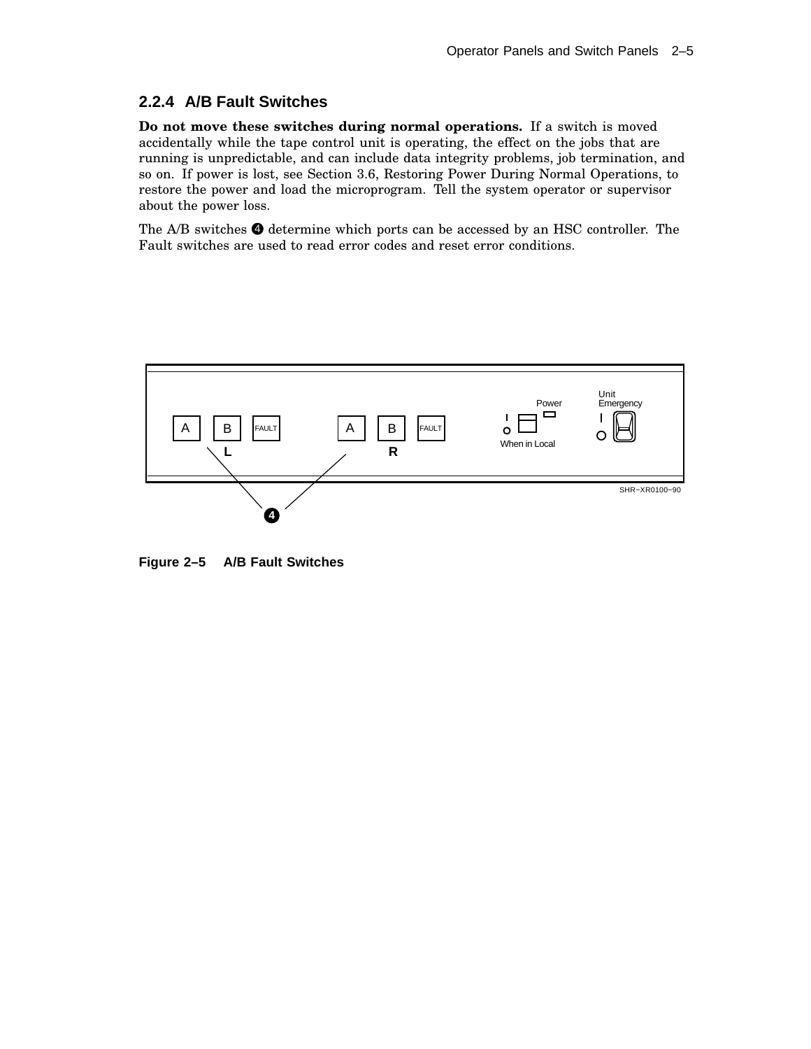## 2.2.4 A/B Fault Switches

**Do not move these switches during normal operations.** If a switch is moved accidentally while the tape control unit is operating, the effect on the jobs that are running is unpredictable, and can include data integrity problems, job termination, and so on. If power is lost, see Section 3.6, Restoring Power During Normal Operations, to restore the power and load the microprogram. Tell the system operator or supervisor about the power loss.

The A/B switches ❹ determine which ports can be accessed by an HSC controller. The Fault switches are used to read error codes and reset error conditions.

**Figure 2–5 A/B Fault Switches**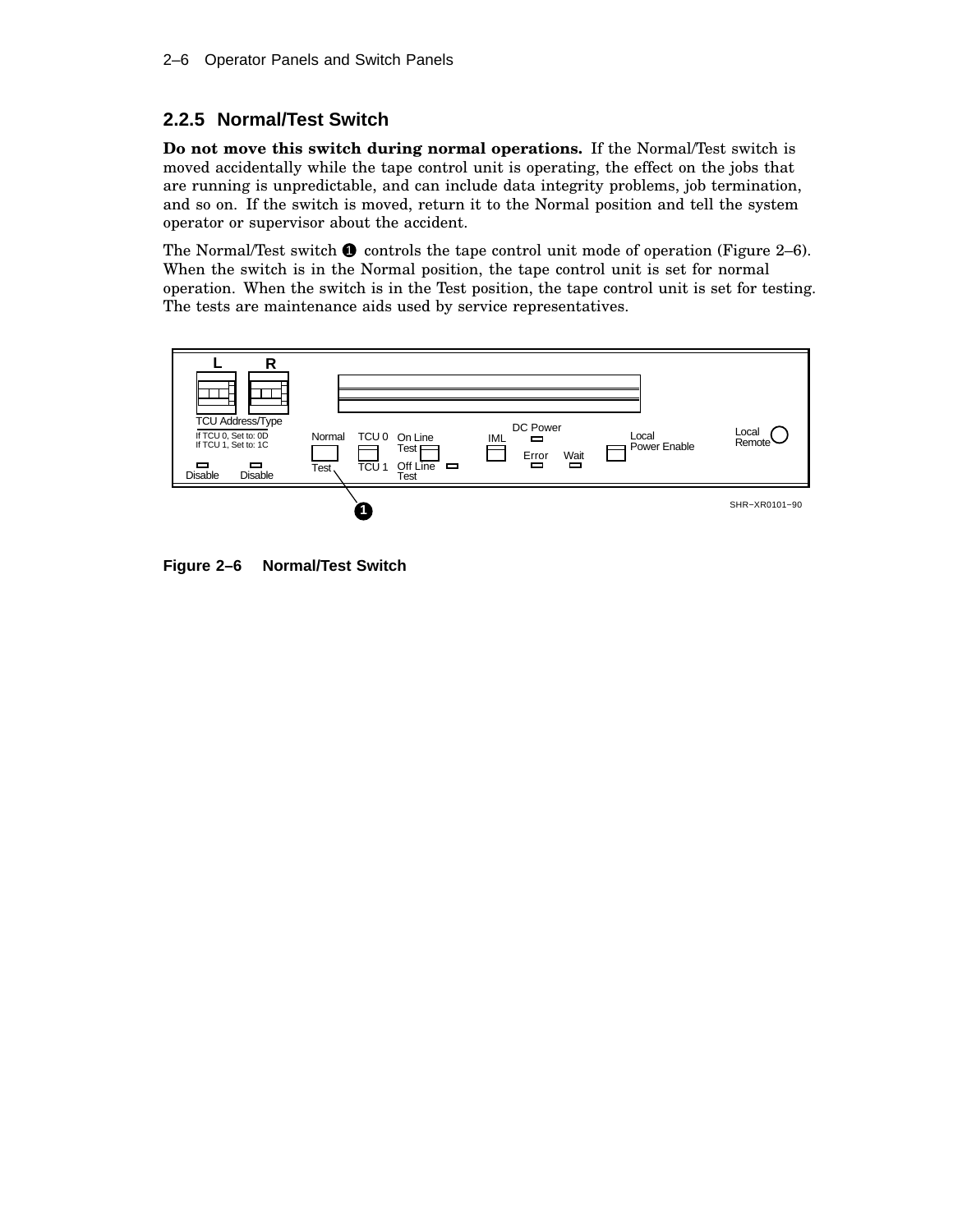## 2.2.5 Normal/Test Switch

**Do not move this switch during normal operations.** If the Normal/Test switch is moved accidentally while the tape control unit is operating, the effect on the jobs that are running is unpredictable, and can include data integrity problems, job termination, and so on. If the switch is moved, return it to the Normal position and tell the system operator or supervisor about the accident.

The Normal/Test switch ❶ controls the tape control unit mode of operation (Figure 2–6). When the switch is in the Normal position, the tape control unit is set for normal operation. When the switch is in the Test position, the tape control unit is set for testing. The tests are maintenance aids used by service representatives.

**Figure 2–6 Normal/Test Switch**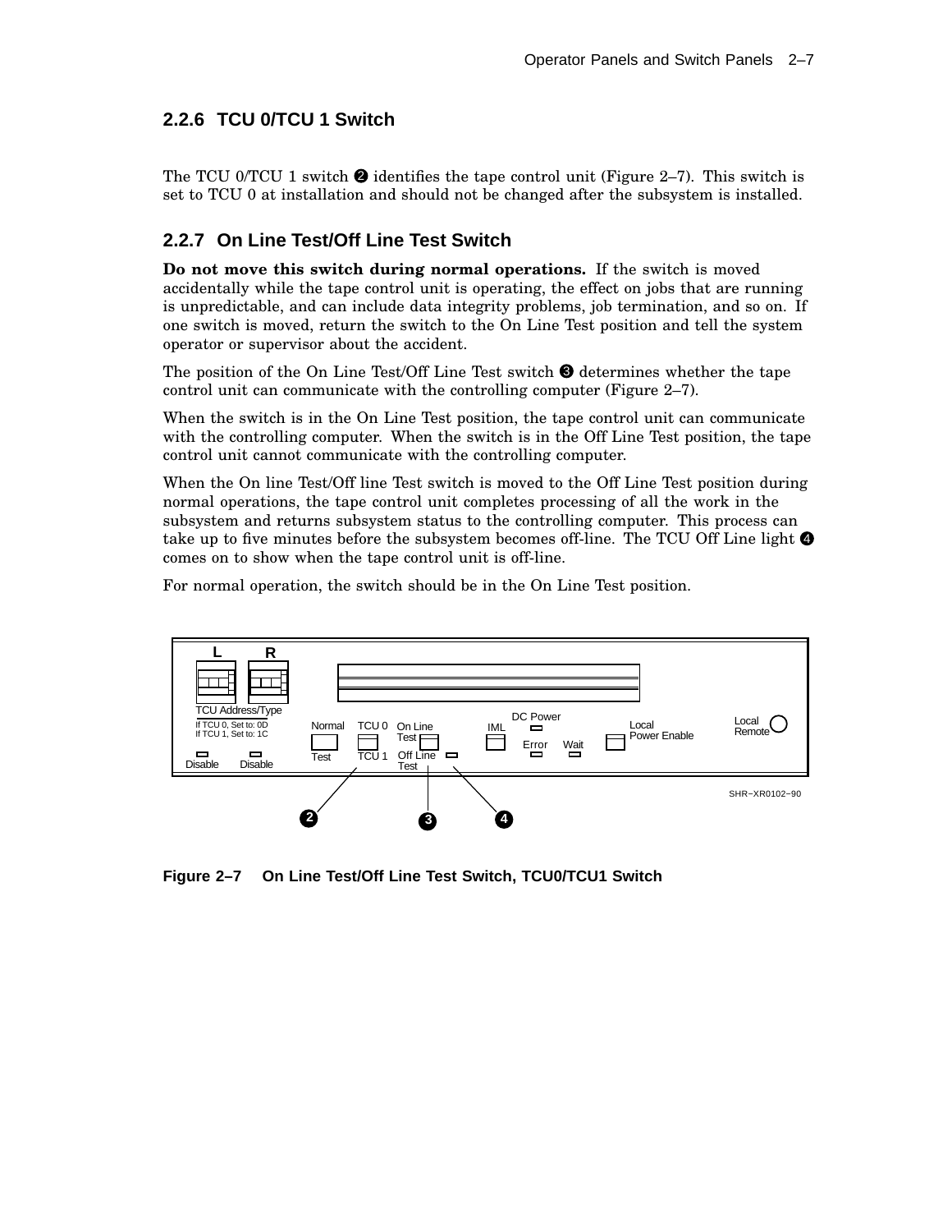### 2.2.6 TCU 0/TCU 1 Switch

The TCU 0/TCU 1 switch ❷ identifies the tape control unit (Figure 2–7). This switch is set to TCU 0 at installation and should not be changed after the subsystem is installed.

### 2.2.7 On Line Test/Off Line Test Switch

**Do not move this switch during normal operations.** If the switch is moved accidentally while the tape control unit is operating, the effect on jobs that are running is unpredictable, and can include data integrity problems, job termination, and so on. If one switch is moved, return the switch to the On Line Test position and tell the system operator or supervisor about the accident.

The position of the On Line Test/Off Line Test switch ❸ determines whether the tape control unit can communicate with the controlling computer (Figure 2–7).

When the switch is in the On Line Test position, the tape control unit can communicate with the controlling computer. When the switch is in the Off Line Test position, the tape control unit cannot communicate with the controlling computer.

When the On line Test/Off line Test switch is moved to the Off Line Test position during normal operations, the tape control unit completes processing of all the work in the subsystem and returns subsystem status to the controlling computer. This process can take up to five minutes before the subsystem becomes off-line. The TCU Off Line light ❹ comes on to show when the tape control unit is off-line.

For normal operation, the switch should be in the On Line Test position.

**Figure 2–7 On Line Test/Off Line Test Switch, TCU0/TCU1 Switch**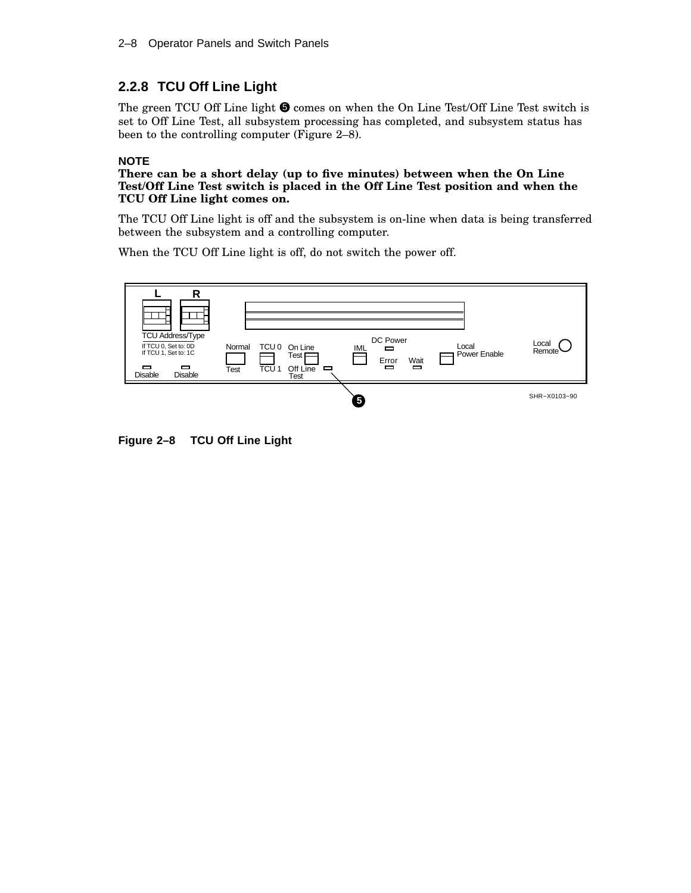## 2.2.8 TCU Off Line Light

The green TCU Off Line light ❺ comes on when the On Line Test/Off Line Test switch is set to Off Line Test, all subsystem processing has completed, and subsystem status has been to the controlling computer (Figure 2–8).

**NOTE**

**There can be a short delay (up to five minutes) between when the On Line Test/Off Line Test switch is placed in the Off Line Test position and when the TCU Off Line light comes on.**

The TCU Off Line light is off and the subsystem is on-line when data is being transferred between the subsystem and a controlling computer.

When the TCU Off Line light is off, do not switch the power off.

**Figure 2–8 TCU Off Line Light**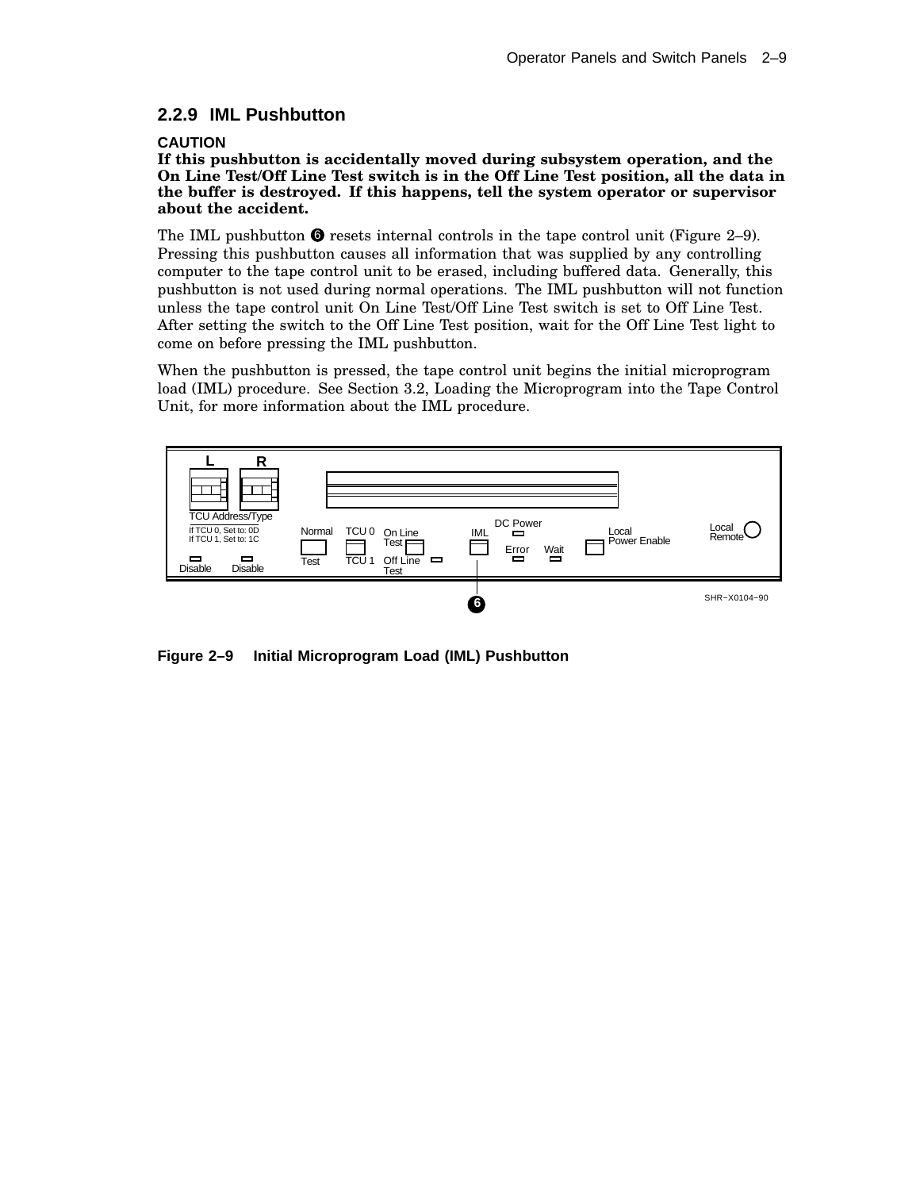### 2.2.9 IML Pushbutton

**CAUTION**

**If this pushbutton is accidentally moved during subsystem operation, and the On Line Test/Off Line Test switch is in the Off Line Test position, all the data in the buffer is destroyed. If this happens, tell the system operator or supervisor about the accident.**

The IML pushbutton ❻ resets internal controls in the tape control unit (Figure 2–9). Pressing this pushbutton causes all information that was supplied by any controlling computer to the tape control unit to be erased, including buffered data. Generally, this pushbutton is not used during normal operations. The IML pushbutton will not function unless the tape control unit On Line Test/Off Line Test switch is set to Off Line Test. After setting the switch to the Off Line Test position, wait for the Off Line Test light to come on before pressing the IML pushbutton.

When the pushbutton is pressed, the tape control unit begins the initial microprogram load (IML) procedure. See Section 3.2, Loading the Microprogram into the Tape Control Unit, for more information about the IML procedure.

**Figure 2–9 Initial Microprogram Load (IML) Pushbutton**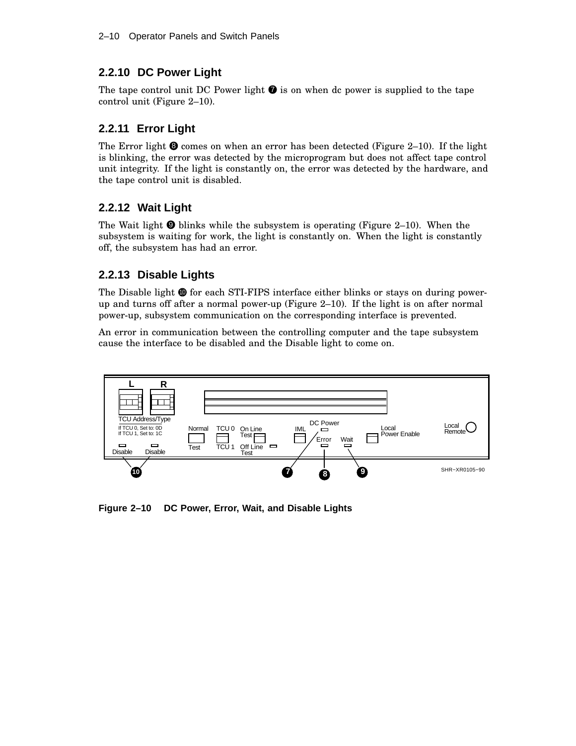### 2.2.10 DC Power Light

The tape control unit DC Power light ❼ is on when dc power is supplied to the tape control unit (Figure 2–10).

### 2.2.11 Error Light

The Error light ❽ comes on when an error has been detected (Figure 2–10). If the light is blinking, the error was detected by the microprogram but does not affect tape control unit integrity. If the light is constantly on, the error was detected by the hardware, and the tape control unit is disabled.

### 2.2.12 Wait Light

The Wait light ❾ blinks while the subsystem is operating (Figure 2–10). When the subsystem is waiting for work, the light is constantly on. When the light is constantly off, the subsystem has had an error.

### 2.2.13 Disable Lights

The Disable light ❿ for each STI-FIPS interface either blinks or stays on during power-up and turns off after a normal power-up (Figure 2–10). If the light is on after normal power-up, subsystem communication on the corresponding interface is prevented.

An error in communication between the controlling computer and the tape subsystem cause the interface to be disabled and the Disable light to come on.

**Figure 2–10 DC Power, Error, Wait, and Disable Lights**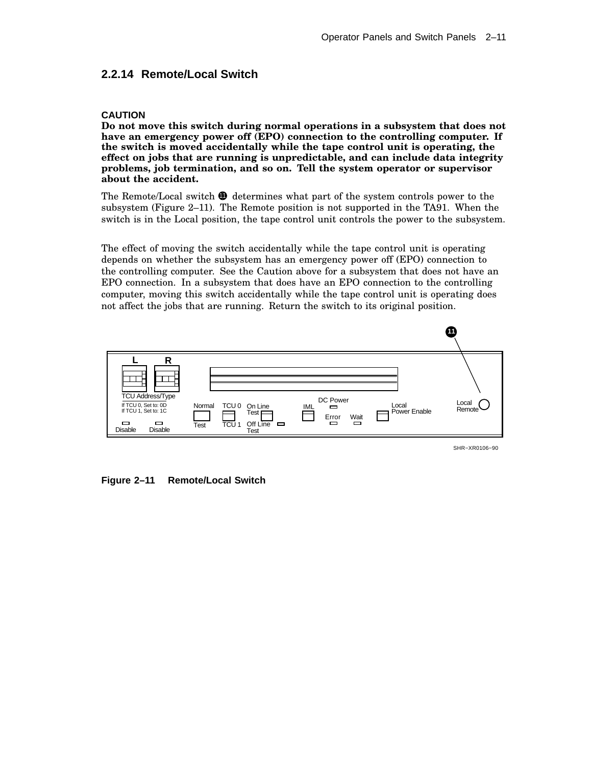### 2.2.14 Remote/Local Switch

**CAUTION**
**Do not move this switch during normal operations in a subsystem that does not have an emergency power off (EPO) connection to the controlling computer. If the switch is moved accidentally while the tape control unit is operating, the effect on jobs that are running is unpredictable, and can include data integrity problems, job termination, and so on. Tell the system operator or supervisor about the accident.**

The Remote/Local switch ⓫ determines what part of the system controls power to the subsystem (Figure 2–11). The Remote position is not supported in the TA91. When the switch is in the Local position, the tape control unit controls the power to the subsystem.

The effect of moving the switch accidentally while the tape control unit is operating depends on whether the subsystem has an emergency power off (EPO) connection to the controlling computer. See the Caution above for a subsystem that does not have an EPO connection. In a subsystem that does have an EPO connection to the controlling computer, moving this switch accidentally while the tape control unit is operating does not affect the jobs that are running. Return the switch to its original position.

**Figure 2–11 Remote/Local Switch**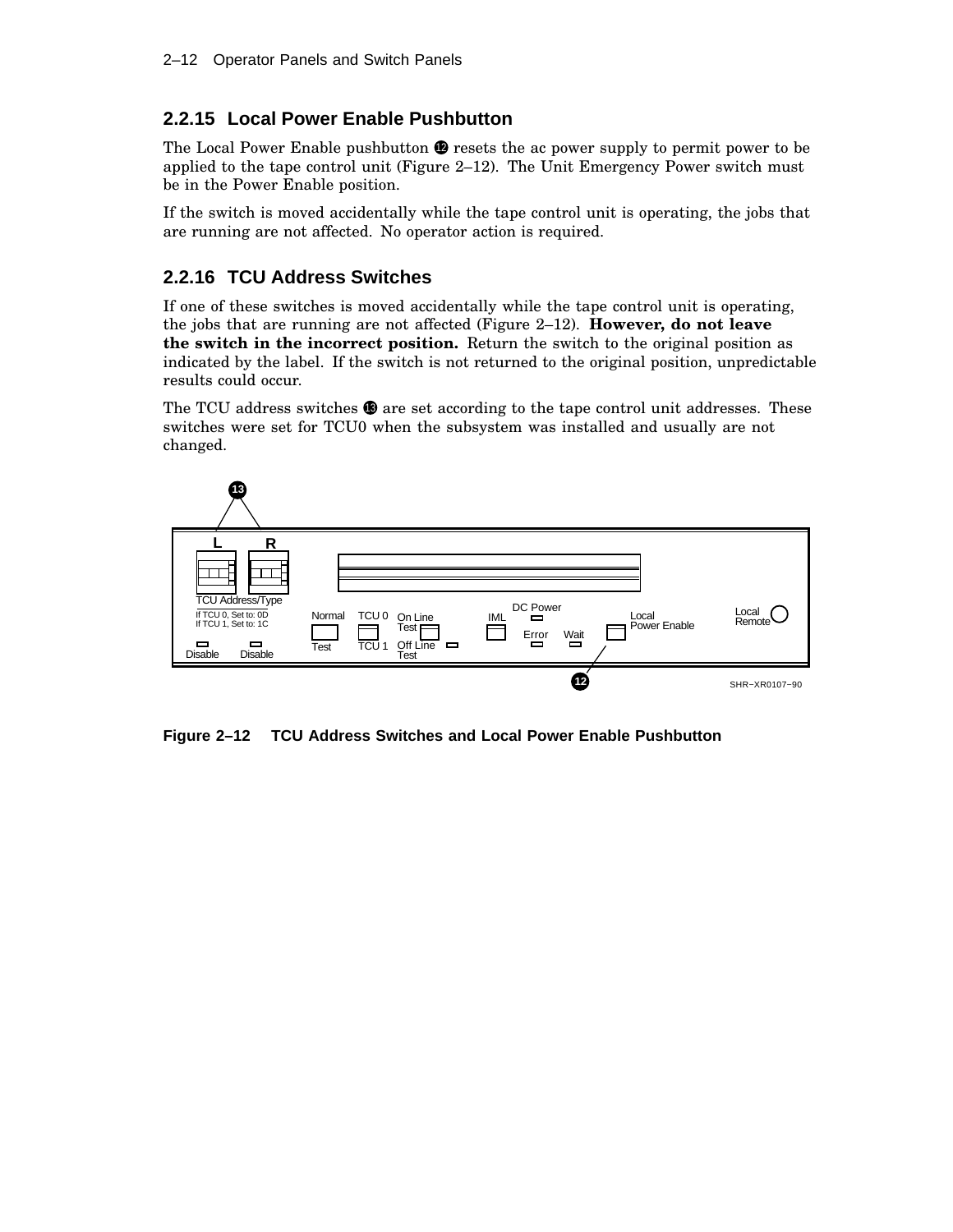### 2.2.15 Local Power Enable Pushbutton

The Local Power Enable pushbutton ⓬ resets the ac power supply to permit power to be applied to the tape control unit (Figure 2–12). The Unit Emergency Power switch must be in the Power Enable position.

If the switch is moved accidentally while the tape control unit is operating, the jobs that are running are not affected. No operator action is required.

### 2.2.16 TCU Address Switches

If one of these switches is moved accidentally while the tape control unit is operating, the jobs that are running are not affected (Figure 2–12). **However, do not leave the switch in the incorrect position.** Return the switch to the original position as indicated by the label. If the switch is not returned to the original position, unpredictable results could occur.

The TCU address switches ⓭ are set according to the tape control unit addresses. These switches were set for TCU0 when the subsystem was installed and usually are not changed.

**Figure 2–12 TCU Address Switches and Local Power Enable Pushbutton**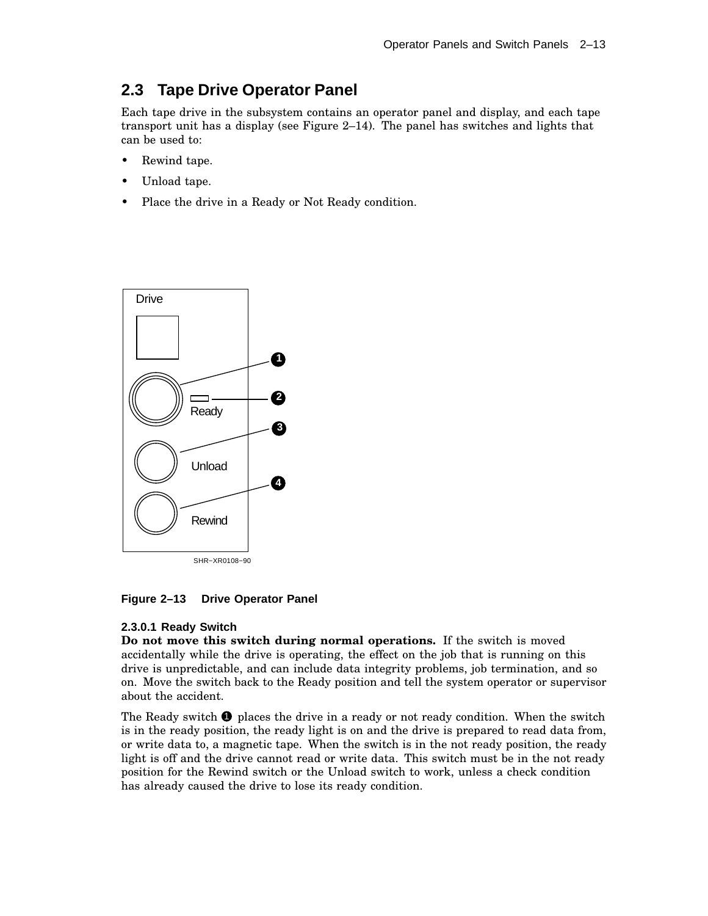## 2.3 Tape Drive Operator Panel

Each tape drive in the subsystem contains an operator panel and display, and each tape transport unit has a display (see Figure 2–14). The panel has switches and lights that can be used to:

- Rewind tape.
- Unload tape.
- Place the drive in a Ready or Not Ready condition.

Figure 2–13 Drive Operator Panel

#### 2.3.0.1 Ready Switch

**Do not move this switch during normal operations.** If the switch is moved accidentally while the drive is operating, the effect on the job that is running on this drive is unpredictable, and can include data integrity problems, job termination, and so on. Move the switch back to the Ready position and tell the system operator or supervisor about the accident.

The Ready switch ❶ places the drive in a ready or not ready condition. When the switch is in the ready position, the ready light is on and the drive is prepared to read data from, or write data to, a magnetic tape. When the switch is in the not ready position, the ready light is off and the drive cannot read or write data. This switch must be in the not ready position for the Rewind switch or the Unload switch to work, unless a check condition has already caused the drive to lose its ready condition.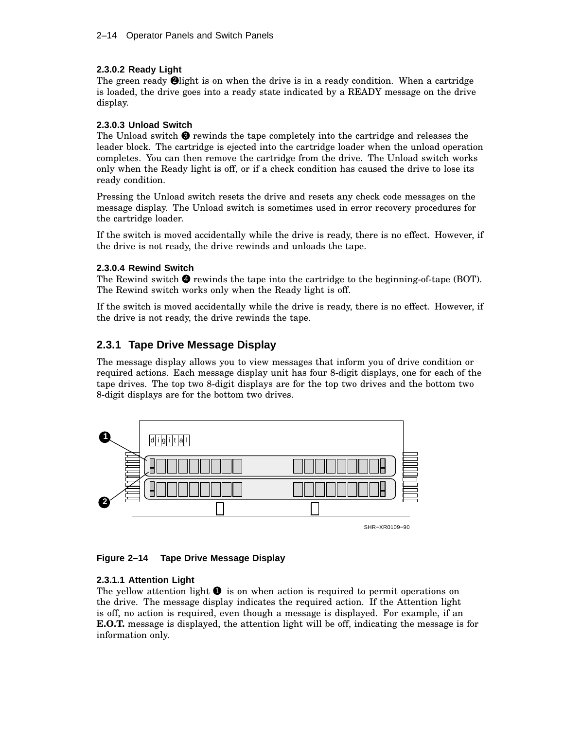#### 2.3.0.2 Ready Light

The green ready ❷light is on when the drive is in a ready condition. When a cartridge is loaded, the drive goes into a ready state indicated by a READY message on the drive display.

#### 2.3.0.3 Unload Switch

The Unload switch ❸ rewinds the tape completely into the cartridge and releases the leader block. The cartridge is ejected into the cartridge loader when the unload operation completes. You can then remove the cartridge from the drive. The Unload switch works only when the Ready light is off, or if a check condition has caused the drive to lose its ready condition.

Pressing the Unload switch resets the drive and resets any check code messages on the message display. The Unload switch is sometimes used in error recovery procedures for the cartridge loader.

If the switch is moved accidentally while the drive is ready, there is no effect. However, if the drive is not ready, the drive rewinds and unloads the tape.

#### 2.3.0.4 Rewind Switch

The Rewind switch ❹ rewinds the tape into the cartridge to the beginning-of-tape (BOT). The Rewind switch works only when the Ready light is off.

If the switch is moved accidentally while the drive is ready, there is no effect. However, if the drive is not ready, the drive rewinds the tape.

## 2.3.1 Tape Drive Message Display

The message display allows you to view messages that inform you of drive condition or required actions. Each message display unit has four 8-digit displays, one for each of the tape drives. The top two 8-digit displays are for the top two drives and the bottom two 8-digit displays are for the bottom two drives.

SHR−XR0109−90

**Figure 2–14 Tape Drive Message Display**

#### 2.3.1.1 Attention Light

The yellow attention light ❶ is on when action is required to permit operations on the drive. The message display indicates the required action. If the Attention light is off, no action is required, even though a message is displayed. For example, if an **E.O.T.** message is displayed, the attention light will be off, indicating the message is for information only.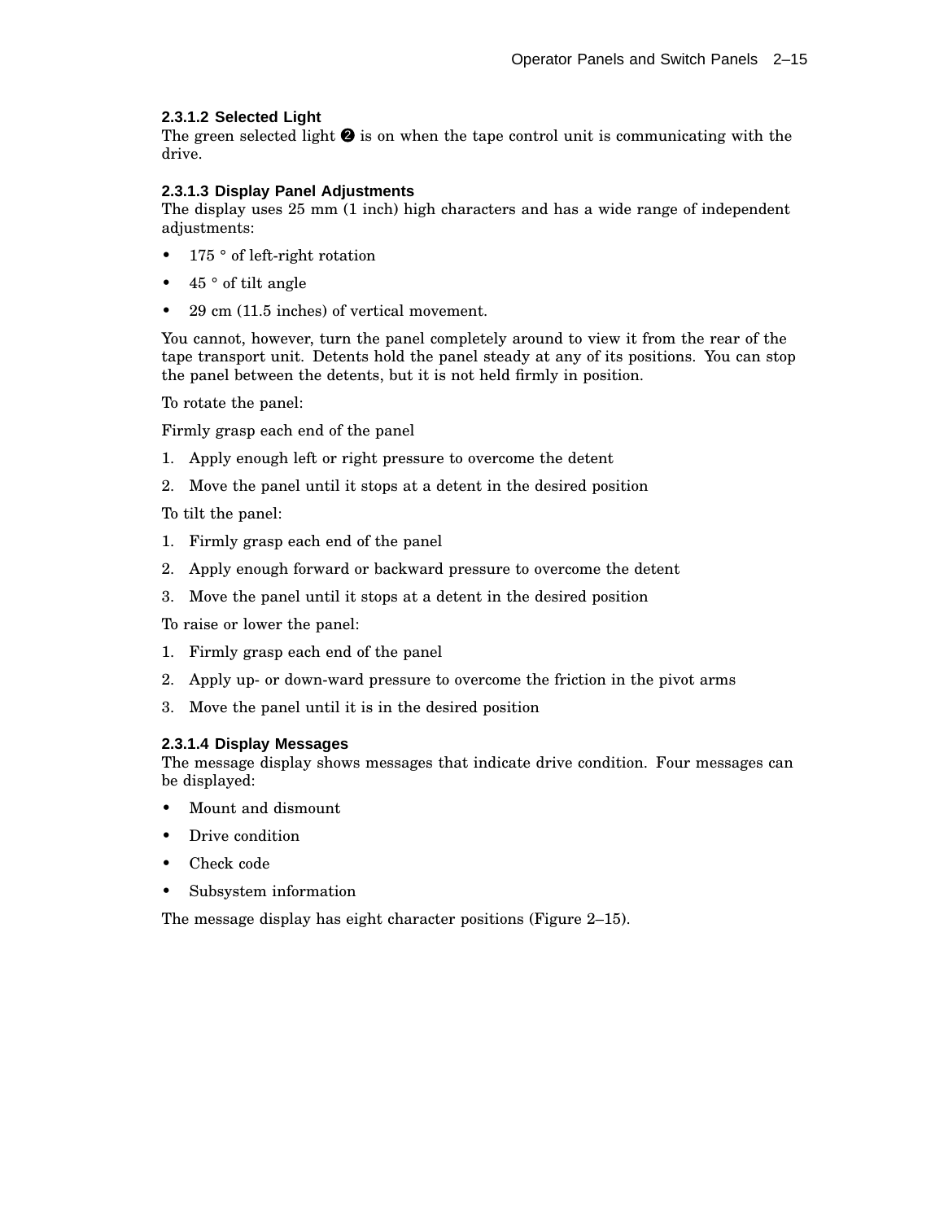#### 2.3.1.2 Selected Light

The green selected light ❷ is on when the tape control unit is communicating with the drive.

#### 2.3.1.3 Display Panel Adjustments

The display uses 25 mm (1 inch) high characters and has a wide range of independent adjustments:

- 175 ° of left-right rotation
- 45 ° of tilt angle
- 29 cm (11.5 inches) of vertical movement.

You cannot, however, turn the panel completely around to view it from the rear of the tape transport unit. Detents hold the panel steady at any of its positions. You can stop the panel between the detents, but it is not held firmly in position.

To rotate the panel:

Firmly grasp each end of the panel

1. Apply enough left or right pressure to overcome the detent
2. Move the panel until it stops at a detent in the desired position

To tilt the panel:

1. Firmly grasp each end of the panel
2. Apply enough forward or backward pressure to overcome the detent
3. Move the panel until it stops at a detent in the desired position

To raise or lower the panel:

1. Firmly grasp each end of the panel
2. Apply up- or down-ward pressure to overcome the friction in the pivot arms
3. Move the panel until it is in the desired position

#### 2.3.1.4 Display Messages

The message display shows messages that indicate drive condition. Four messages can be displayed:

- Mount and dismount
- Drive condition
- Check code
- Subsystem information

The message display has eight character positions (Figure 2–15).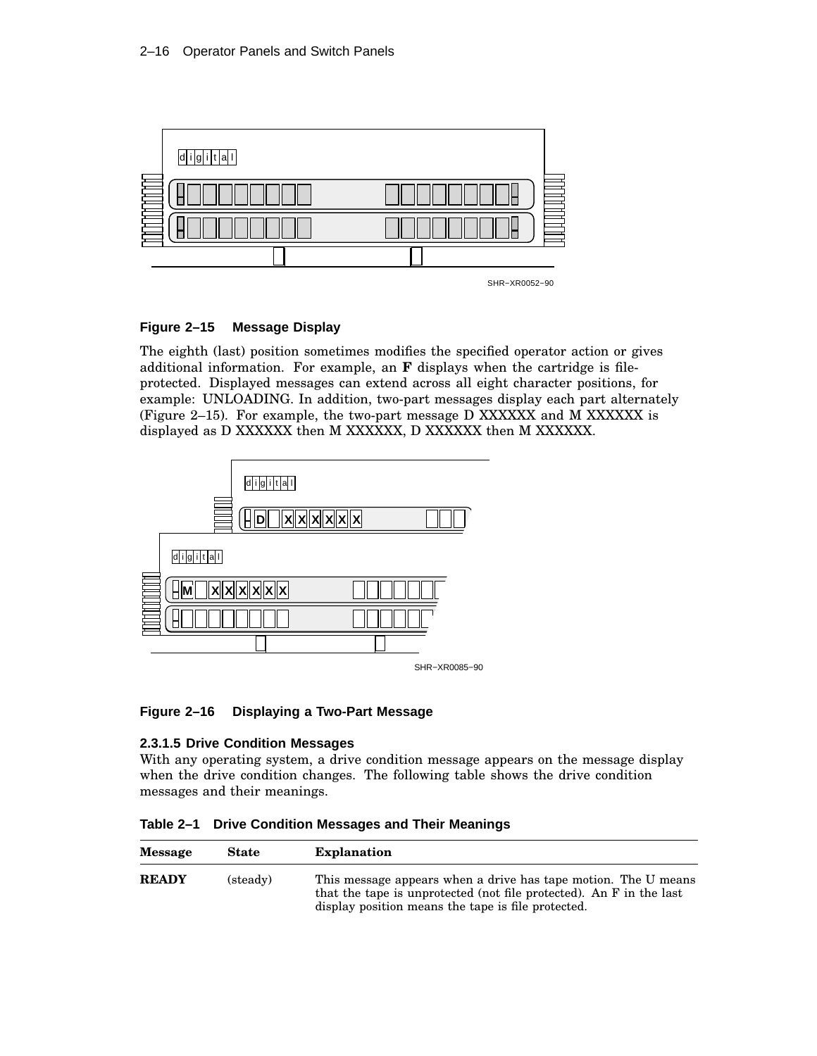SHR−XR0052−90

**Figure 2–15 Message Display**

The eighth (last) position sometimes modifies the specified operator action or gives additional information. For example, an **F** displays when the cartridge is file-protected. Displayed messages can extend across all eight character positions, for example: UNLOADING. In addition, two-part messages display each part alternately (Figure 2–15). For example, the two-part message D XXXXXX and M XXXXXX is displayed as D XXXXXX then M XXXXXX, D XXXXXX then M XXXXXX.

SHR−XR0085−90

**Figure 2–16 Displaying a Two-Part Message**

### 2.3.1.5 Drive Condition Messages

With any operating system, a drive condition message appears on the message display when the drive condition changes. The following table shows the drive condition messages and their meanings.

**Table 2–1 Drive Condition Messages and Their Meanings**

| Message | State | Explanation |
|---|---|---|
| **READY** | (steady) | This message appears when a drive has tape motion. The U means that the tape is unprotected (not file protected). An F in the last display position means the tape is file protected. |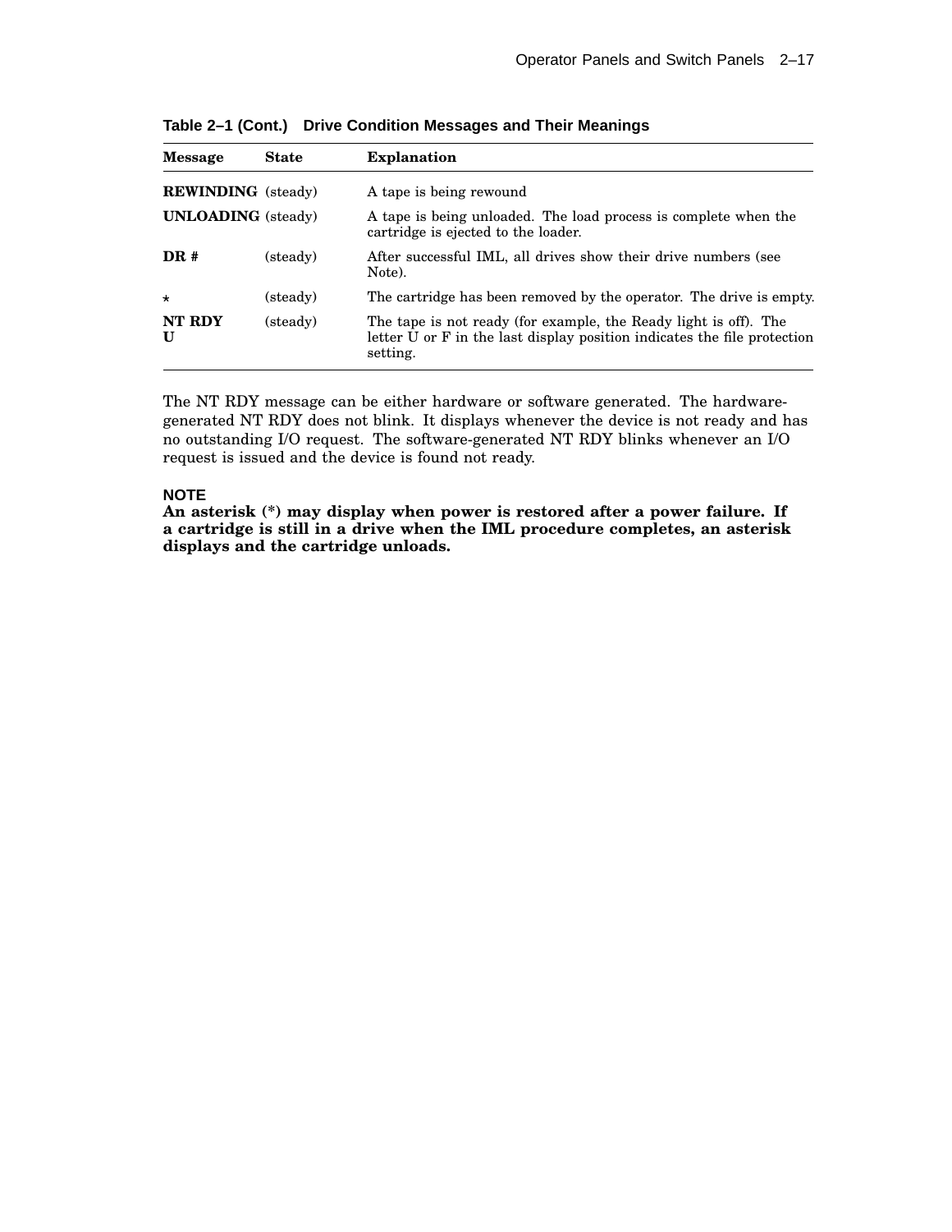**Table 2–1 (Cont.) Drive Condition Messages and Their Meanings**

| Message | State | Explanation |
|---|---|---|
| **REWINDING** | (steady) | A tape is being rewound |
| **UNLOADING** | (steady) | A tape is being unloaded. The load process is complete when the cartridge is ejected to the loader. |
| **DR #** | (steady) | After successful IML, all drives show their drive numbers (see Note). |
| * | (steady) | The cartridge has been removed by the operator. The drive is empty. |
| **NT RDY U** | (steady) | The tape is not ready (for example, the Ready light is off). The letter U or F in the last display position indicates the file protection setting. |

The NT RDY message can be either hardware or software generated. The hardware-generated NT RDY does not blink. It displays whenever the device is not ready and has no outstanding I/O request. The software-generated NT RDY blinks whenever an I/O request is issued and the device is found not ready.

**NOTE**

**An asterisk (*) may display when power is restored after a power failure. If a cartridge is still in a drive when the IML procedure completes, an asterisk displays and the cartridge unloads.**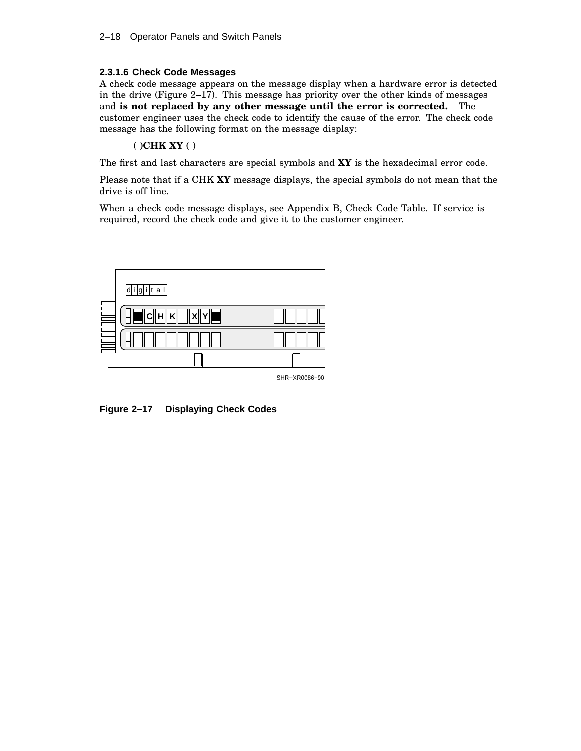### 2.3.1.6 Check Code Messages

A check code message appears on the message display when a hardware error is detected in the drive (Figure 2–17). This message has priority over the other kinds of messages and **is not replaced by any other message until the error is corrected.** The customer engineer uses the check code to identify the cause of the error. The check code message has the following format on the message display:

**( )CHK XY ( )**

The first and last characters are special symbols and **XY** is the hexadecimal error code.

Please note that if a CHK **XY** message displays, the special symbols do not mean that the drive is off line.

When a check code message displays, see Appendix B, Check Code Table. If service is required, record the check code and give it to the customer engineer.

SHR–XR0086–90

**Figure 2–17 Displaying Check Codes**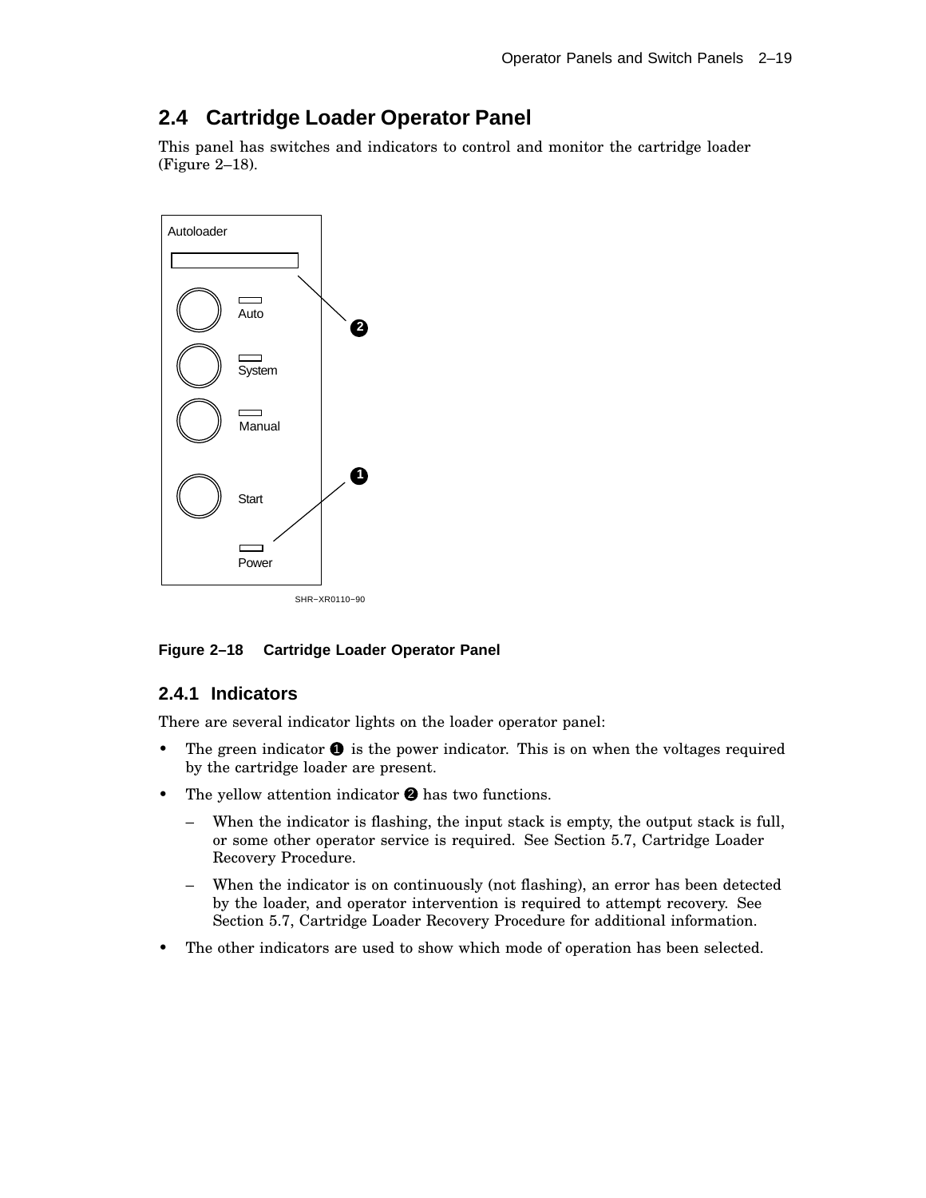## 2.4 Cartridge Loader Operator Panel

This panel has switches and indicators to control and monitor the cartridge loader (Figure 2–18).

Autoloader

Auto

System

Manual

Start

Power

SHR–XR0110–90

**Figure 2–18 Cartridge Loader Operator Panel**

### 2.4.1 Indicators

There are several indicator lights on the loader operator panel:

- The green indicator ❶ is the power indicator. This is on when the voltages required by the cartridge loader are present.
- The yellow attention indicator ❷ has two functions.
  - When the indicator is flashing, the input stack is empty, the output stack is full, or some other operator service is required. See Section 5.7, Cartridge Loader Recovery Procedure.
  - When the indicator is on continuously (not flashing), an error has been detected by the loader, and operator intervention is required to attempt recovery. See Section 5.7, Cartridge Loader Recovery Procedure for additional information.
- The other indicators are used to show which mode of operation has been selected.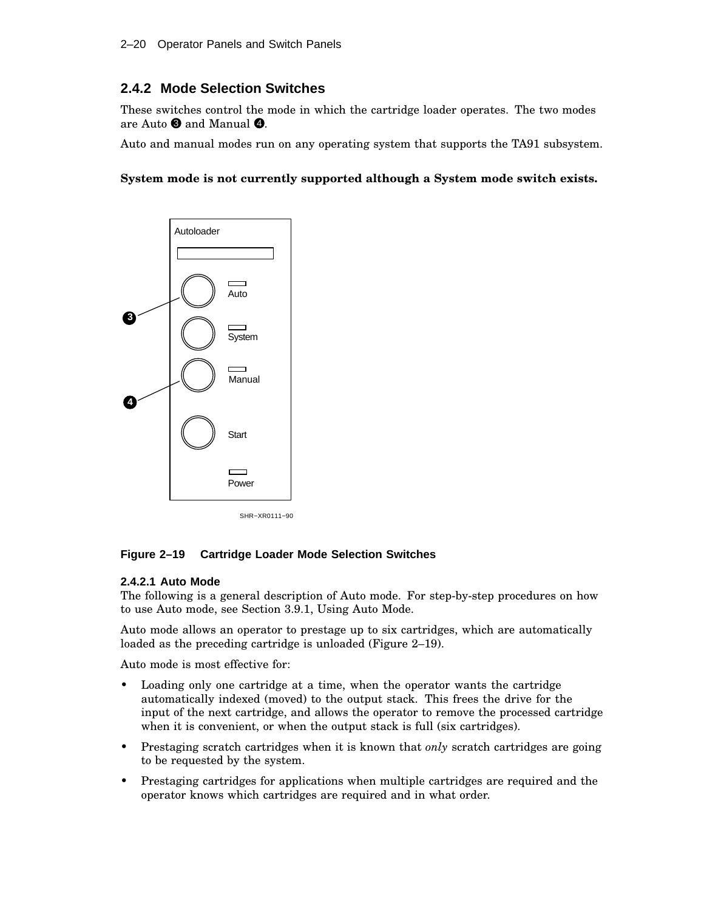## 2.4.2 Mode Selection Switches

These switches control the mode in which the cartridge loader operates. The two modes are Auto ❸ and Manual ❹.

Auto and manual modes run on any operating system that supports the TA91 subsystem.

**System mode is not currently supported although a System mode switch exists.**

**Figure 2–19 Cartridge Loader Mode Selection Switches**

### 2.4.2.1 Auto Mode

The following is a general description of Auto mode. For step-by-step procedures on how to use Auto mode, see Section 3.9.1, Using Auto Mode.

Auto mode allows an operator to prestage up to six cartridges, which are automatically loaded as the preceding cartridge is unloaded (Figure 2–19).

Auto mode is most effective for:

- Loading only one cartridge at a time, when the operator wants the cartridge automatically indexed (moved) to the output stack. This frees the drive for the input of the next cartridge, and allows the operator to remove the processed cartridge when it is convenient, or when the output stack is full (six cartridges).
- Prestaging scratch cartridges when it is known that *only* scratch cartridges are going to be requested by the system.
- Prestaging cartridges for applications when multiple cartridges are required and the operator knows which cartridges are required and in what order.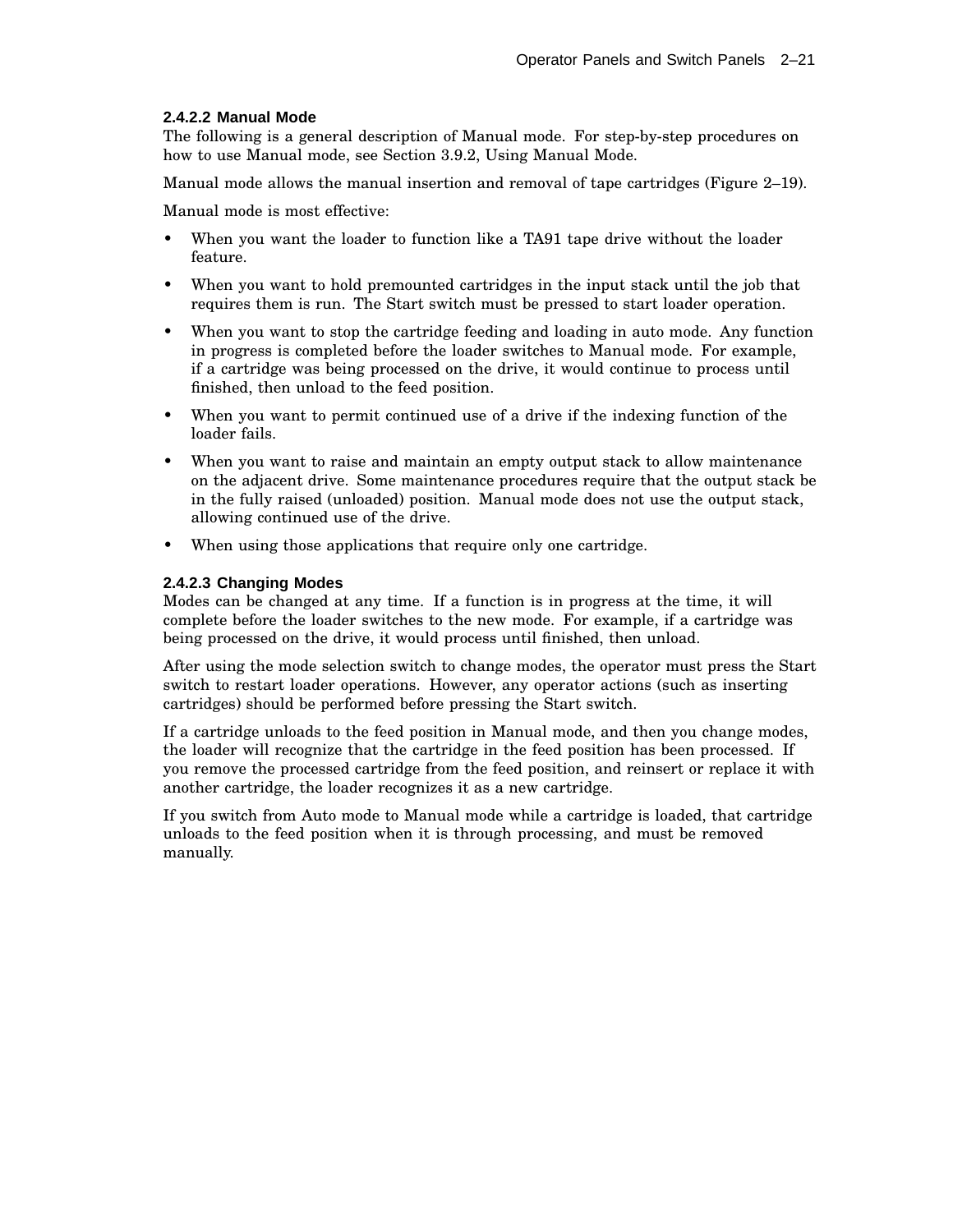#### 2.4.2.2 Manual Mode

The following is a general description of Manual mode. For step-by-step procedures on how to use Manual mode, see Section 3.9.2, Using Manual Mode.

Manual mode allows the manual insertion and removal of tape cartridges (Figure 2–19).

Manual mode is most effective:

- When you want the loader to function like a TA91 tape drive without the loader feature.
- When you want to hold premounted cartridges in the input stack until the job that requires them is run. The Start switch must be pressed to start loader operation.
- When you want to stop the cartridge feeding and loading in auto mode. Any function in progress is completed before the loader switches to Manual mode. For example, if a cartridge was being processed on the drive, it would continue to process until finished, then unload to the feed position.
- When you want to permit continued use of a drive if the indexing function of the loader fails.
- When you want to raise and maintain an empty output stack to allow maintenance on the adjacent drive. Some maintenance procedures require that the output stack be in the fully raised (unloaded) position. Manual mode does not use the output stack, allowing continued use of the drive.
- When using those applications that require only one cartridge.

#### 2.4.2.3 Changing Modes

Modes can be changed at any time. If a function is in progress at the time, it will complete before the loader switches to the new mode. For example, if a cartridge was being processed on the drive, it would process until finished, then unload.

After using the mode selection switch to change modes, the operator must press the Start switch to restart loader operations. However, any operator actions (such as inserting cartridges) should be performed before pressing the Start switch.

If a cartridge unloads to the feed position in Manual mode, and then you change modes, the loader will recognize that the cartridge in the feed position has been processed. If you remove the processed cartridge from the feed position, and reinsert or replace it with another cartridge, the loader recognizes it as a new cartridge.

If you switch from Auto mode to Manual mode while a cartridge is loaded, that cartridge unloads to the feed position when it is through processing, and must be removed manually.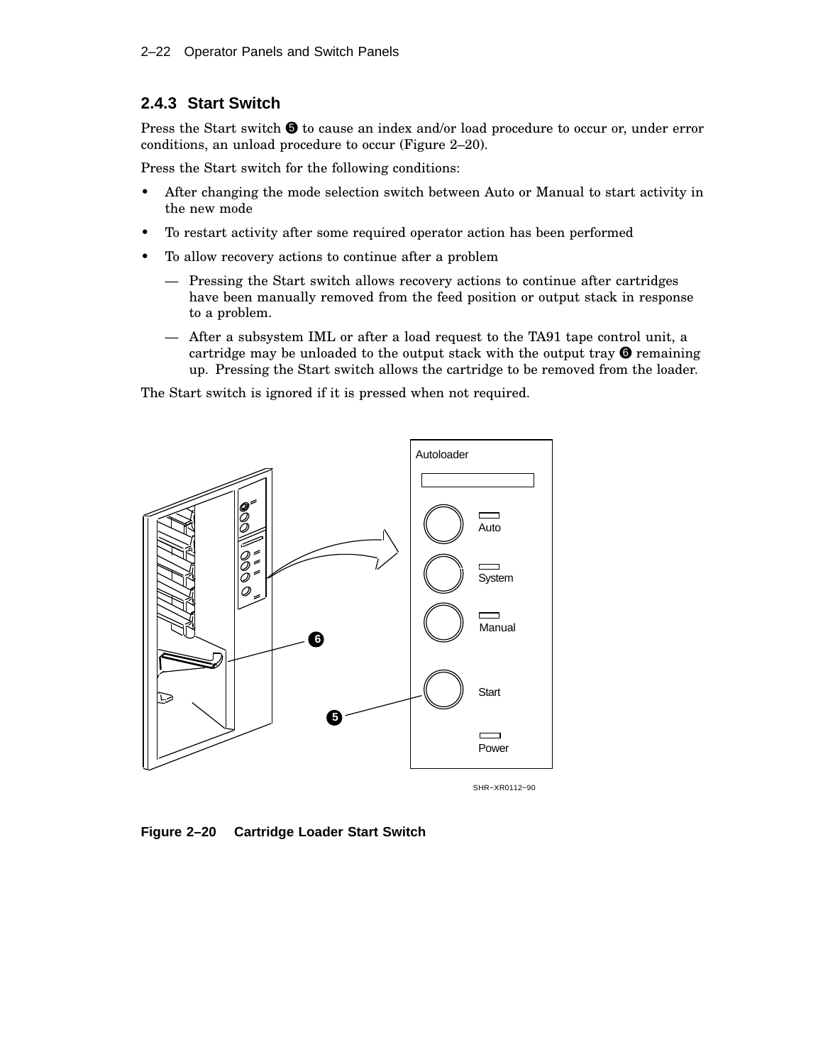### 2.4.3 Start Switch

Press the Start switch ❺ to cause an index and/or load procedure to occur or, under error conditions, an unload procedure to occur (Figure 2–20).

Press the Start switch for the following conditions:

- After changing the mode selection switch between Auto or Manual to start activity in the new mode
- To restart activity after some required operator action has been performed
- To allow recovery actions to continue after a problem
  - — Pressing the Start switch allows recovery actions to continue after cartridges have been manually removed from the feed position or output stack in response to a problem.
  - — After a subsystem IML or after a load request to the TA91 tape control unit, a cartridge may be unloaded to the output stack with the output tray ❻ remaining up. Pressing the Start switch allows the cartridge to be removed from the loader.

The Start switch is ignored if it is pressed when not required.

Autoloader

Auto

System

Manual

Start

Power

SHR−XR0112−90

**Figure 2–20 Cartridge Loader Start Switch**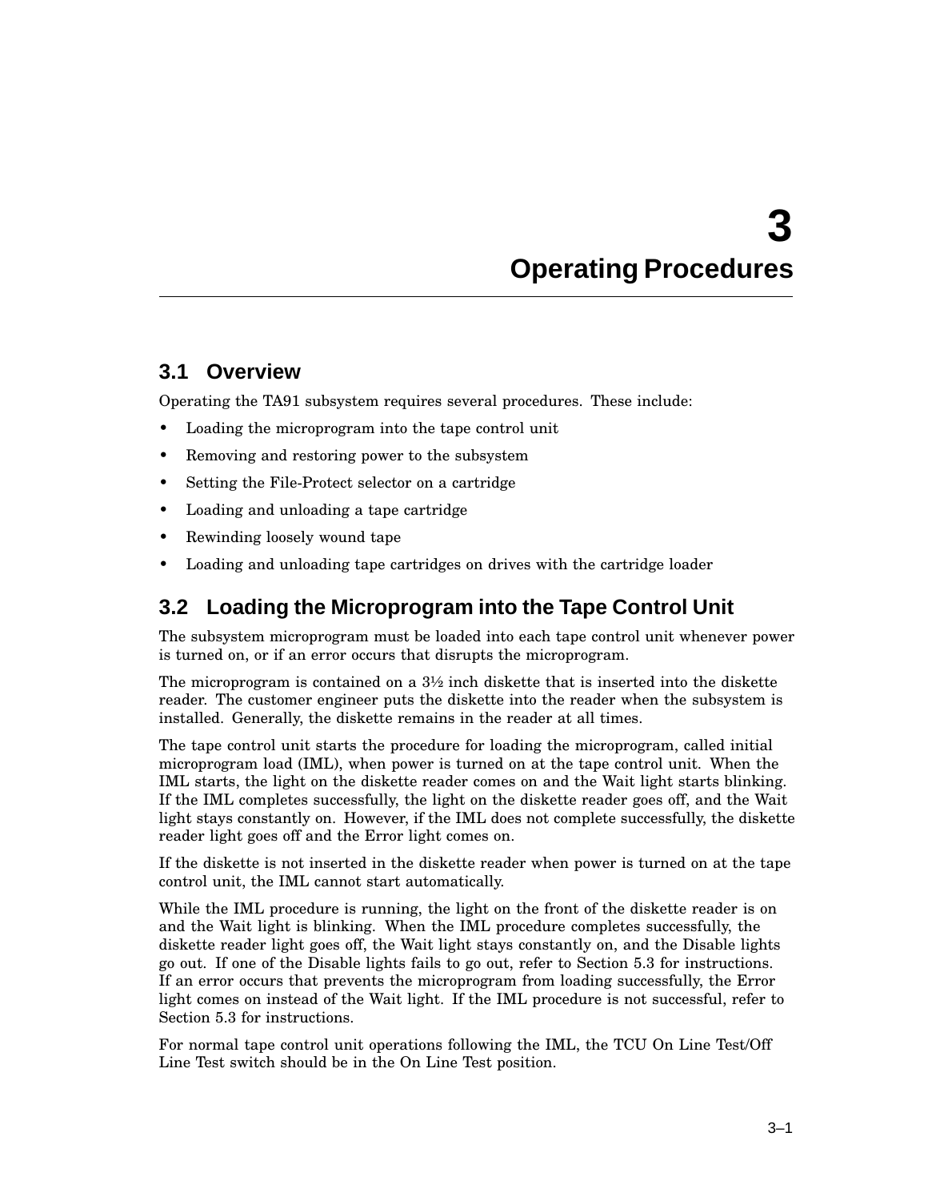# 3 Operating Procedures

## 3.1 Overview

Operating the TA91 subsystem requires several procedures. These include:

- Loading the microprogram into the tape control unit
- Removing and restoring power to the subsystem
- Setting the File-Protect selector on a cartridge
- Loading and unloading a tape cartridge
- Rewinding loosely wound tape
- Loading and unloading tape cartridges on drives with the cartridge loader

## 3.2 Loading the Microprogram into the Tape Control Unit

The subsystem microprogram must be loaded into each tape control unit whenever power is turned on, or if an error occurs that disrupts the microprogram.

The microprogram is contained on a 3½ inch diskette that is inserted into the diskette reader. The customer engineer puts the diskette into the reader when the subsystem is installed. Generally, the diskette remains in the reader at all times.

The tape control unit starts the procedure for loading the microprogram, called initial microprogram load (IML), when power is turned on at the tape control unit. When the IML starts, the light on the diskette reader comes on and the Wait light starts blinking. If the IML completes successfully, the light on the diskette reader goes off, and the Wait light stays constantly on. However, if the IML does not complete successfully, the diskette reader light goes off and the Error light comes on.

If the diskette is not inserted in the diskette reader when power is turned on at the tape control unit, the IML cannot start automatically.

While the IML procedure is running, the light on the front of the diskette reader is on and the Wait light is blinking. When the IML procedure completes successfully, the diskette reader light goes off, the Wait light stays constantly on, and the Disable lights go out. If one of the Disable lights fails to go out, refer to Section 5.3 for instructions. If an error occurs that prevents the microprogram from loading successfully, the Error light comes on instead of the Wait light. If the IML procedure is not successful, refer to Section 5.3 for instructions.

For normal tape control unit operations following the IML, the TCU On Line Test/Off Line Test switch should be in the On Line Test position.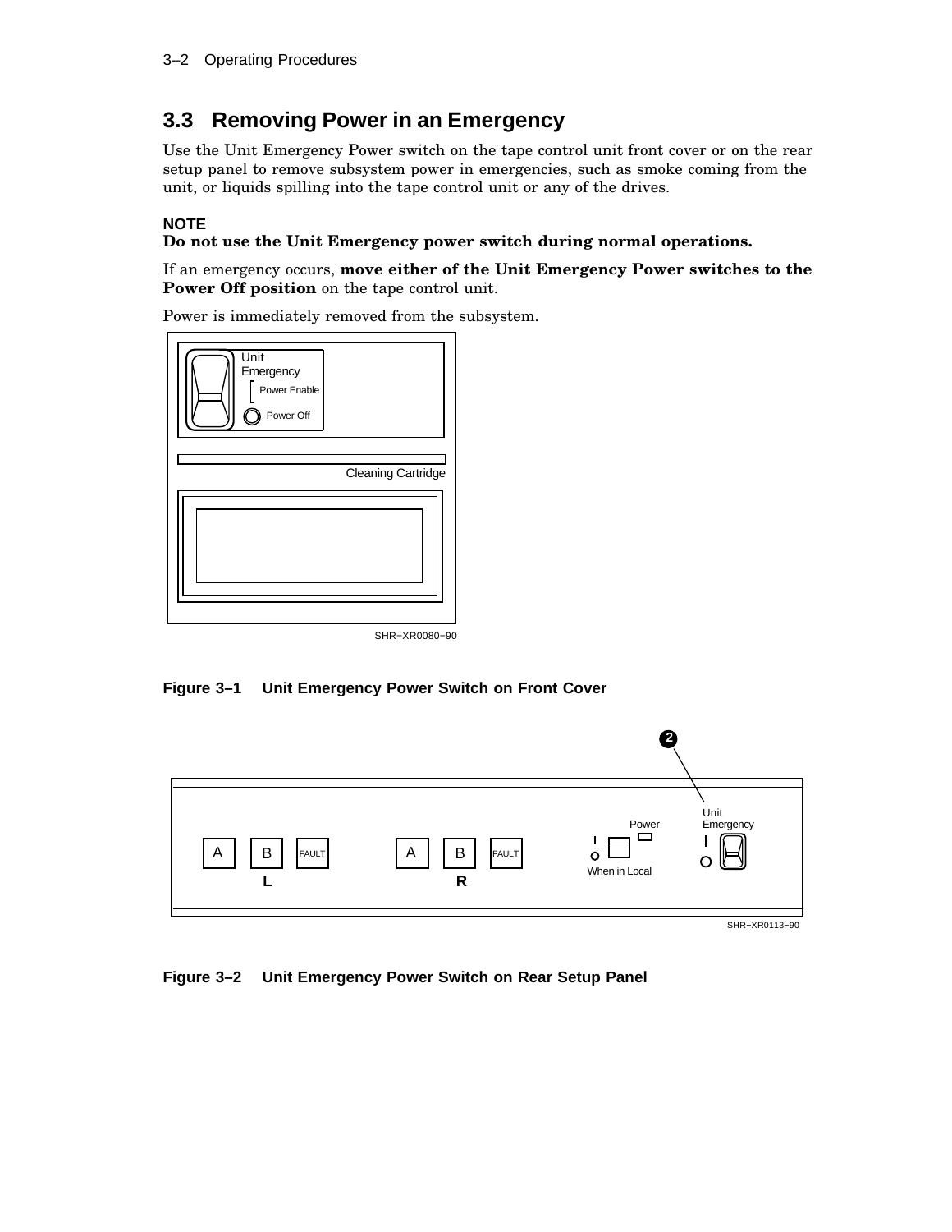## 3.3 Removing Power in an Emergency

Use the Unit Emergency Power switch on the tape control unit front cover or on the rear setup panel to remove subsystem power in emergencies, such as smoke coming from the unit, or liquids spilling into the tape control unit or any of the drives.

**NOTE**

**Do not use the Unit Emergency power switch during normal operations.**

If an emergency occurs, **move either of the Unit Emergency Power switches to the Power Off position** on the tape control unit.

Power is immediately removed from the subsystem.

**Figure 3–1 Unit Emergency Power Switch on Front Cover**

**Figure 3–2 Unit Emergency Power Switch on Rear Setup Panel**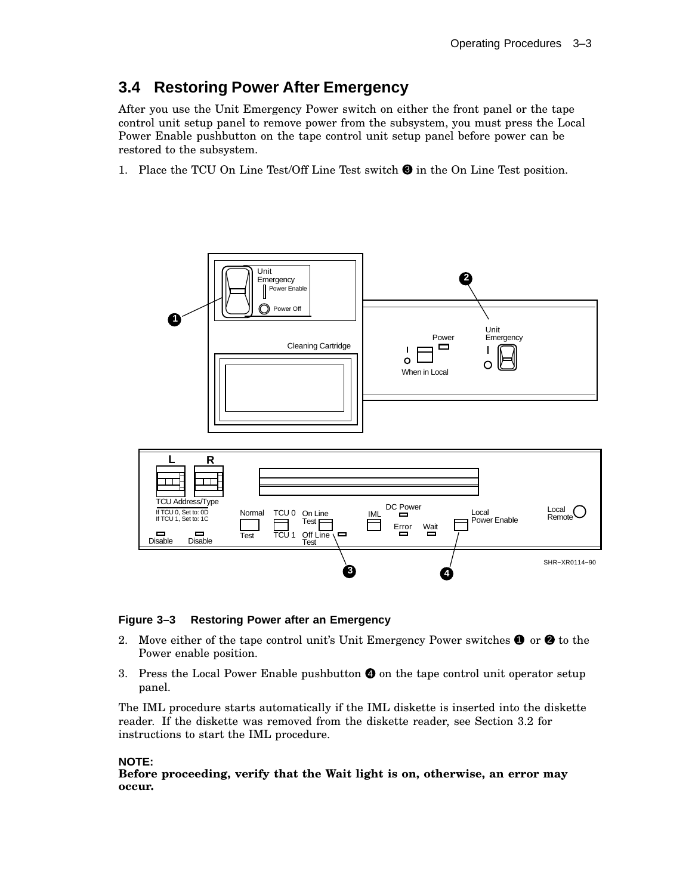## 3.4 Restoring Power After Emergency

After you use the Unit Emergency Power switch on either the front panel or the tape control unit setup panel to remove power from the subsystem, you must press the Local Power Enable pushbutton on the tape control unit setup panel before power can be restored to the subsystem.

1. Place the TCU On Line Test/Off Line Test switch ❸ in the On Line Test position.

**Figure 3–3 Restoring Power after an Emergency**

2. Move either of the tape control unit's Unit Emergency Power switches ❶ or ❷ to the Power enable position.
3. Press the Local Power Enable pushbutton ❹ on the tape control unit operator setup panel.

The IML procedure starts automatically if the IML diskette is inserted into the diskette reader. If the diskette was removed from the diskette reader, see Section 3.2 for instructions to start the IML procedure.

**NOTE:**
**Before proceeding, verify that the Wait light is on, otherwise, an error may occur.**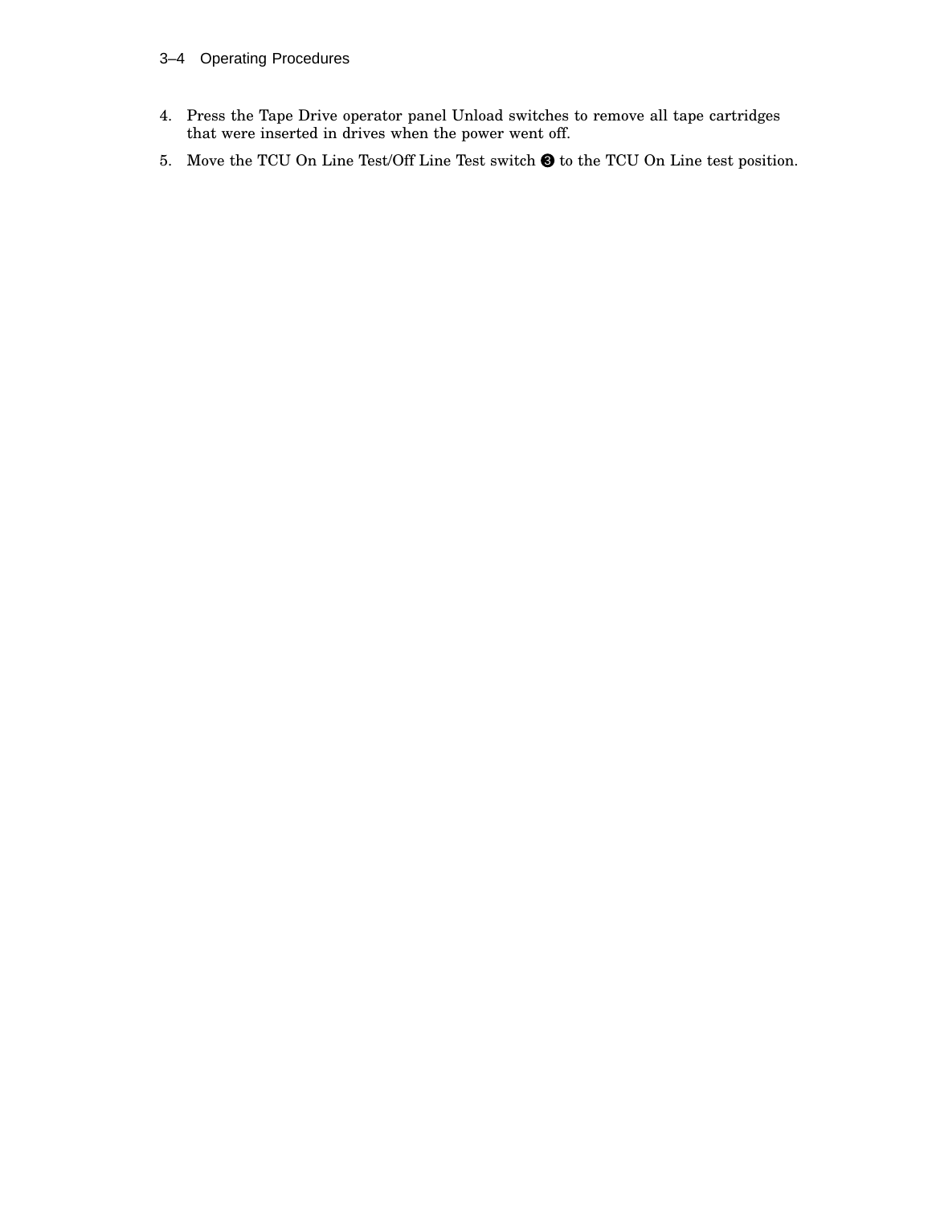4. Press the Tape Drive operator panel Unload switches to remove all tape cartridges that were inserted in drives when the power went off.
5. Move the TCU On Line Test/Off Line Test switch ❸ to the TCU On Line test position.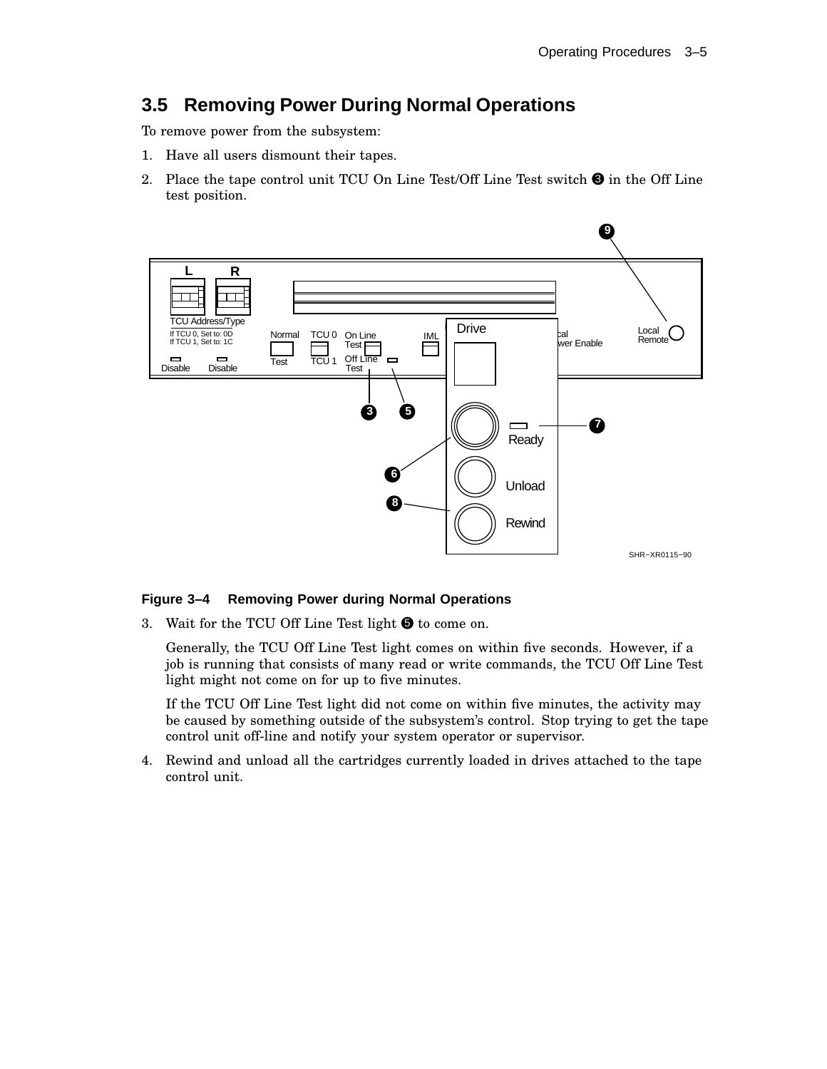## 3.5 Removing Power During Normal Operations

To remove power from the subsystem:

1. Have all users dismount their tapes.
2. Place the tape control unit TCU On Line Test/Off Line Test switch ❸ in the Off Line test position.

**Figure 3–4 Removing Power during Normal Operations**

3. Wait for the TCU Off Line Test light ❺ to come on.

   Generally, the TCU Off Line Test light comes on within five seconds. However, if a job is running that consists of many read or write commands, the TCU Off Line Test light might not come on for up to five minutes.

   If the TCU Off Line Test light did not come on within five minutes, the activity may be caused by something outside of the subsystem's control. Stop trying to get the tape control unit off-line and notify your system operator or supervisor.

4. Rewind and unload all the cartridges currently loaded in drives attached to the tape control unit.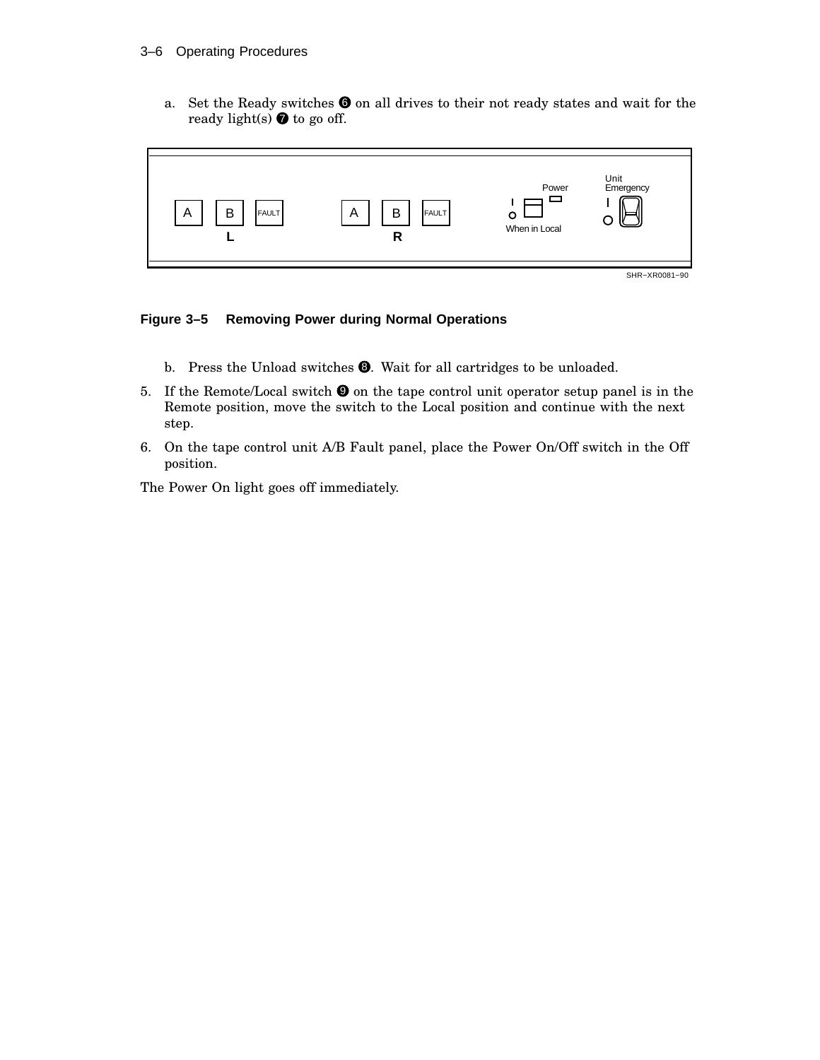a. Set the Ready switches ❻ on all drives to their not ready states and wait for the ready light(s) ❼ to go off.

**Figure 3–5 Removing Power during Normal Operations**

b. Press the Unload switches ❽. Wait for all cartridges to be unloaded.

5. If the Remote/Local switch ❾ on the tape control unit operator setup panel is in the Remote position, move the switch to the Local position and continue with the next step.

6. On the tape control unit A/B Fault panel, place the Power On/Off switch in the Off position.

The Power On light goes off immediately.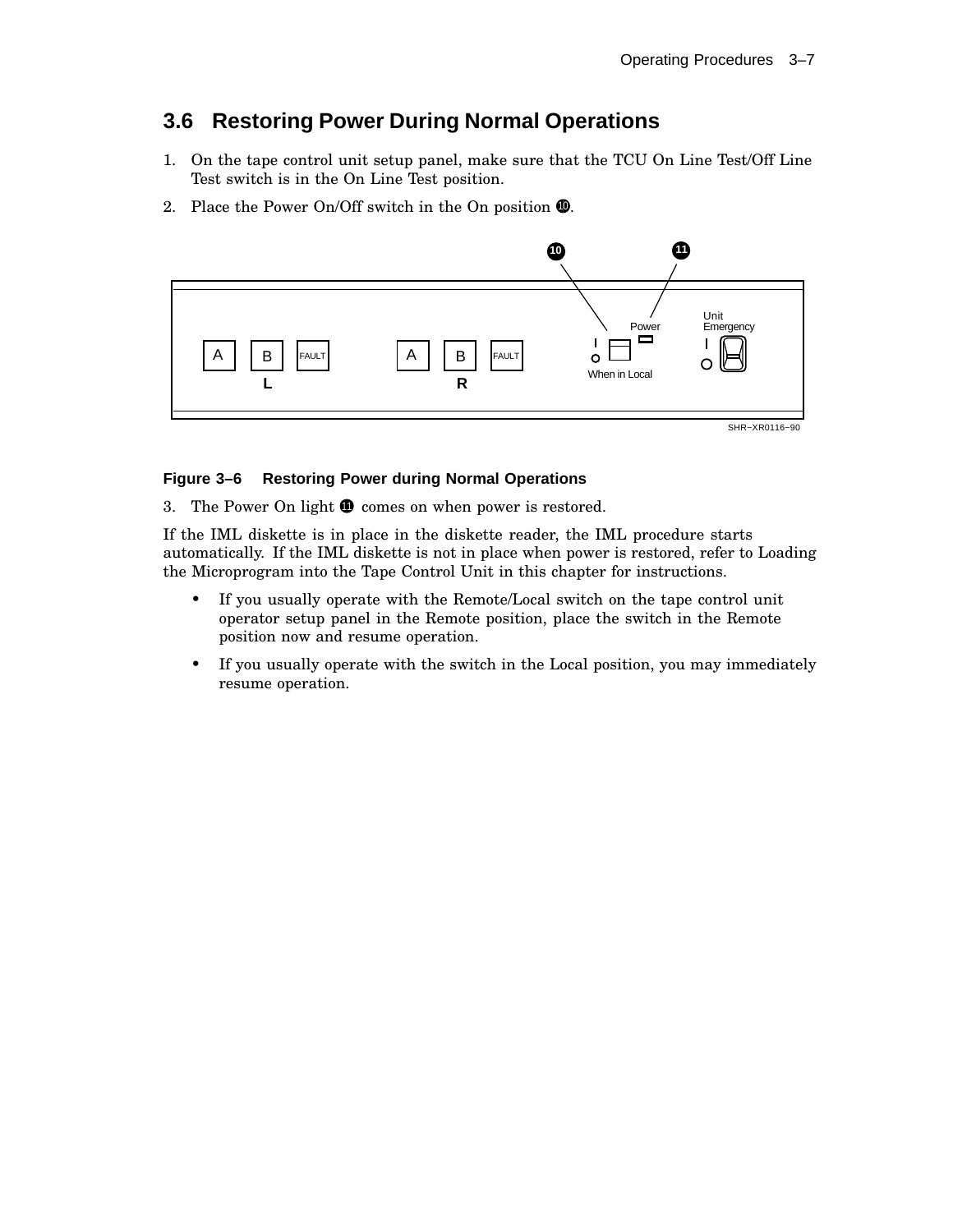## 3.6 Restoring Power During Normal Operations

1. On the tape control unit setup panel, make sure that the TCU On Line Test/Off Line Test switch is in the On Line Test position.
2. Place the Power On/Off switch in the On position ❿.

**Figure 3–6 Restoring Power during Normal Operations**

3. The Power On light ⓫ comes on when power is restored.

If the IML diskette is in place in the diskette reader, the IML procedure starts automatically. If the IML diskette is not in place when power is restored, refer to Loading the Microprogram into the Tape Control Unit in this chapter for instructions.

- If you usually operate with the Remote/Local switch on the tape control unit operator setup panel in the Remote position, place the switch in the Remote position now and resume operation.
- If you usually operate with the switch in the Local position, you may immediately resume operation.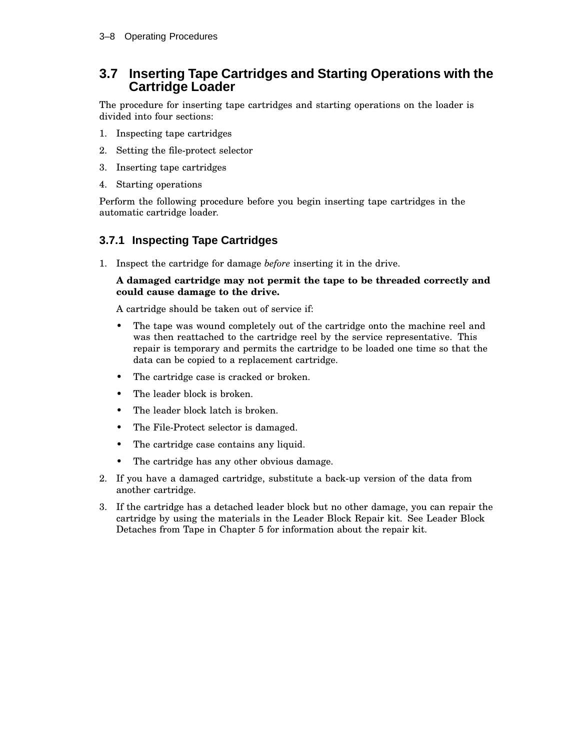## 3.7 Inserting Tape Cartridges and Starting Operations with the Cartridge Loader

The procedure for inserting tape cartridges and starting operations on the loader is divided into four sections:

1. Inspecting tape cartridges
2. Setting the file-protect selector
3. Inserting tape cartridges
4. Starting operations

Perform the following procedure before you begin inserting tape cartridges in the automatic cartridge loader.

### 3.7.1 Inspecting Tape Cartridges

1. Inspect the cartridge for damage *before* inserting it in the drive.

   **A damaged cartridge may not permit the tape to be threaded correctly and could cause damage to the drive.**

   A cartridge should be taken out of service if:

   - The tape was wound completely out of the cartridge onto the machine reel and was then reattached to the cartridge reel by the service representative. This repair is temporary and permits the cartridge to be loaded one time so that the data can be copied to a replacement cartridge.
   - The cartridge case is cracked or broken.
   - The leader block is broken.
   - The leader block latch is broken.
   - The File-Protect selector is damaged.
   - The cartridge case contains any liquid.
   - The cartridge has any other obvious damage.

2. If you have a damaged cartridge, substitute a back-up version of the data from another cartridge.

3. If the cartridge has a detached leader block but no other damage, you can repair the cartridge by using the materials in the Leader Block Repair kit. See Leader Block Detaches from Tape in Chapter 5 for information about the repair kit.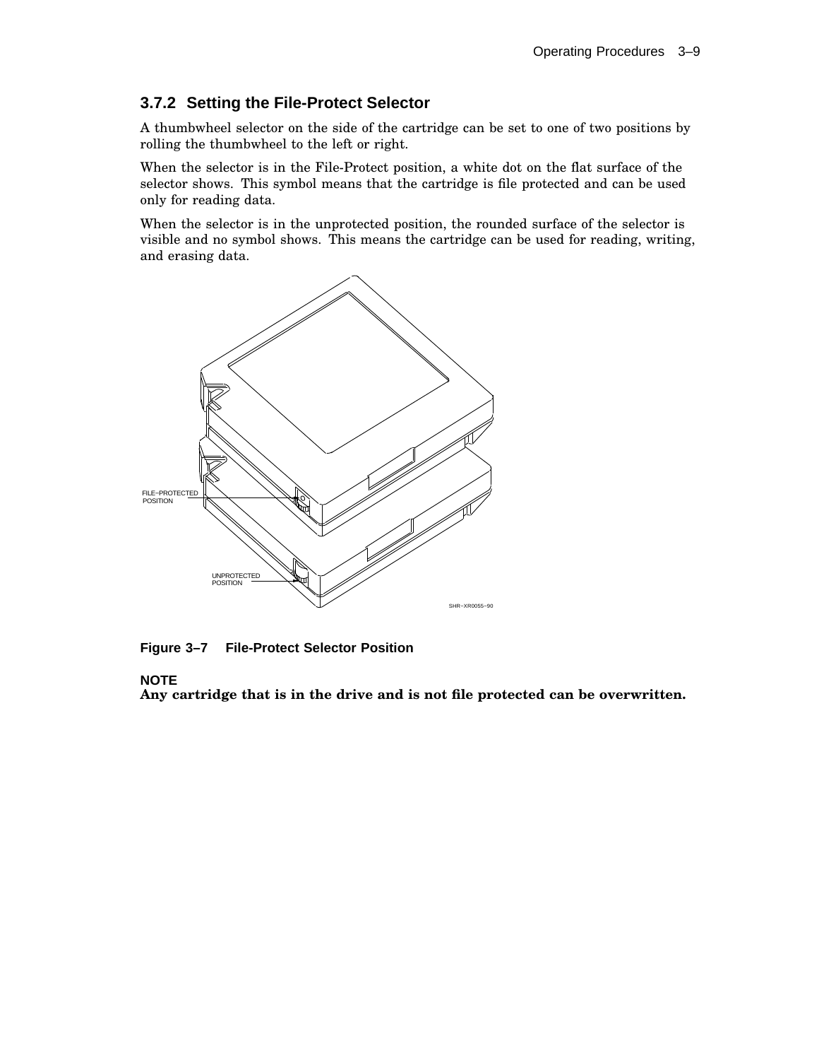### 3.7.2 Setting the File-Protect Selector

A thumbwheel selector on the side of the cartridge can be set to one of two positions by rolling the thumbwheel to the left or right.

When the selector is in the File-Protect position, a white dot on the flat surface of the selector shows. This symbol means that the cartridge is file protected and can be used only for reading data.

When the selector is in the unprotected position, the rounded surface of the selector is visible and no symbol shows. This means the cartridge can be used for reading, writing, and erasing data.

FILE–PROTECTED POSITION

UNPROTECTED POSITION

SHR–XR0055–90

**Figure 3–7 File-Protect Selector Position**

**NOTE**
**Any cartridge that is in the drive and is not file protected can be overwritten.**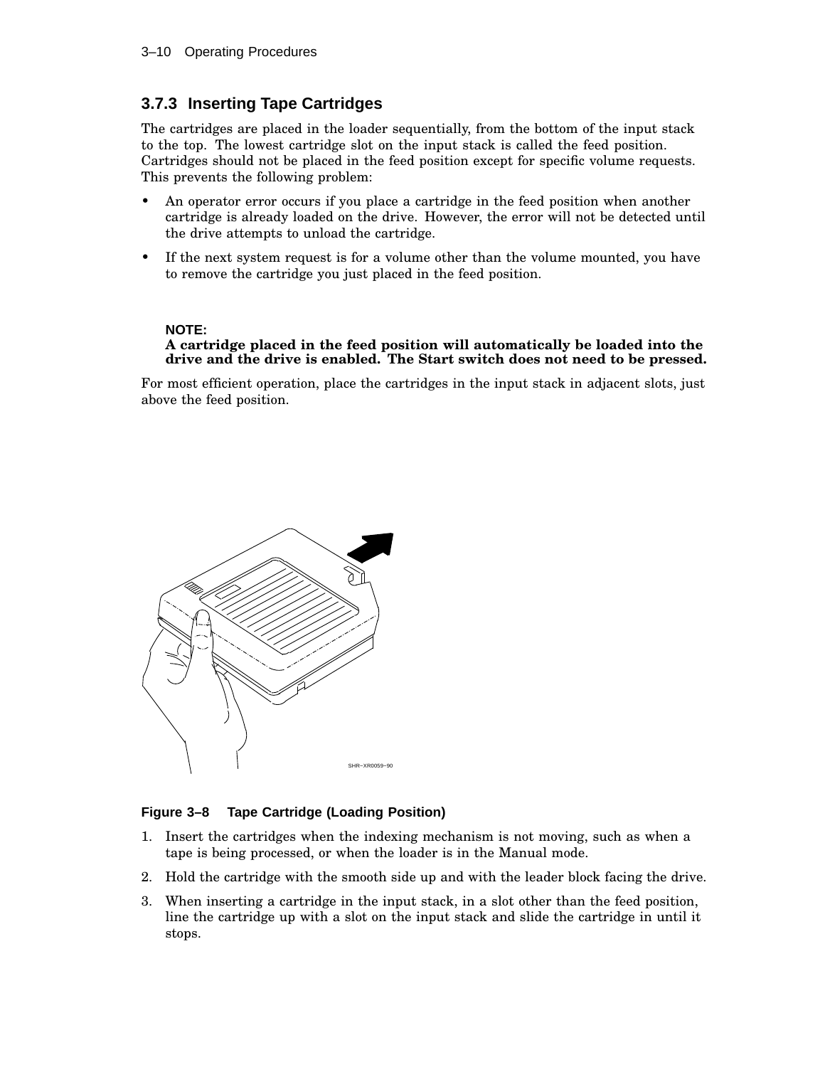### 3.7.3 Inserting Tape Cartridges

The cartridges are placed in the loader sequentially, from the bottom of the input stack to the top. The lowest cartridge slot on the input stack is called the feed position. Cartridges should not be placed in the feed position except for specific volume requests. This prevents the following problem:

- An operator error occurs if you place a cartridge in the feed position when another cartridge is already loaded on the drive. However, the error will not be detected until the drive attempts to unload the cartridge.
- If the next system request is for a volume other than the volume mounted, you have to remove the cartridge you just placed in the feed position.

**NOTE:**
**A cartridge placed in the feed position will automatically be loaded into the drive and the drive is enabled. The Start switch does not need to be pressed.**

For most efficient operation, place the cartridges in the input stack in adjacent slots, just above the feed position.

SHR–XR0059–90

**Figure 3–8 Tape Cartridge (Loading Position)**

1. Insert the cartridges when the indexing mechanism is not moving, such as when a tape is being processed, or when the loader is in the Manual mode.
2. Hold the cartridge with the smooth side up and with the leader block facing the drive.
3. When inserting a cartridge in the input stack, in a slot other than the feed position, line the cartridge up with a slot on the input stack and slide the cartridge in until it stops.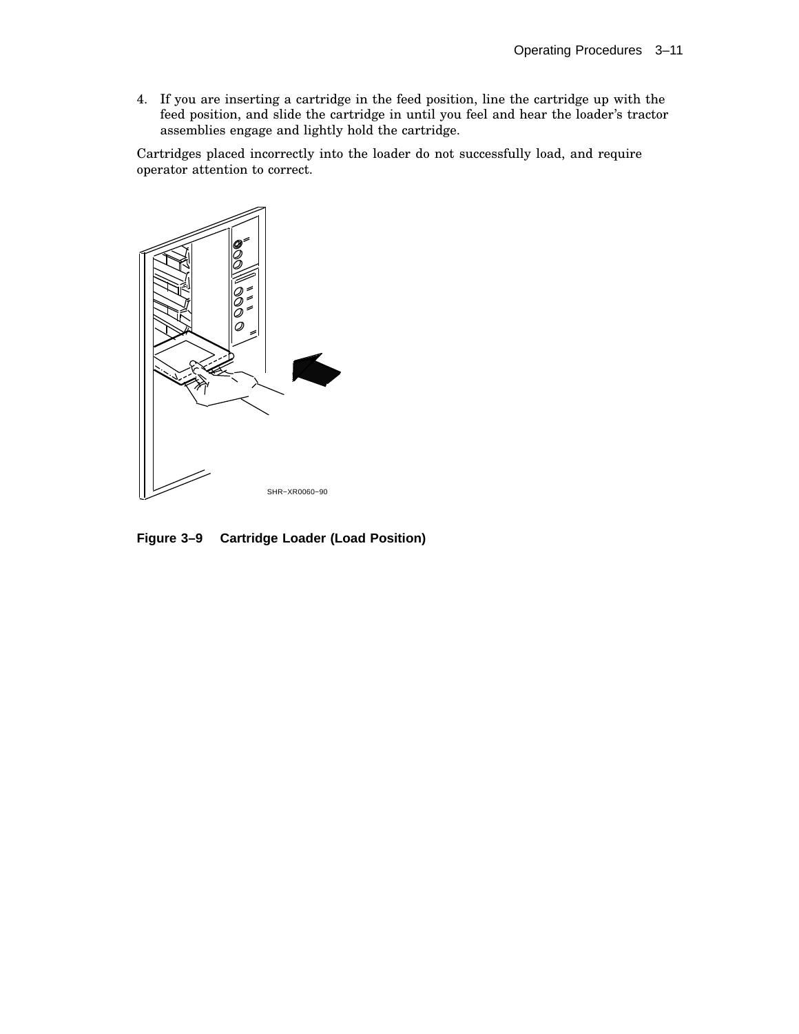4. If you are inserting a cartridge in the feed position, line the cartridge up with the feed position, and slide the cartridge in until you feel and hear the loader's tractor assemblies engage and lightly hold the cartridge.

Cartridges placed incorrectly into the loader do not successfully load, and require operator attention to correct.

SHR–XR0060–90

**Figure 3–9 Cartridge Loader (Load Position)**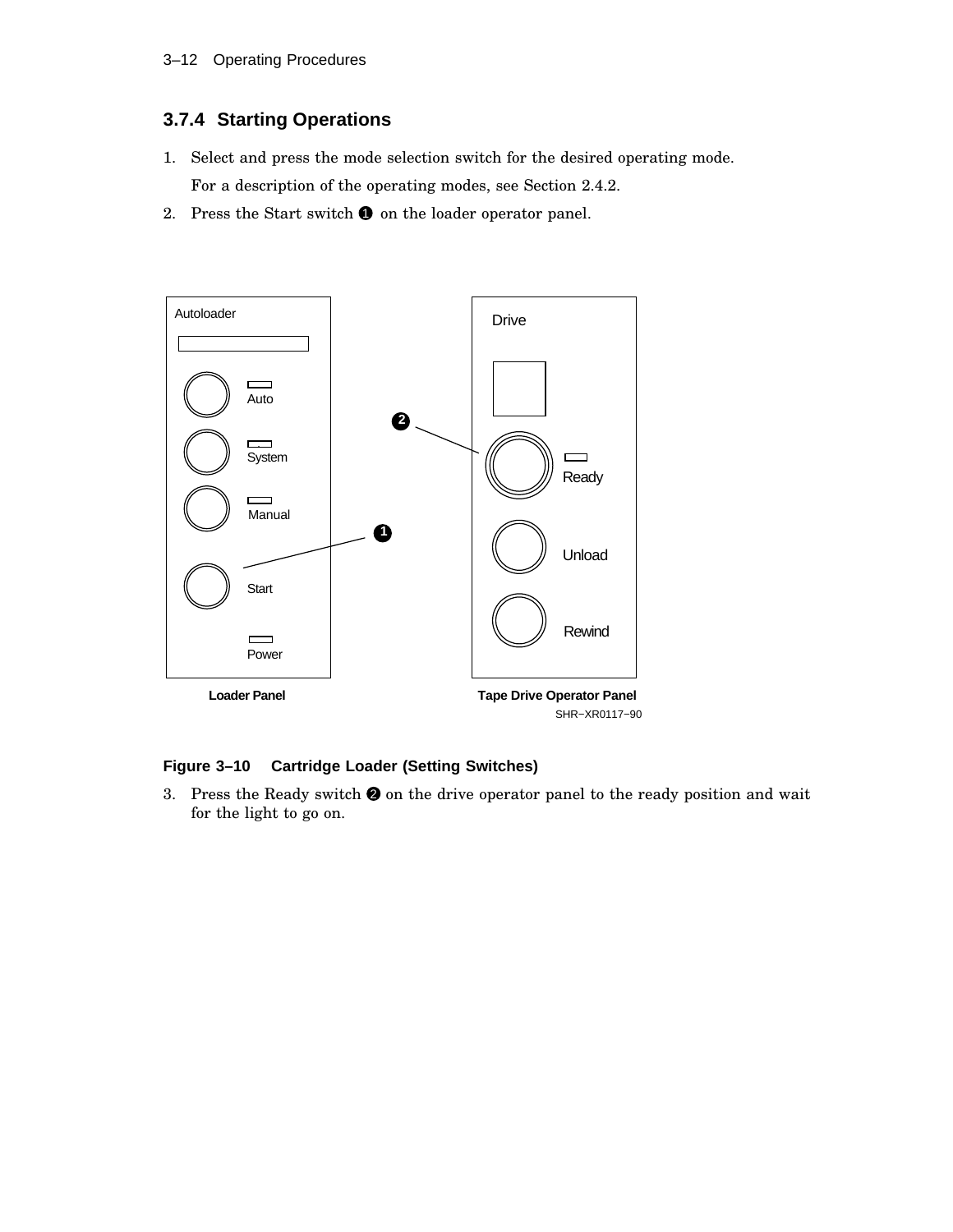### 3.7.4 Starting Operations

1. Select and press the mode selection switch for the desired operating mode.

   For a description of the operating modes, see Section 2.4.2.

2. Press the Start switch ❶ on the loader operator panel.

**Figure 3–10 Cartridge Loader (Setting Switches)**

3. Press the Ready switch ❷ on the drive operator panel to the ready position and wait for the light to go on.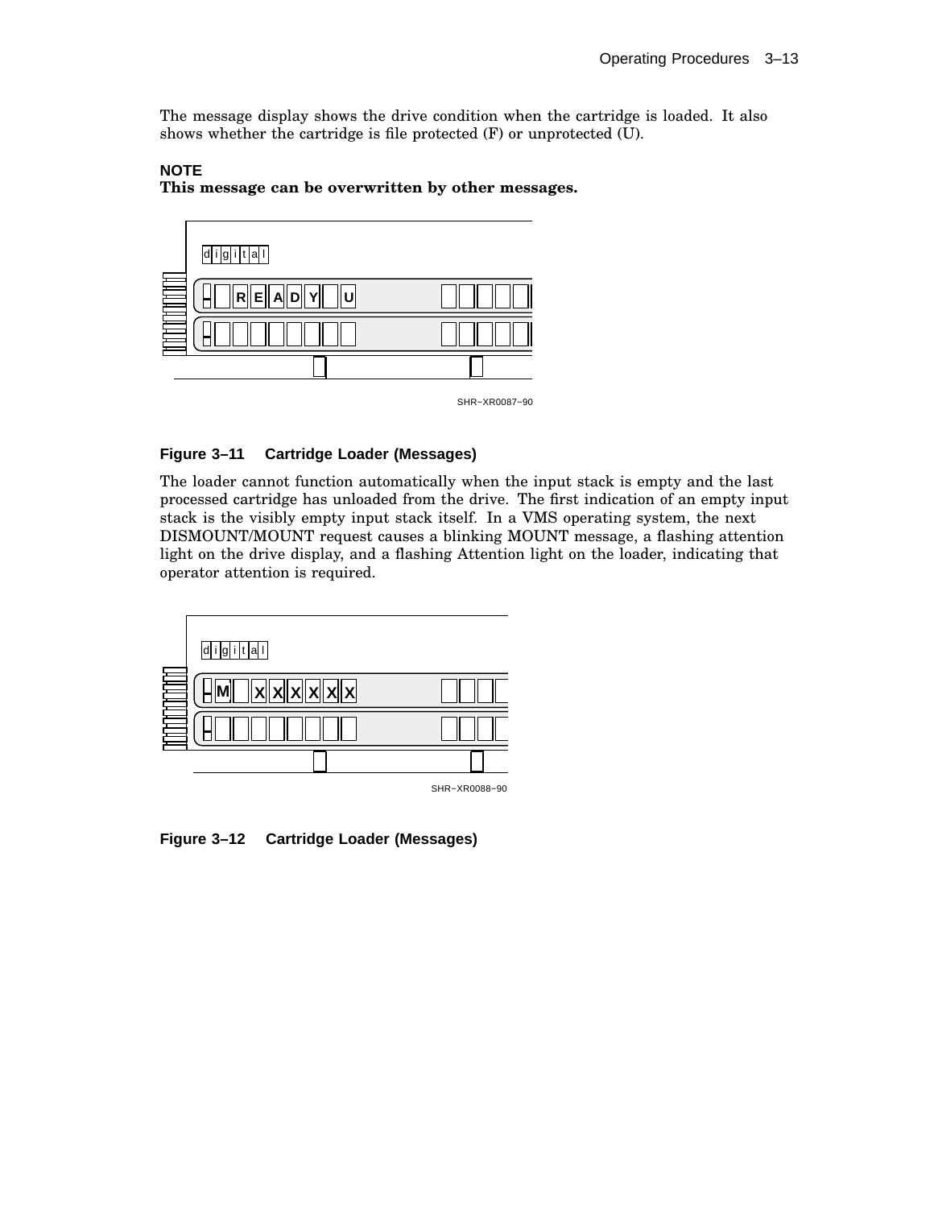The message display shows the drive condition when the cartridge is loaded. It also shows whether the cartridge is file protected (F) or unprotected (U).

**NOTE**
**This message can be overwritten by other messages.**

**Figure 3–11 Cartridge Loader (Messages)**

The loader cannot function automatically when the input stack is empty and the last processed cartridge has unloaded from the drive. The first indication of an empty input stack is the visibly empty input stack itself. In a VMS operating system, the next DISMOUNT/MOUNT request causes a blinking MOUNT message, a flashing attention light on the drive display, and a flashing Attention light on the loader, indicating that operator attention is required.

**Figure 3–12 Cartridge Loader (Messages)**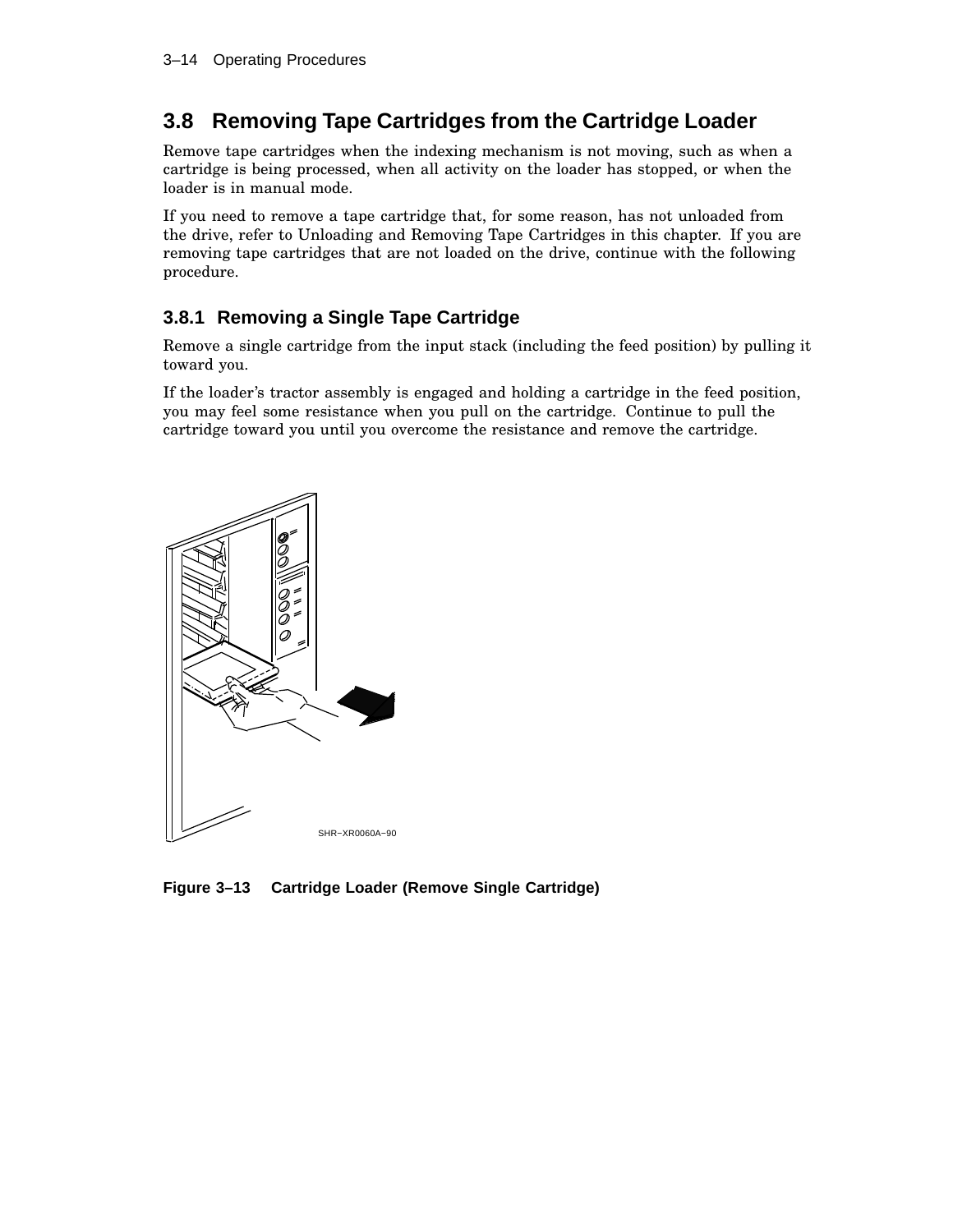## 3.8 Removing Tape Cartridges from the Cartridge Loader

Remove tape cartridges when the indexing mechanism is not moving, such as when a cartridge is being processed, when all activity on the loader has stopped, or when the loader is in manual mode.

If you need to remove a tape cartridge that, for some reason, has not unloaded from the drive, refer to Unloading and Removing Tape Cartridges in this chapter. If you are removing tape cartridges that are not loaded on the drive, continue with the following procedure.

### 3.8.1 Removing a Single Tape Cartridge

Remove a single cartridge from the input stack (including the feed position) by pulling it toward you.

If the loader's tractor assembly is engaged and holding a cartridge in the feed position, you may feel some resistance when you pull on the cartridge. Continue to pull the cartridge toward you until you overcome the resistance and remove the cartridge.

SHR–XR0060A–90

**Figure 3–13 Cartridge Loader (Remove Single Cartridge)**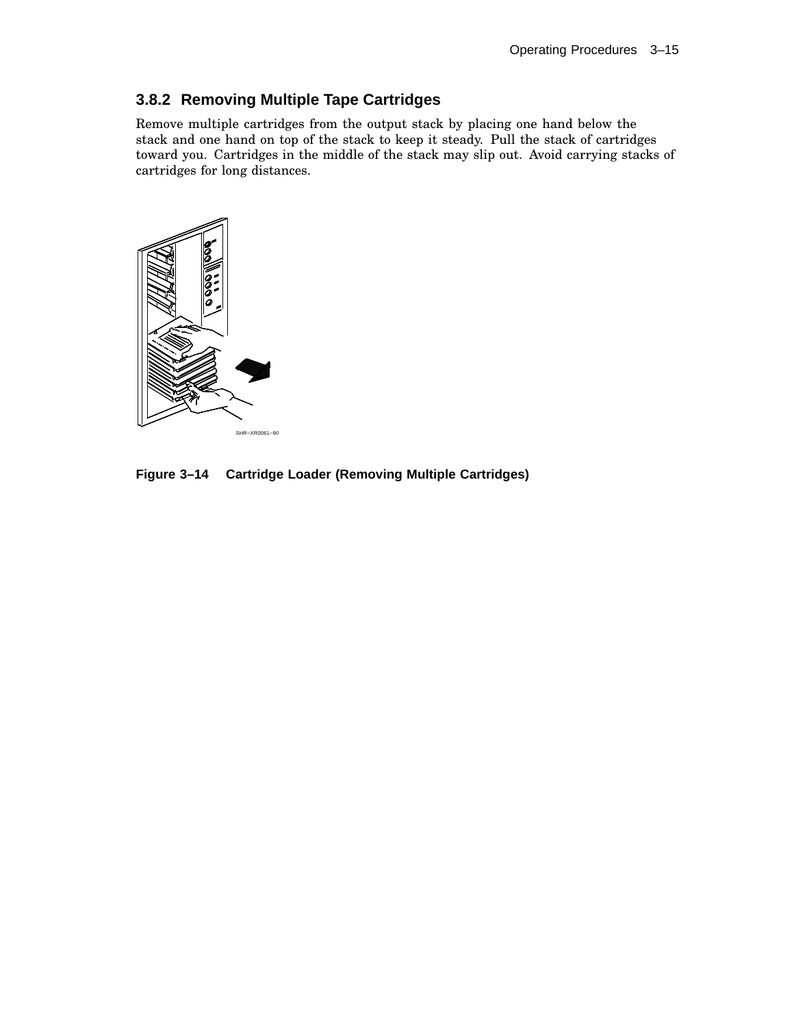### 3.8.2 Removing Multiple Tape Cartridges

Remove multiple cartridges from the output stack by placing one hand below the stack and one hand on top of the stack to keep it steady. Pull the stack of cartridges toward you. Cartridges in the middle of the stack may slip out. Avoid carrying stacks of cartridges for long distances.

SHR–XR0061–90

**Figure 3–14 Cartridge Loader (Removing Multiple Cartridges)**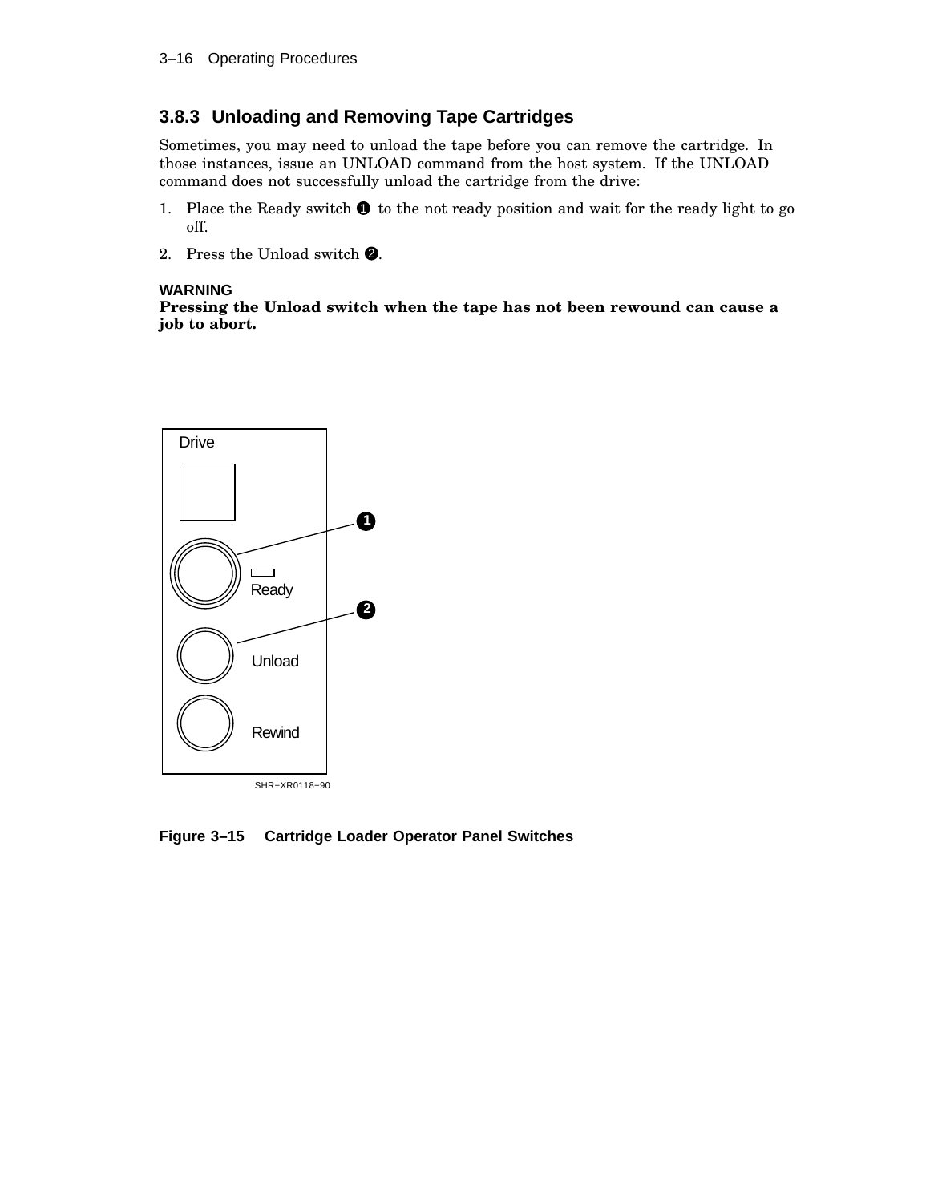### 3.8.3 Unloading and Removing Tape Cartridges

Sometimes, you may need to unload the tape before you can remove the cartridge. In those instances, issue an UNLOAD command from the host system. If the UNLOAD command does not successfully unload the cartridge from the drive:

1. Place the Ready switch ❶ to the not ready position and wait for the ready light to go off.
2. Press the Unload switch ❷.

**WARNING**
**Pressing the Unload switch when the tape has not been rewound can cause a job to abort.**

Drive

Ready

Unload

Rewind

SHR−XR0118−90

**Figure 3–15 Cartridge Loader Operator Panel Switches**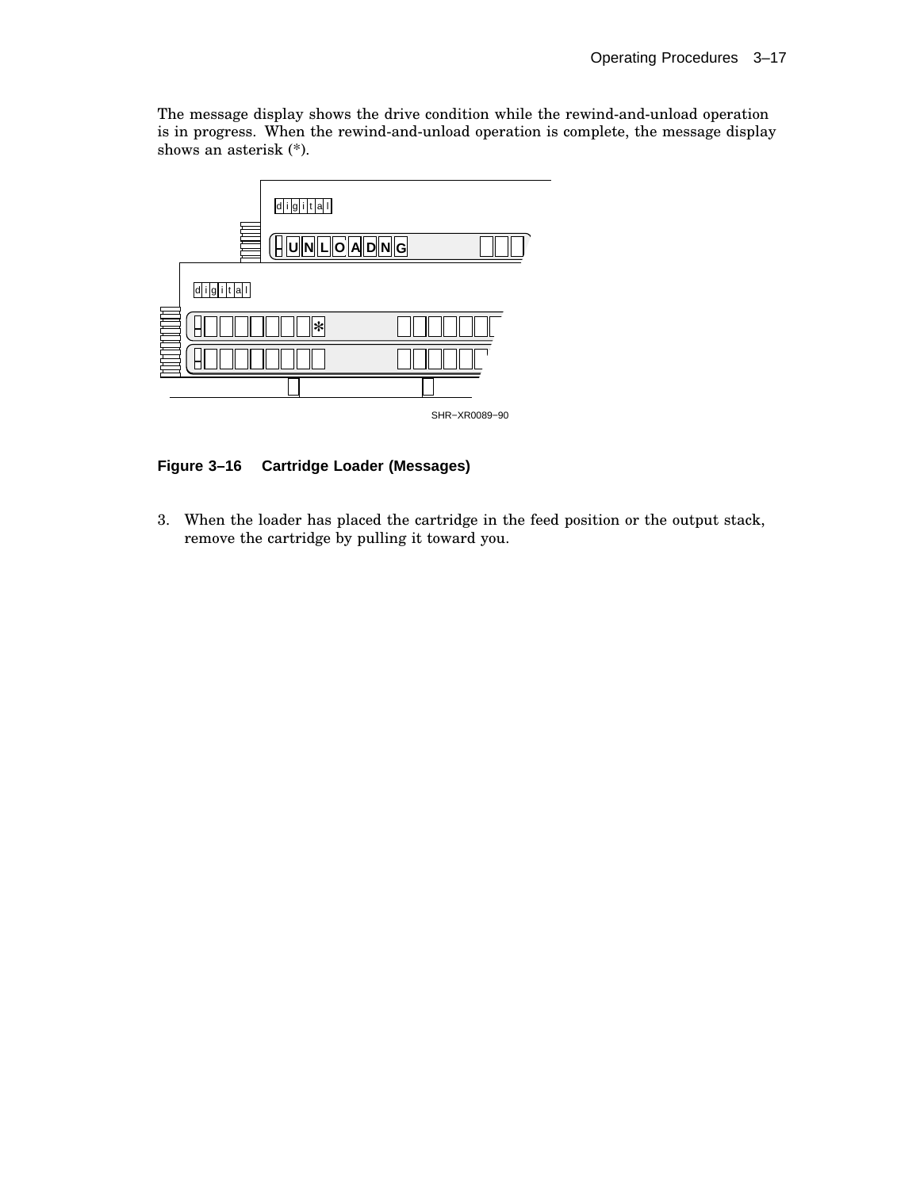The message display shows the drive condition while the rewind-and-unload operation is in progress. When the rewind-and-unload operation is complete, the message display shows an asterisk (*).

**Figure 3–16 Cartridge Loader (Messages)**

3. When the loader has placed the cartridge in the feed position or the output stack, remove the cartridge by pulling it toward you.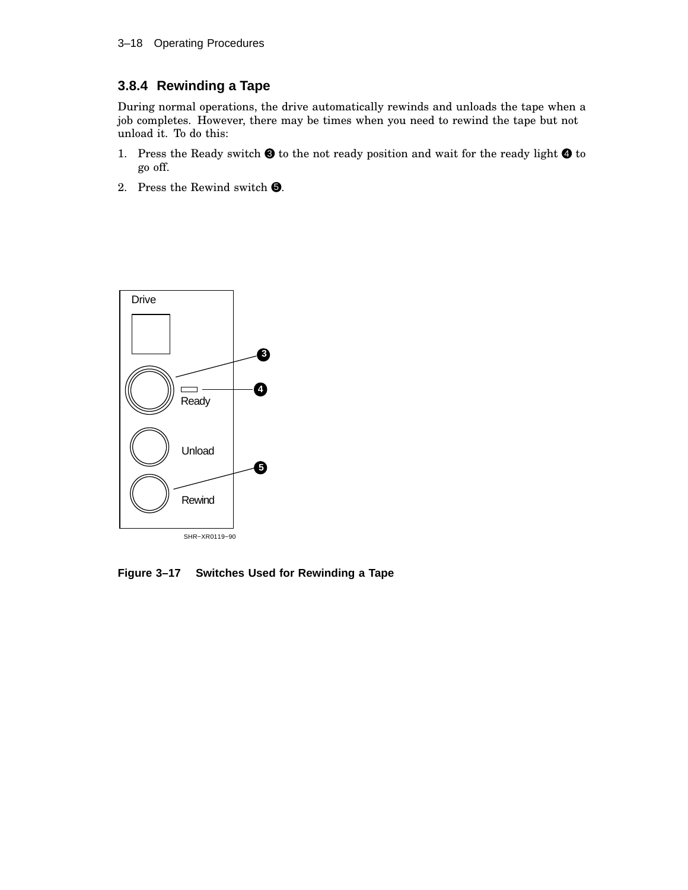### 3.8.4 Rewinding a Tape

During normal operations, the drive automatically rewinds and unloads the tape when a job completes. However, there may be times when you need to rewind the tape but not unload it. To do this:

1. Press the Ready switch ❸ to the not ready position and wait for the ready light ❹ to go off.
2. Press the Rewind switch ❺.

Drive

Ready

Unload

Rewind

SHR–XR0119–90

**Figure 3–17 Switches Used for Rewinding a Tape**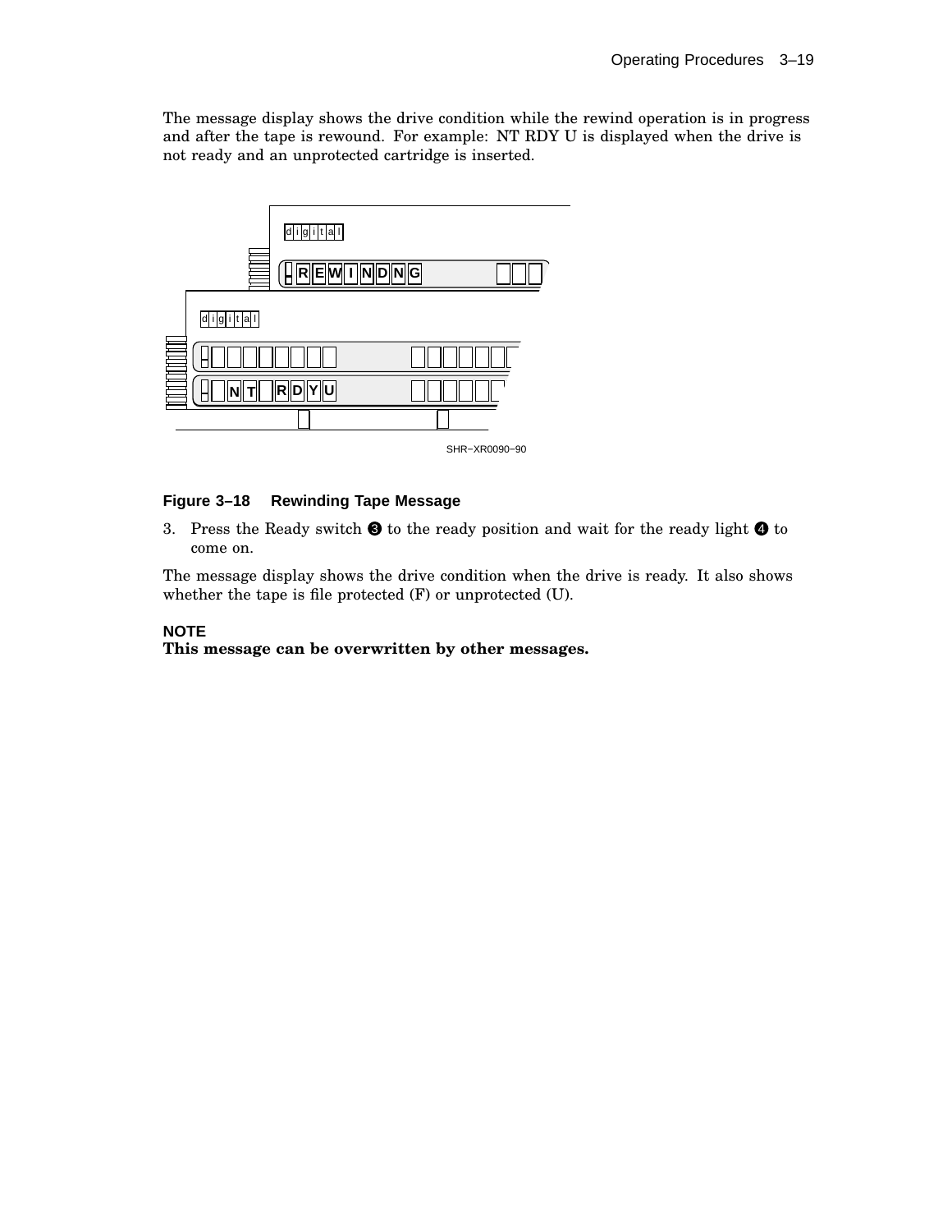The message display shows the drive condition while the rewind operation is in progress and after the tape is rewound. For example: NT RDY U is displayed when the drive is not ready and an unprotected cartridge is inserted.

**Figure 3–18 Rewinding Tape Message**

3. Press the Ready switch ❸ to the ready position and wait for the ready light ❹ to come on.

The message display shows the drive condition when the drive is ready. It also shows whether the tape is file protected (F) or unprotected (U).

**NOTE**

**This message can be overwritten by other messages.**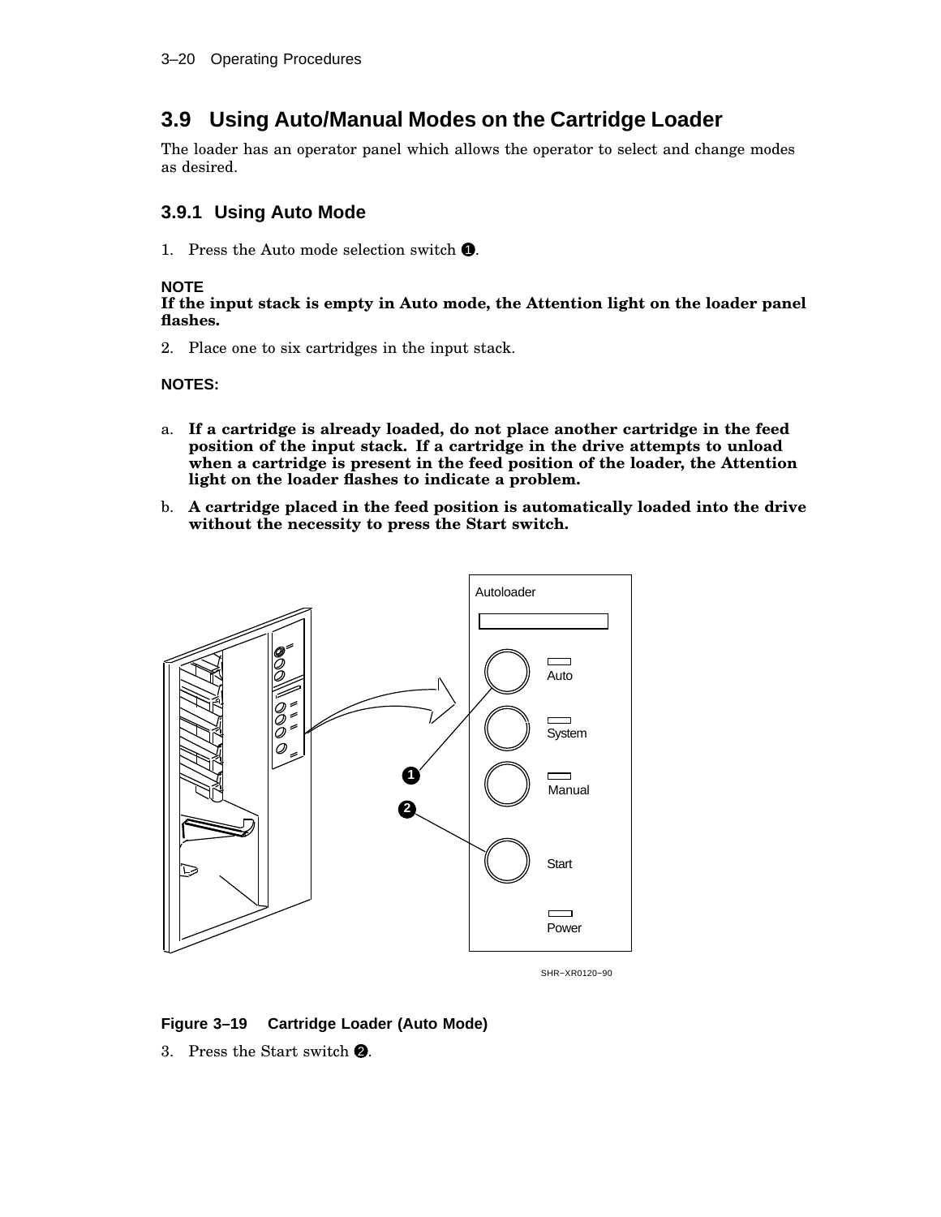## 3.9 Using Auto/Manual Modes on the Cartridge Loader

The loader has an operator panel which allows the operator to select and change modes as desired.

### 3.9.1 Using Auto Mode

1. Press the Auto mode selection switch ❶.

**NOTE**
**If the input stack is empty in Auto mode, the Attention light on the loader panel flashes.**

2. Place one to six cartridges in the input stack.

**NOTES:**

a. **If a cartridge is already loaded, do not place another cartridge in the feed position of the input stack. If a cartridge in the drive attempts to unload when a cartridge is present in the feed position of the loader, the Attention light on the loader flashes to indicate a problem.**

b. **A cartridge placed in the feed position is automatically loaded into the drive without the necessity to press the Start switch.**

**Figure 3–19 Cartridge Loader (Auto Mode)**

3. Press the Start switch ❷.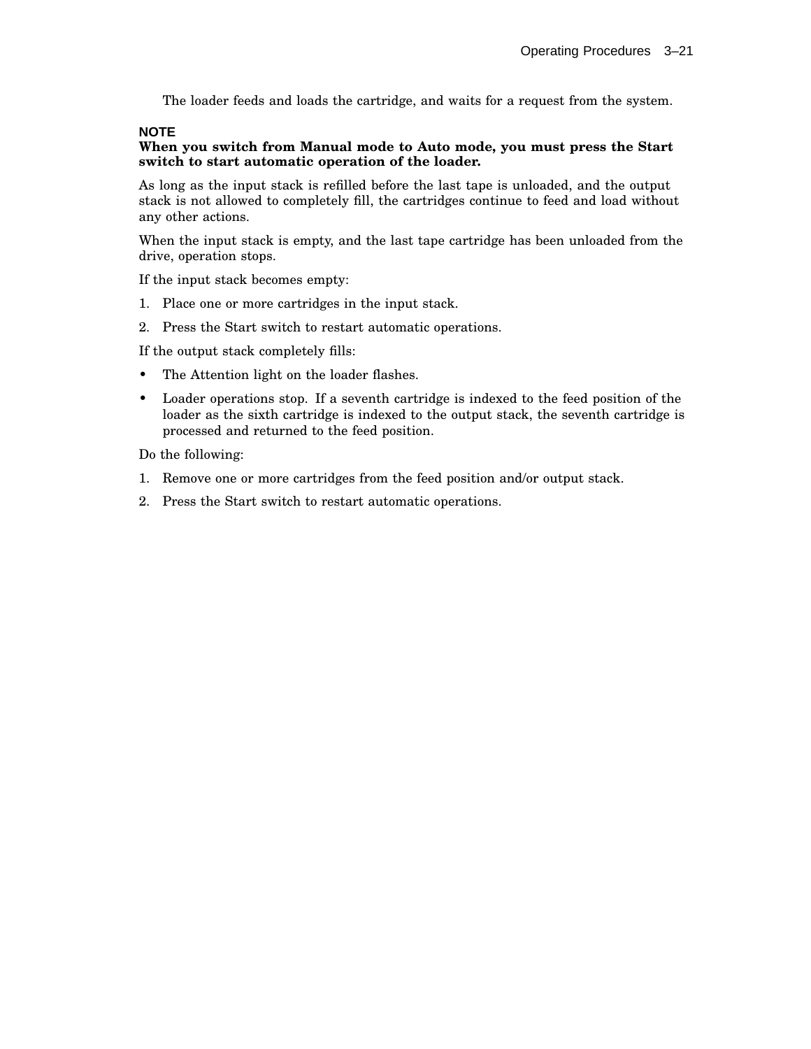The loader feeds and loads the cartridge, and waits for a request from the system.

**NOTE**

**When you switch from Manual mode to Auto mode, you must press the Start switch to start automatic operation of the loader.**

As long as the input stack is refilled before the last tape is unloaded, and the output stack is not allowed to completely fill, the cartridges continue to feed and load without any other actions.

When the input stack is empty, and the last tape cartridge has been unloaded from the drive, operation stops.

If the input stack becomes empty:

1. Place one or more cartridges in the input stack.
2. Press the Start switch to restart automatic operations.

If the output stack completely fills:

- The Attention light on the loader flashes.
- Loader operations stop. If a seventh cartridge is indexed to the feed position of the loader as the sixth cartridge is indexed to the output stack, the seventh cartridge is processed and returned to the feed position.

Do the following:

1. Remove one or more cartridges from the feed position and/or output stack.
2. Press the Start switch to restart automatic operations.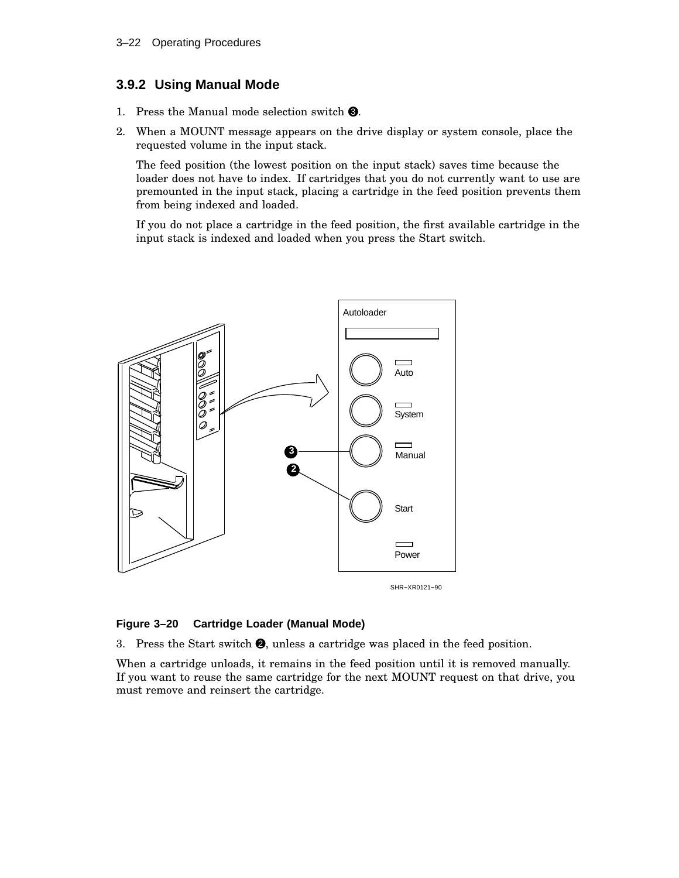### 3.9.2 Using Manual Mode

1. Press the Manual mode selection switch ❸.
2. When a MOUNT message appears on the drive display or system console, place the requested volume in the input stack.

   The feed position (the lowest position on the input stack) saves time because the loader does not have to index. If cartridges that you do not currently want to use are premounted in the input stack, placing a cartridge in the feed position prevents them from being indexed and loaded.

   If you do not place a cartridge in the feed position, the first available cartridge in the input stack is indexed and loaded when you press the Start switch.

**Figure 3–20 Cartridge Loader (Manual Mode)**

3. Press the Start switch ❷, unless a cartridge was placed in the feed position.

When a cartridge unloads, it remains in the feed position until it is removed manually. If you want to reuse the same cartridge for the next MOUNT request on that drive, you must remove and reinsert the cartridge.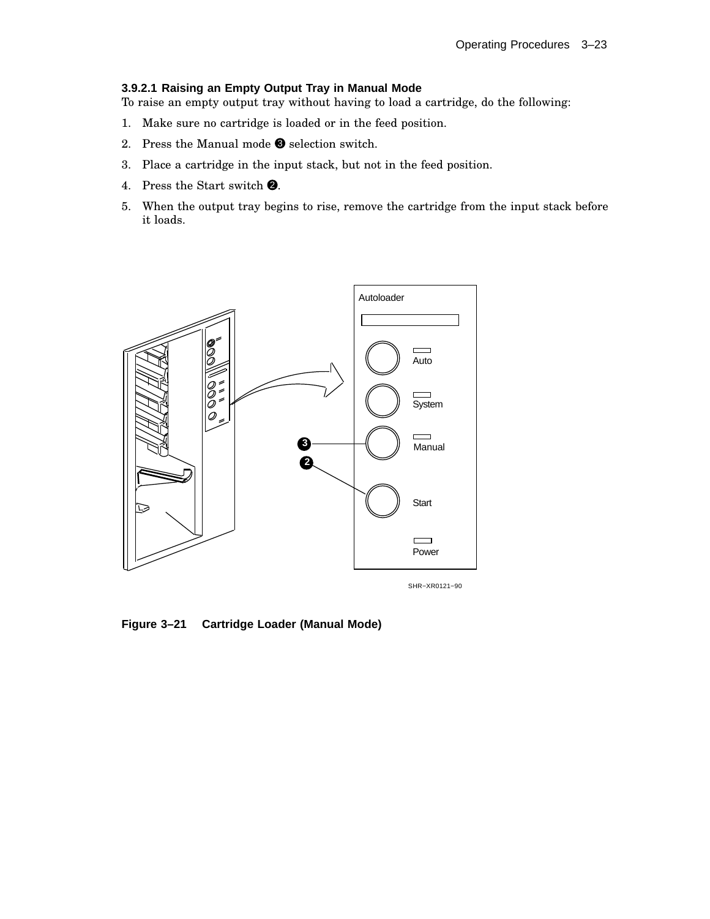### 3.9.2.1 Raising an Empty Output Tray in Manual Mode

To raise an empty output tray without having to load a cartridge, do the following:

1. Make sure no cartridge is loaded or in the feed position.
2. Press the Manual mode ❸ selection switch.
3. Place a cartridge in the input stack, but not in the feed position.
4. Press the Start switch ❷.
5. When the output tray begins to rise, remove the cartridge from the input stack before it loads.

**Figure 3–21 Cartridge Loader (Manual Mode)**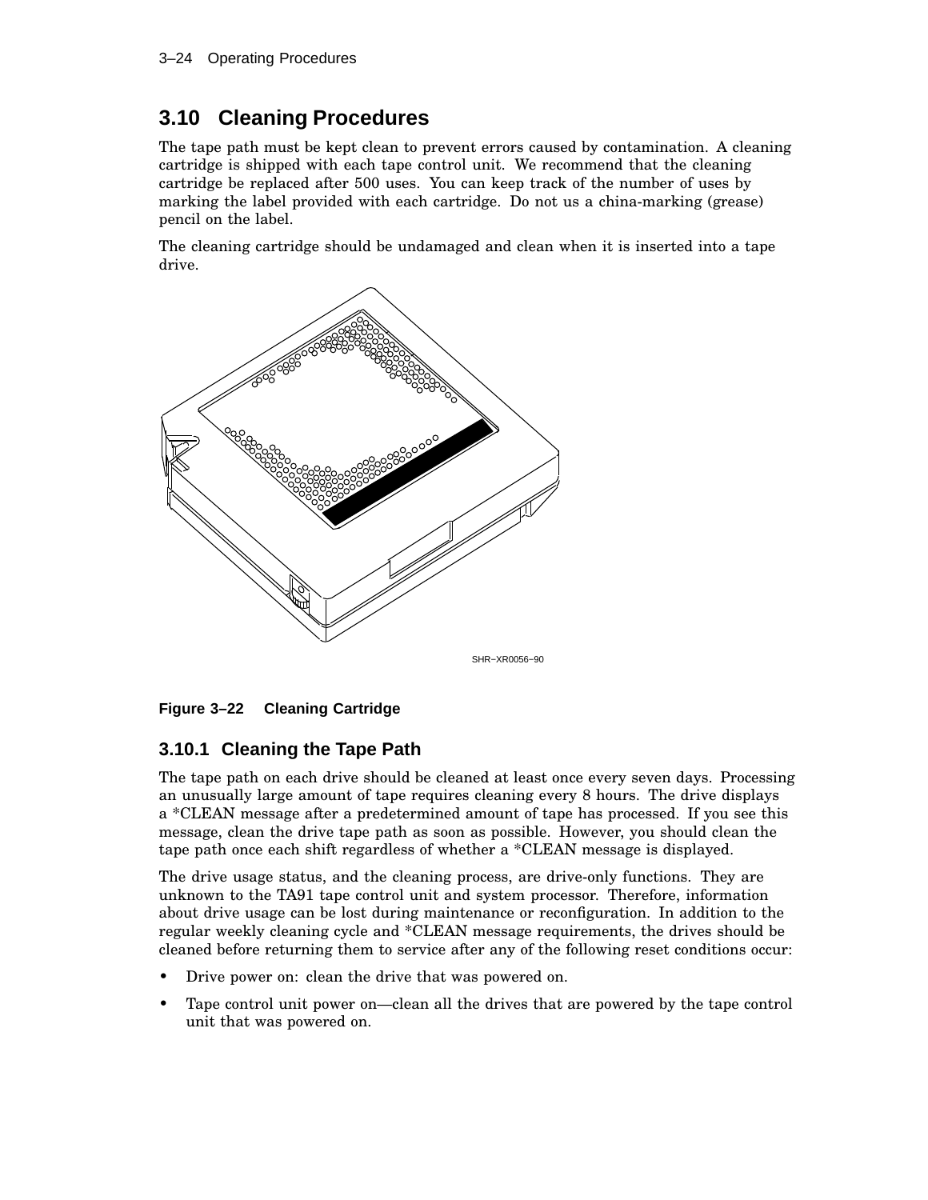## 3.10 Cleaning Procedures

The tape path must be kept clean to prevent errors caused by contamination. A cleaning cartridge is shipped with each tape control unit. We recommend that the cleaning cartridge be replaced after 500 uses. You can keep track of the number of uses by marking the label provided with each cartridge. Do not us a china-marking (grease) pencil on the label.

The cleaning cartridge should be undamaged and clean when it is inserted into a tape drive.

SHR–XR0056–90

**Figure 3–22 Cleaning Cartridge**

### 3.10.1 Cleaning the Tape Path

The tape path on each drive should be cleaned at least once every seven days. Processing an unusually large amount of tape requires cleaning every 8 hours. The drive displays a *CLEAN message after a predetermined amount of tape has processed. If you see this message, clean the drive tape path as soon as possible. However, you should clean the tape path once each shift regardless of whether a *CLEAN message is displayed.

The drive usage status, and the cleaning process, are drive-only functions. They are unknown to the TA91 tape control unit and system processor. Therefore, information about drive usage can be lost during maintenance or reconfiguration. In addition to the regular weekly cleaning cycle and *CLEAN message requirements, the drives should be cleaned before returning them to service after any of the following reset conditions occur:

- Drive power on: clean the drive that was powered on.
- Tape control unit power on—clean all the drives that are powered by the tape control unit that was powered on.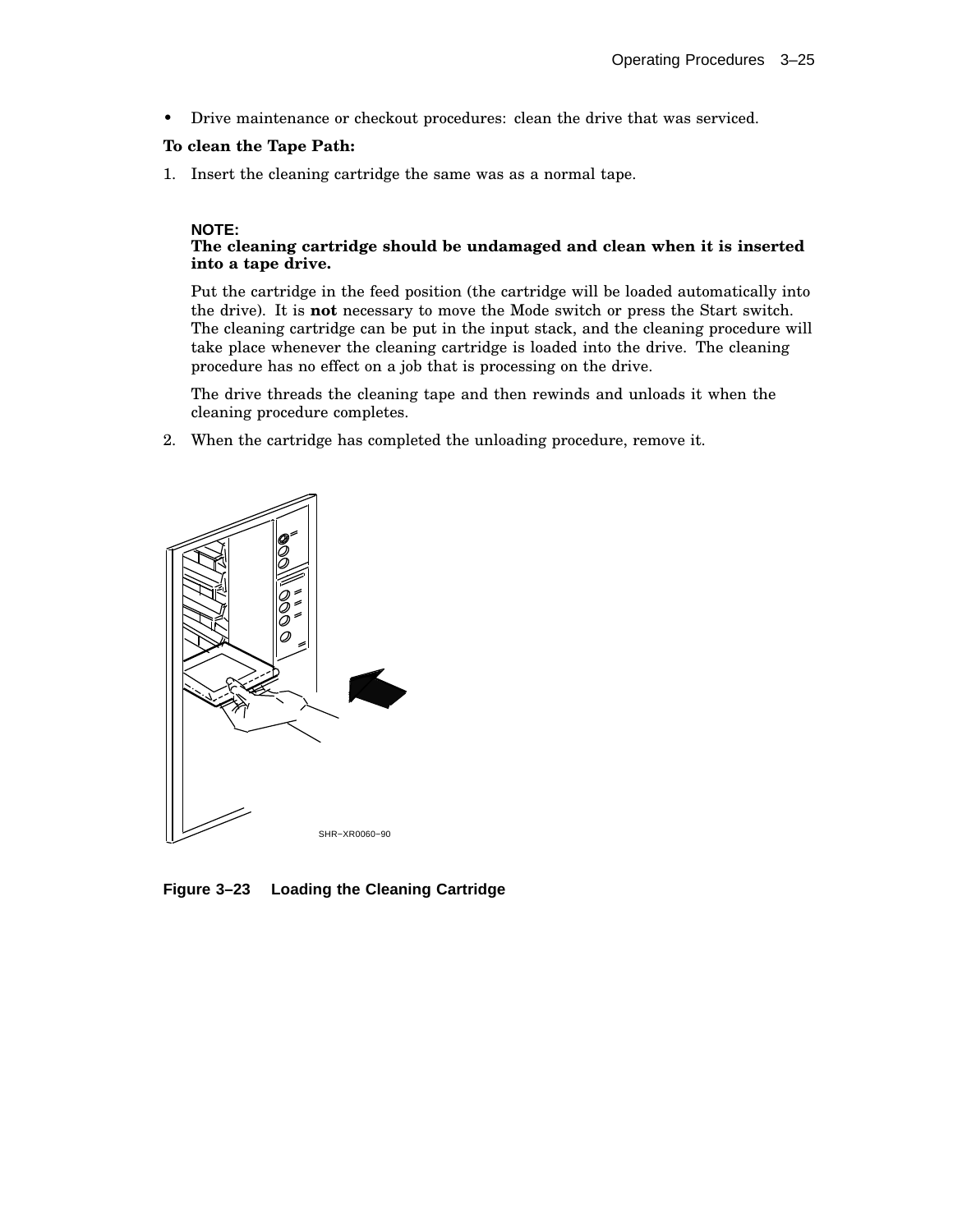- Drive maintenance or checkout procedures: clean the drive that was serviced.

**To clean the Tape Path:**

1. Insert the cleaning cartridge the same was as a normal tape.

   **NOTE:**
   **The cleaning cartridge should be undamaged and clean when it is inserted into a tape drive.**

   Put the cartridge in the feed position (the cartridge will be loaded automatically into the drive). It is **not** necessary to move the Mode switch or press the Start switch. The cleaning cartridge can be put in the input stack, and the cleaning procedure will take place whenever the cleaning cartridge is loaded into the drive. The cleaning procedure has no effect on a job that is processing on the drive.

   The drive threads the cleaning tape and then rewinds and unloads it when the cleaning procedure completes.

2. When the cartridge has completed the unloading procedure, remove it.

SHR–XR0060–90

**Figure 3–23 Loading the Cleaning Cartridge**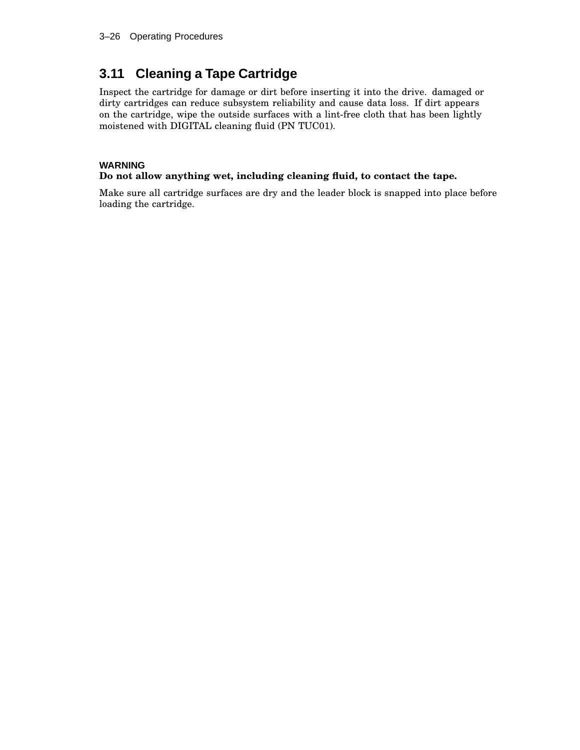## 3.11 Cleaning a Tape Cartridge

Inspect the cartridge for damage or dirt before inserting it into the drive. damaged or dirty cartridges can reduce subsystem reliability and cause data loss. If dirt appears on the cartridge, wipe the outside surfaces with a lint-free cloth that has been lightly moistened with DIGITAL cleaning fluid (PN TUC01).

**WARNING**

**Do not allow anything wet, including cleaning fluid, to contact the tape.**

Make sure all cartridge surfaces are dry and the leader block is snapped into place before loading the cartridge.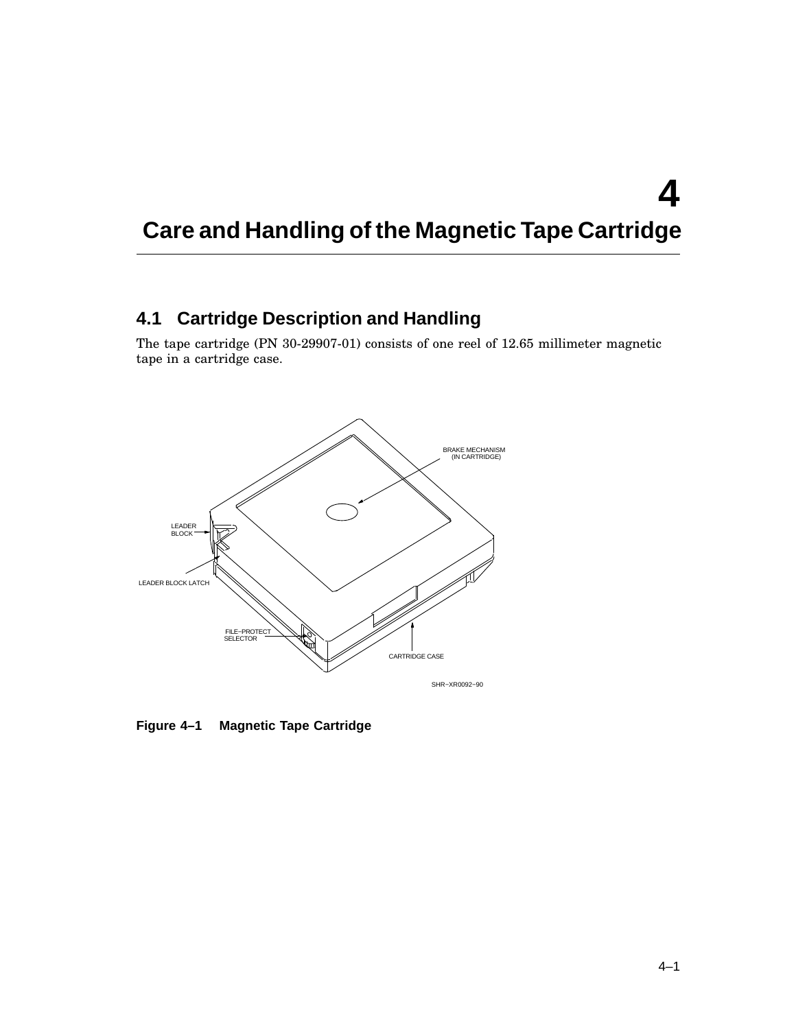# 4 Care and Handling of the Magnetic Tape Cartridge

## 4.1 Cartridge Description and Handling

The tape cartridge (PN 30-29907-01) consists of one reel of 12.65 millimeter magnetic tape in a cartridge case.

**Figure 4–1 Magnetic Tape Cartridge**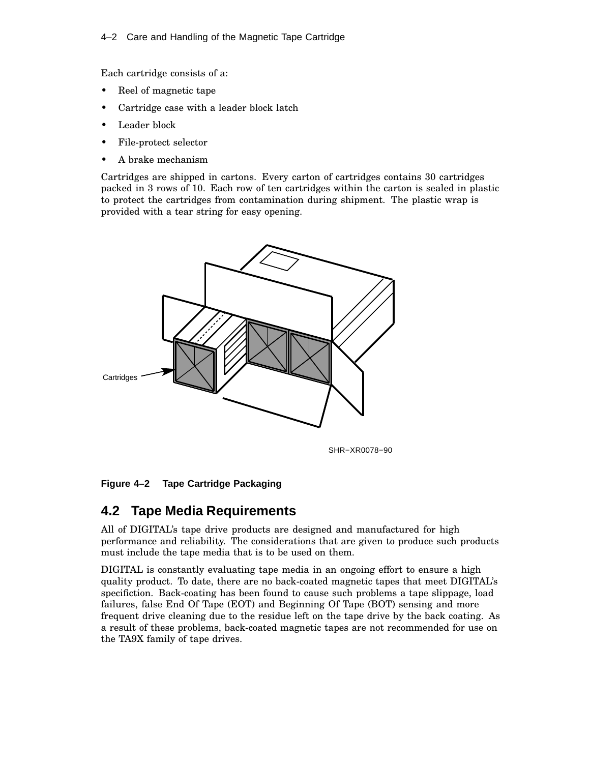Each cartridge consists of a:

- Reel of magnetic tape
- Cartridge case with a leader block latch
- Leader block
- File-protect selector
- A brake mechanism

Cartridges are shipped in cartons. Every carton of cartridges contains 30 cartridges packed in 3 rows of 10. Each row of ten cartridges within the carton is sealed in plastic to protect the cartridges from contamination during shipment. The plastic wrap is provided with a tear string for easy opening.

Cartridges

SHR−XR0078−90

**Figure 4–2 Tape Cartridge Packaging**

## 4.2 Tape Media Requirements

All of DIGITAL's tape drive products are designed and manufactured for high performance and reliability. The considerations that are given to produce such products must include the tape media that is to be used on them.

DIGITAL is constantly evaluating tape media in an ongoing effort to ensure a high quality product. To date, there are no back-coated magnetic tapes that meet DIGITAL's specifiction. Back-coating has been found to cause such problems a tape slippage, load failures, false End Of Tape (EOT) and Beginning Of Tape (BOT) sensing and more frequent drive cleaning due to the residue left on the tape drive by the back coating. As a result of these problems, back-coated magnetic tapes are not recommended for use on the TA9X family of tape drives.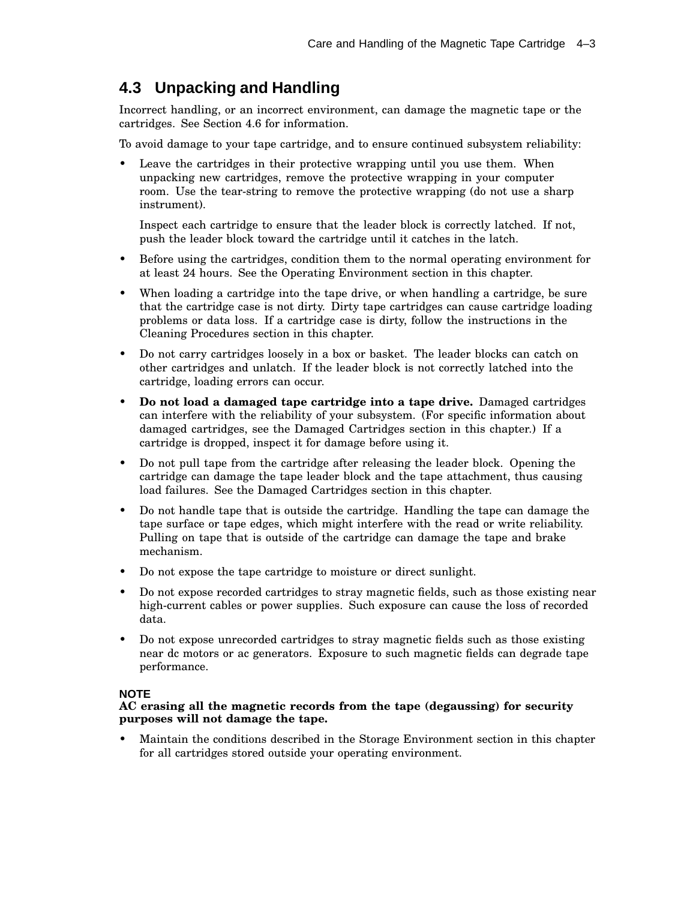## 4.3 Unpacking and Handling

Incorrect handling, or an incorrect environment, can damage the magnetic tape or the cartridges. See Section 4.6 for information.

To avoid damage to your tape cartridge, and to ensure continued subsystem reliability:

- Leave the cartridges in their protective wrapping until you use them. When unpacking new cartridges, remove the protective wrapping in your computer room. Use the tear-string to remove the protective wrapping (do not use a sharp instrument).

  Inspect each cartridge to ensure that the leader block is correctly latched. If not, push the leader block toward the cartridge until it catches in the latch.

- Before using the cartridges, condition them to the normal operating environment for at least 24 hours. See the Operating Environment section in this chapter.
- When loading a cartridge into the tape drive, or when handling a cartridge, be sure that the cartridge case is not dirty. Dirty tape cartridges can cause cartridge loading problems or data loss. If a cartridge case is dirty, follow the instructions in the Cleaning Procedures section in this chapter.
- Do not carry cartridges loosely in a box or basket. The leader blocks can catch on other cartridges and unlatch. If the leader block is not correctly latched into the cartridge, loading errors can occur.
- **Do not load a damaged tape cartridge into a tape drive.** Damaged cartridges can interfere with the reliability of your subsystem. (For specific information about damaged cartridges, see the Damaged Cartridges section in this chapter.) If a cartridge is dropped, inspect it for damage before using it.
- Do not pull tape from the cartridge after releasing the leader block. Opening the cartridge can damage the tape leader block and the tape attachment, thus causing load failures. See the Damaged Cartridges section in this chapter.
- Do not handle tape that is outside the cartridge. Handling the tape can damage the tape surface or tape edges, which might interfere with the read or write reliability. Pulling on tape that is outside of the cartridge can damage the tape and brake mechanism.
- Do not expose the tape cartridge to moisture or direct sunlight.
- Do not expose recorded cartridges to stray magnetic fields, such as those existing near high-current cables or power supplies. Such exposure can cause the loss of recorded data.
- Do not expose unrecorded cartridges to stray magnetic fields such as those existing near dc motors or ac generators. Exposure to such magnetic fields can degrade tape performance.

**NOTE**

**AC erasing all the magnetic records from the tape (degaussing) for security purposes will not damage the tape.**

- Maintain the conditions described in the Storage Environment section in this chapter for all cartridges stored outside your operating environment.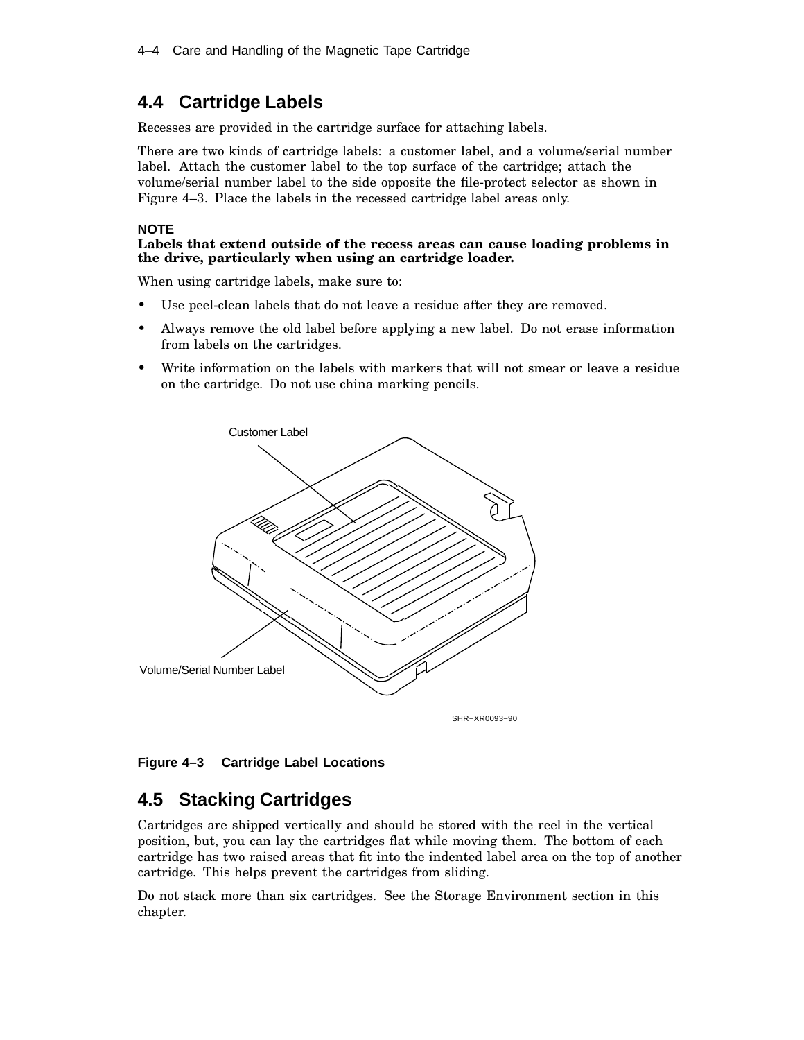## 4.4 Cartridge Labels

Recesses are provided in the cartridge surface for attaching labels.

There are two kinds of cartridge labels: a customer label, and a volume/serial number label. Attach the customer label to the top surface of the cartridge; attach the volume/serial number label to the side opposite the file-protect selector as shown in Figure 4–3. Place the labels in the recessed cartridge label areas only.

**NOTE**
**Labels that extend outside of the recess areas can cause loading problems in the drive, particularly when using an cartridge loader.**

When using cartridge labels, make sure to:

- Use peel-clean labels that do not leave a residue after they are removed.
- Always remove the old label before applying a new label. Do not erase information from labels on the cartridges.
- Write information on the labels with markers that will not smear or leave a residue on the cartridge. Do not use china marking pencils.

**Figure 4–3 Cartridge Label Locations**

## 4.5 Stacking Cartridges

Cartridges are shipped vertically and should be stored with the reel in the vertical position, but, you can lay the cartridges flat while moving them. The bottom of each cartridge has two raised areas that fit into the indented label area on the top of another cartridge. This helps prevent the cartridges from sliding.

Do not stack more than six cartridges. See the Storage Environment section in this chapter.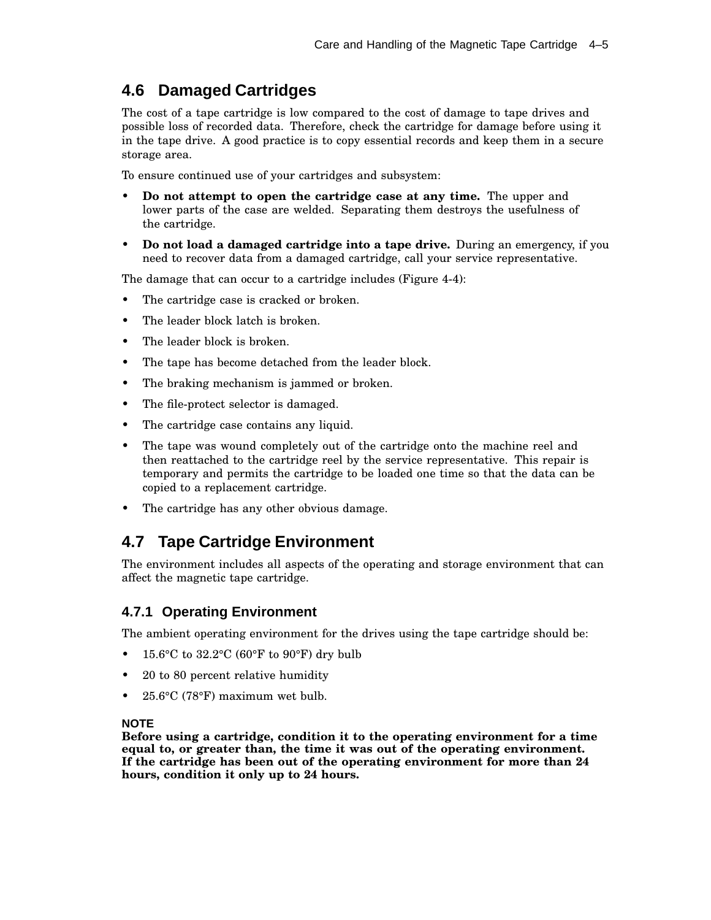## 4.6 Damaged Cartridges

The cost of a tape cartridge is low compared to the cost of damage to tape drives and possible loss of recorded data. Therefore, check the cartridge for damage before using it in the tape drive. A good practice is to copy essential records and keep them in a secure storage area.

To ensure continued use of your cartridges and subsystem:

- **Do not attempt to open the cartridge case at any time.** The upper and lower parts of the case are welded. Separating them destroys the usefulness of the cartridge.
- **Do not load a damaged cartridge into a tape drive.** During an emergency, if you need to recover data from a damaged cartridge, call your service representative.

The damage that can occur to a cartridge includes (Figure 4-4):

- The cartridge case is cracked or broken.
- The leader block latch is broken.
- The leader block is broken.
- The tape has become detached from the leader block.
- The braking mechanism is jammed or broken.
- The file-protect selector is damaged.
- The cartridge case contains any liquid.
- The tape was wound completely out of the cartridge onto the machine reel and then reattached to the cartridge reel by the service representative. This repair is temporary and permits the cartridge to be loaded one time so that the data can be copied to a replacement cartridge.
- The cartridge has any other obvious damage.

## 4.7 Tape Cartridge Environment

The environment includes all aspects of the operating and storage environment that can affect the magnetic tape cartridge.

### 4.7.1 Operating Environment

The ambient operating environment for the drives using the tape cartridge should be:

- 15.6°C to 32.2°C (60°F to 90°F) dry bulb
- 20 to 80 percent relative humidity
- 25.6°C (78°F) maximum wet bulb.

**NOTE**

**Before using a cartridge, condition it to the operating environment for a time equal to, or greater than, the time it was out of the operating environment. If the cartridge has been out of the operating environment for more than 24 hours, condition it only up to 24 hours.**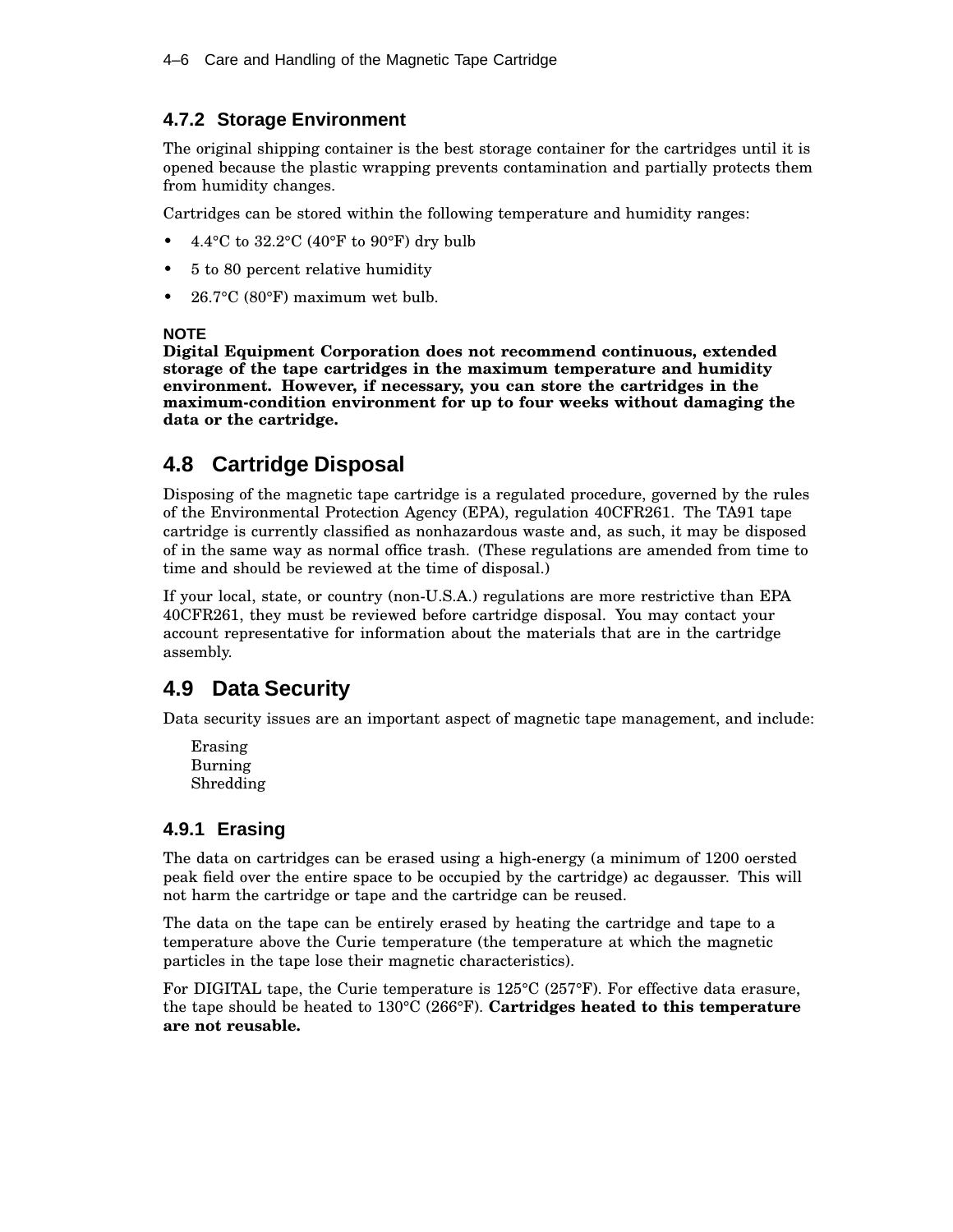### 4.7.2 Storage Environment

The original shipping container is the best storage container for the cartridges until it is opened because the plastic wrapping prevents contamination and partially protects them from humidity changes.

Cartridges can be stored within the following temperature and humidity ranges:

- 4.4°C to 32.2°C (40°F to 90°F) dry bulb
- 5 to 80 percent relative humidity
- 26.7°C (80°F) maximum wet bulb.

**NOTE**
**Digital Equipment Corporation does not recommend continuous, extended storage of the tape cartridges in the maximum temperature and humidity environment. However, if necessary, you can store the cartridges in the maximum-condition environment for up to four weeks without damaging the data or the cartridge.**

## 4.8 Cartridge Disposal

Disposing of the magnetic tape cartridge is a regulated procedure, governed by the rules of the Environmental Protection Agency (EPA), regulation 40CFR261. The TA91 tape cartridge is currently classified as nonhazardous waste and, as such, it may be disposed of in the same way as normal office trash. (These regulations are amended from time to time and should be reviewed at the time of disposal.)

If your local, state, or country (non-U.S.A.) regulations are more restrictive than EPA 40CFR261, they must be reviewed before cartridge disposal. You may contact your account representative for information about the materials that are in the cartridge assembly.

## 4.9 Data Security

Data security issues are an important aspect of magnetic tape management, and include:

Erasing
Burning
Shredding

### 4.9.1 Erasing

The data on cartridges can be erased using a high-energy (a minimum of 1200 oersted peak field over the entire space to be occupied by the cartridge) ac degausser. This will not harm the cartridge or tape and the cartridge can be reused.

The data on the tape can be entirely erased by heating the cartridge and tape to a temperature above the Curie temperature (the temperature at which the magnetic particles in the tape lose their magnetic characteristics).

For DIGITAL tape, the Curie temperature is 125°C (257°F). For effective data erasure, the tape should be heated to 130°C (266°F). **Cartridges heated to this temperature are not reusable.**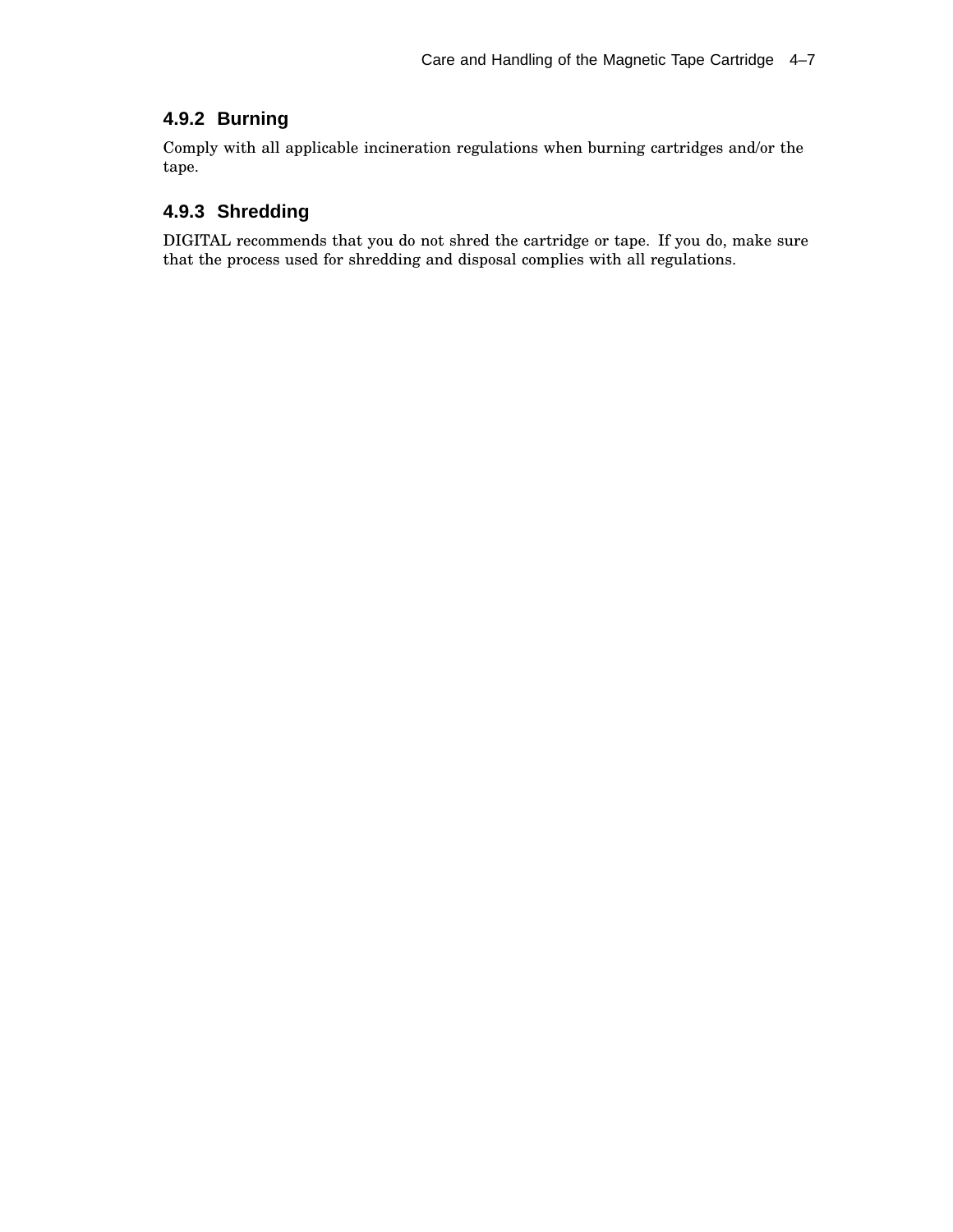### 4.9.2 Burning

Comply with all applicable incineration regulations when burning cartridges and/or the tape.

### 4.9.3 Shredding

DIGITAL recommends that you do not shred the cartridge or tape. If you do, make sure that the process used for shredding and disposal complies with all regulations.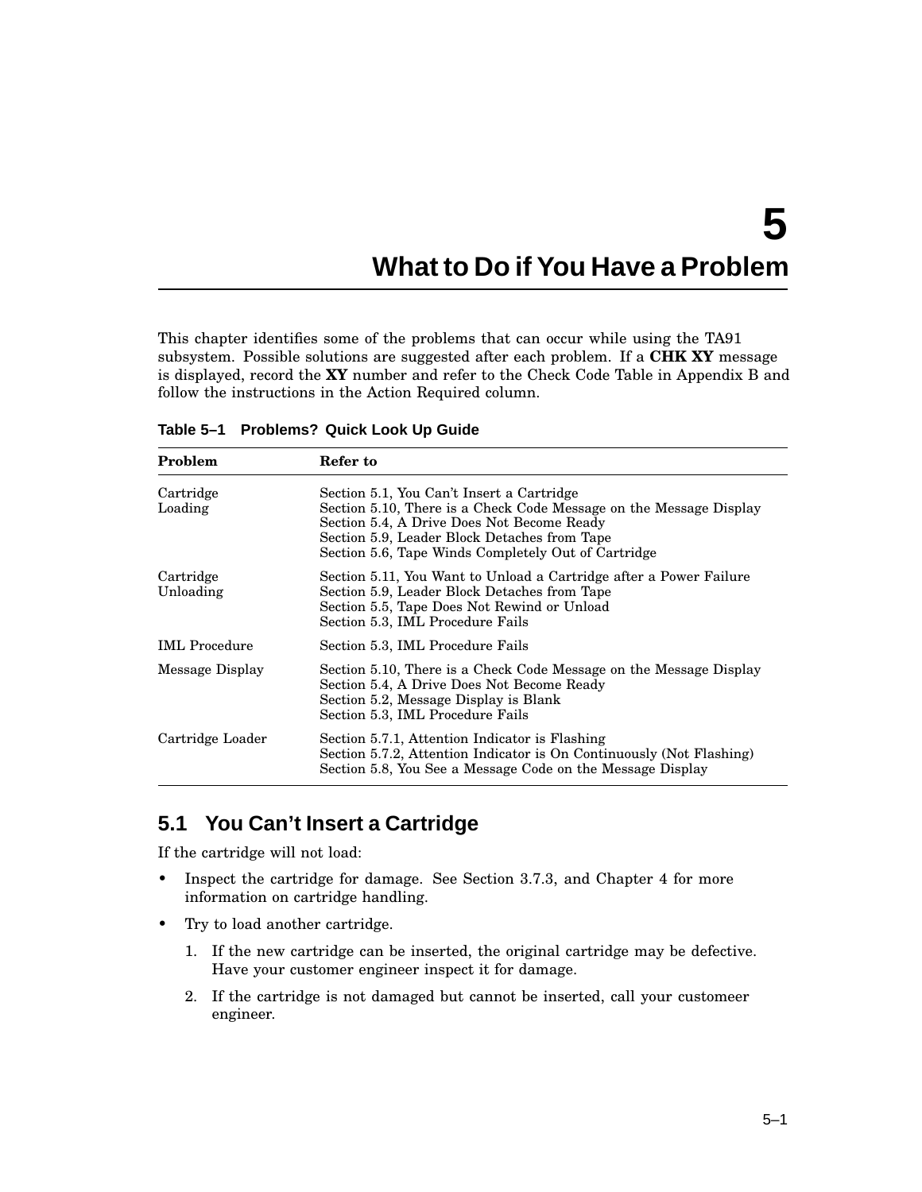# 5 What to Do if You Have a Problem

This chapter identifies some of the problems that can occur while using the TA91 subsystem. Possible solutions are suggested after each problem. If a **CHK XY** message is displayed, record the **XY** number and refer to the Check Code Table in Appendix B and follow the instructions in the Action Required column.

**Table 5–1 Problems? Quick Look Up Guide**

| Problem | Refer to |
|---|---|
| Cartridge Loading | Section 5.1, You Can't Insert a Cartridge<br>Section 5.10, There is a Check Code Message on the Message Display<br>Section 5.4, A Drive Does Not Become Ready<br>Section 5.9, Leader Block Detaches from Tape<br>Section 5.6, Tape Winds Completely Out of Cartridge |
| Cartridge Unloading | Section 5.11, You Want to Unload a Cartridge after a Power Failure<br>Section 5.9, Leader Block Detaches from Tape<br>Section 5.5, Tape Does Not Rewind or Unload<br>Section 5.3, IML Procedure Fails |
| IML Procedure | Section 5.3, IML Procedure Fails |
| Message Display | Section 5.10, There is a Check Code Message on the Message Display<br>Section 5.4, A Drive Does Not Become Ready<br>Section 5.2, Message Display is Blank<br>Section 5.3, IML Procedure Fails |
| Cartridge Loader | Section 5.7.1, Attention Indicator is Flashing<br>Section 5.7.2, Attention Indicator is On Continuously (Not Flashing)<br>Section 5.8, You See a Message Code on the Message Display |

## 5.1 You Can't Insert a Cartridge

If the cartridge will not load:

- Inspect the cartridge for damage. See Section 3.7.3, and Chapter 4 for more information on cartridge handling.
- Try to load another cartridge.
  1. If the new cartridge can be inserted, the original cartridge may be defective. Have your customer engineer inspect it for damage.
  2. If the cartridge is not damaged but cannot be inserted, call your customeer engineer.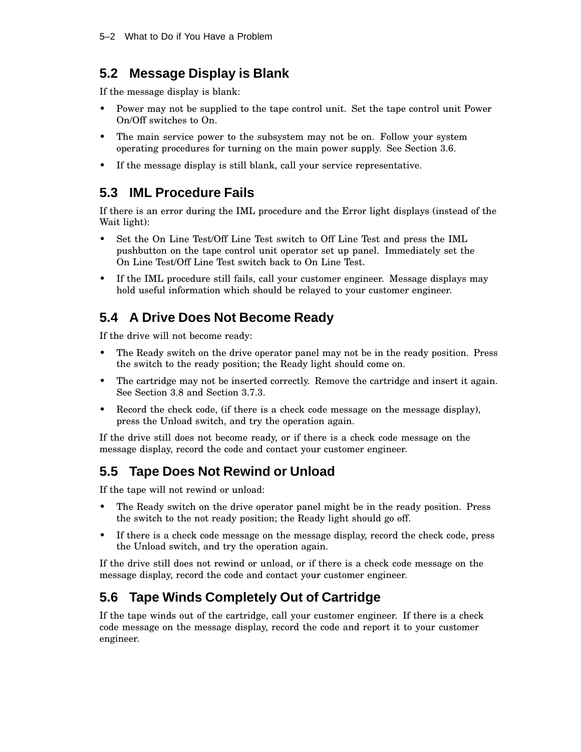## 5.2 Message Display is Blank

If the message display is blank:

- Power may not be supplied to the tape control unit. Set the tape control unit Power On/Off switches to On.
- The main service power to the subsystem may not be on. Follow your system operating procedures for turning on the main power supply. See Section 3.6.
- If the message display is still blank, call your service representative.

## 5.3 IML Procedure Fails

If there is an error during the IML procedure and the Error light displays (instead of the Wait light):

- Set the On Line Test/Off Line Test switch to Off Line Test and press the IML pushbutton on the tape control unit operator set up panel. Immediately set the On Line Test/Off Line Test switch back to On Line Test.
- If the IML procedure still fails, call your customer engineer. Message displays may hold useful information which should be relayed to your customer engineer.

## 5.4 A Drive Does Not Become Ready

If the drive will not become ready:

- The Ready switch on the drive operator panel may not be in the ready position. Press the switch to the ready position; the Ready light should come on.
- The cartridge may not be inserted correctly. Remove the cartridge and insert it again. See Section 3.8 and Section 3.7.3.
- Record the check code, (if there is a check code message on the message display), press the Unload switch, and try the operation again.

If the drive still does not become ready, or if there is a check code message on the message display, record the code and contact your customer engineer.

## 5.5 Tape Does Not Rewind or Unload

If the tape will not rewind or unload:

- The Ready switch on the drive operator panel might be in the ready position. Press the switch to the not ready position; the Ready light should go off.
- If there is a check code message on the message display, record the check code, press the Unload switch, and try the operation again.

If the drive still does not rewind or unload, or if there is a check code message on the message display, record the code and contact your customer engineer.

## 5.6 Tape Winds Completely Out of Cartridge

If the tape winds out of the cartridge, call your customer engineer. If there is a check code message on the message display, record the code and report it to your customer engineer.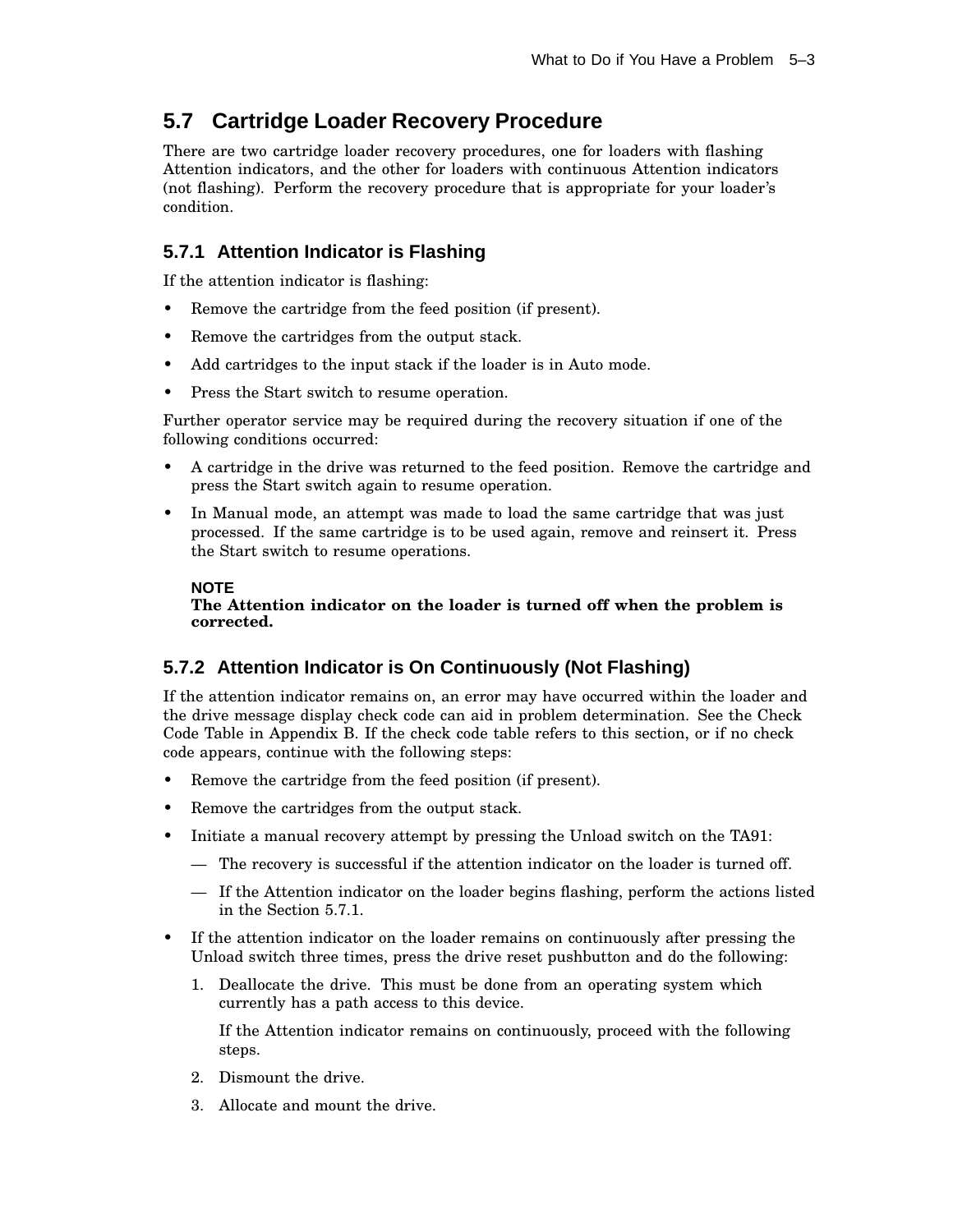## 5.7 Cartridge Loader Recovery Procedure

There are two cartridge loader recovery procedures, one for loaders with flashing Attention indicators, and the other for loaders with continuous Attention indicators (not flashing). Perform the recovery procedure that is appropriate for your loader's condition.

### 5.7.1 Attention Indicator is Flashing

If the attention indicator is flashing:

- Remove the cartridge from the feed position (if present).
- Remove the cartridges from the output stack.
- Add cartridges to the input stack if the loader is in Auto mode.
- Press the Start switch to resume operation.

Further operator service may be required during the recovery situation if one of the following conditions occurred:

- A cartridge in the drive was returned to the feed position. Remove the cartridge and press the Start switch again to resume operation.
- In Manual mode, an attempt was made to load the same cartridge that was just processed. If the same cartridge is to be used again, remove and reinsert it. Press the Start switch to resume operations.

> **NOTE**
> **The Attention indicator on the loader is turned off when the problem is corrected.**

### 5.7.2 Attention Indicator is On Continuously (Not Flashing)

If the attention indicator remains on, an error may have occurred within the loader and the drive message display check code can aid in problem determination. See the Check Code Table in Appendix B. If the check code table refers to this section, or if no check code appears, continue with the following steps:

- Remove the cartridge from the feed position (if present).
- Remove the cartridges from the output stack.
- Initiate a manual recovery attempt by pressing the Unload switch on the TA91:
  - — The recovery is successful if the attention indicator on the loader is turned off.
  - — If the Attention indicator on the loader begins flashing, perform the actions listed in the Section 5.7.1.
- If the attention indicator on the loader remains on continuously after pressing the Unload switch three times, press the drive reset pushbutton and do the following:
  1. Deallocate the drive. This must be done from an operating system which currently has a path access to this device.

     If the Attention indicator remains on continuously, proceed with the following steps.
  2. Dismount the drive.
  3. Allocate and mount the drive.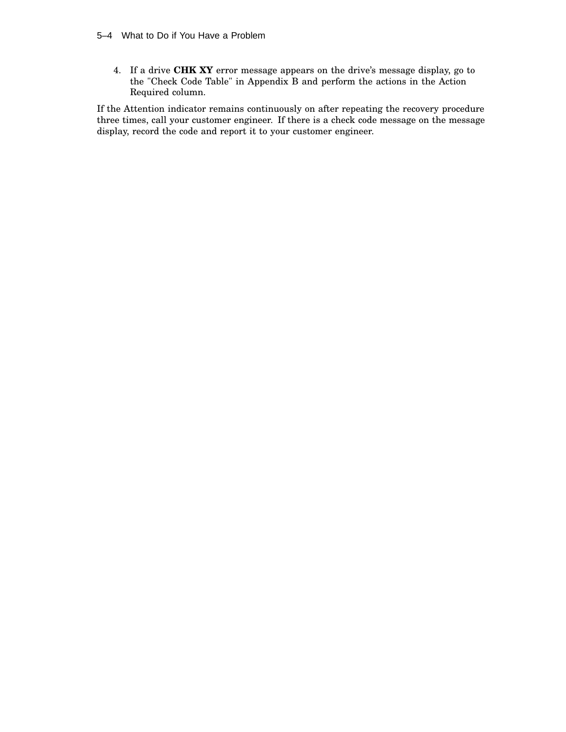4. If a drive **CHK XY** error message appears on the drive's message display, go to the "Check Code Table" in Appendix B and perform the actions in the Action Required column.

If the Attention indicator remains continuously on after repeating the recovery procedure three times, call your customer engineer. If there is a check code message on the message display, record the code and report it to your customer engineer.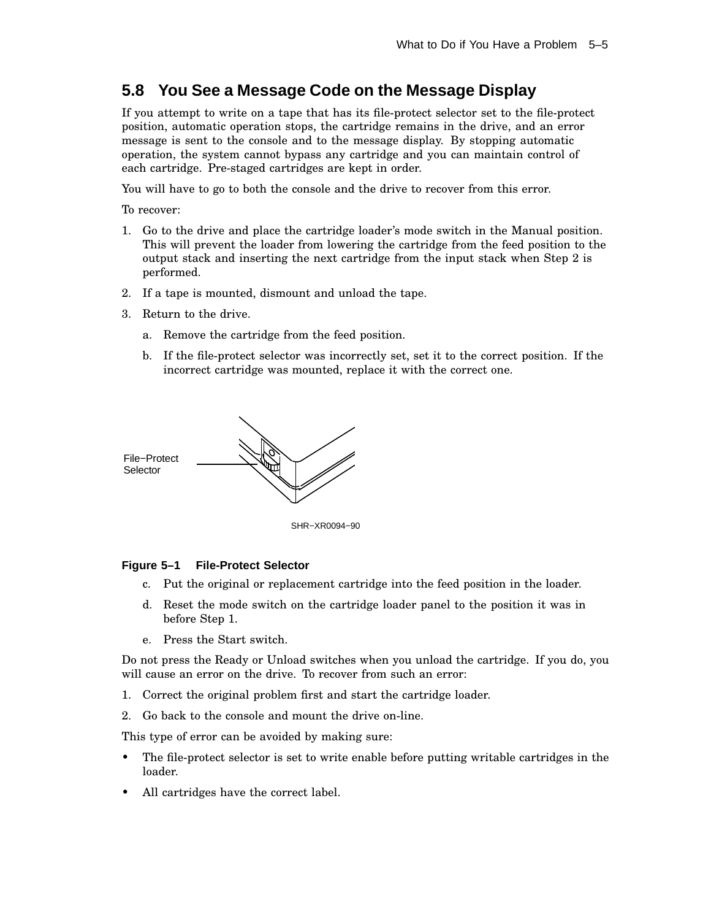## 5.8 You See a Message Code on the Message Display

If you attempt to write on a tape that has its file-protect selector set to the file-protect position, automatic operation stops, the cartridge remains in the drive, and an error message is sent to the console and to the message display. By stopping automatic operation, the system cannot bypass any cartridge and you can maintain control of each cartridge. Pre-staged cartridges are kept in order.

You will have to go to both the console and the drive to recover from this error.

To recover:

1. Go to the drive and place the cartridge loader's mode switch in the Manual position. This will prevent the loader from lowering the cartridge from the feed position to the output stack and inserting the next cartridge from the input stack when Step 2 is performed.
2. If a tape is mounted, dismount and unload the tape.
3. Return to the drive.
   a. Remove the cartridge from the feed position.
   b. If the file-protect selector was incorrectly set, set it to the correct position. If the incorrect cartridge was mounted, replace it with the correct one.

File−Protect Selector

SHR−XR0094−90

**Figure 5–1 File-Protect Selector**

   c. Put the original or replacement cartridge into the feed position in the loader.
   d. Reset the mode switch on the cartridge loader panel to the position it was in before Step 1.
   e. Press the Start switch.

Do not press the Ready or Unload switches when you unload the cartridge. If you do, you will cause an error on the drive. To recover from such an error:

1. Correct the original problem first and start the cartridge loader.
2. Go back to the console and mount the drive on-line.

This type of error can be avoided by making sure:

- The file-protect selector is set to write enable before putting writable cartridges in the loader.
- All cartridges have the correct label.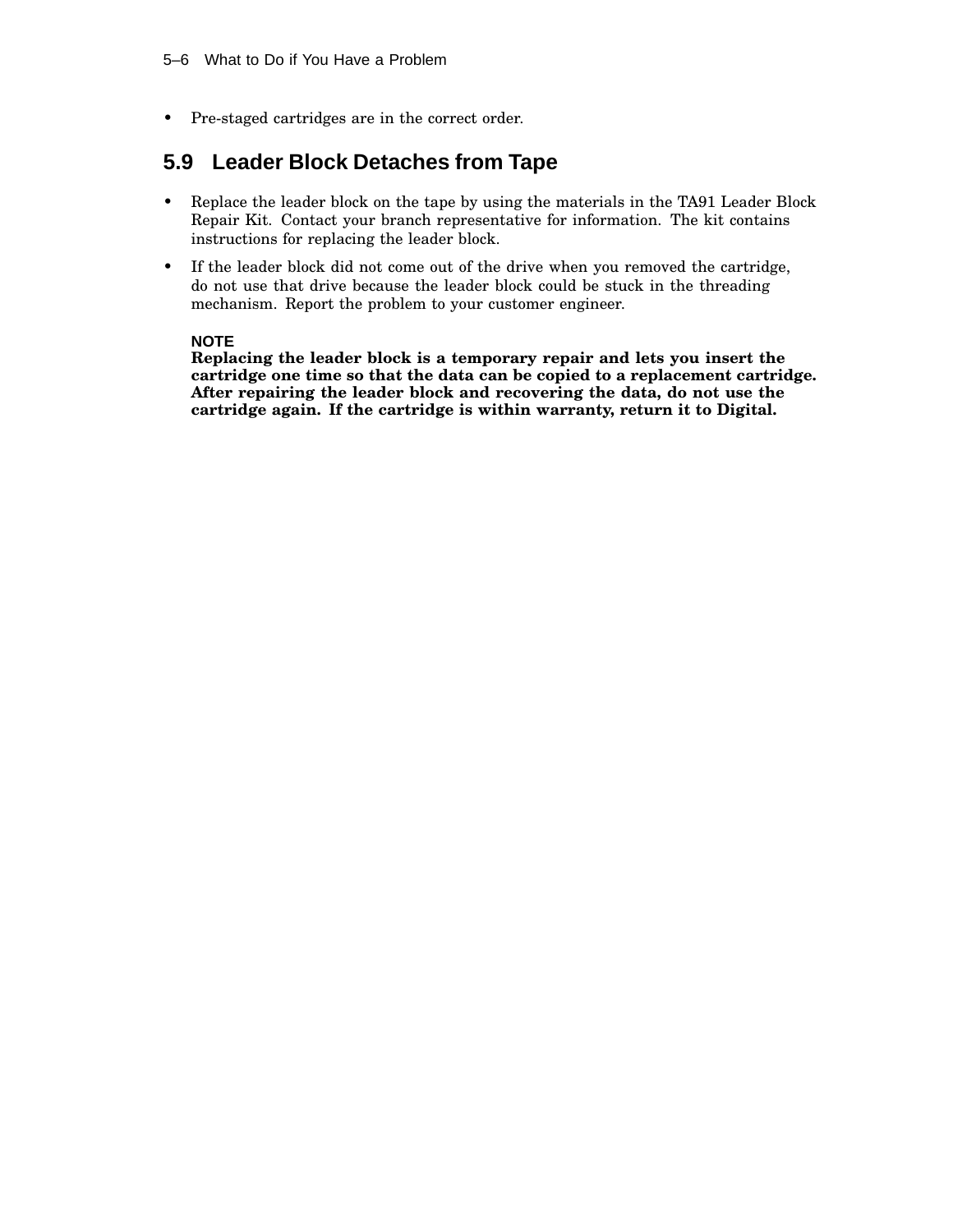- Pre-staged cartridges are in the correct order.

## 5.9 Leader Block Detaches from Tape

- Replace the leader block on the tape by using the materials in the TA91 Leader Block Repair Kit. Contact your branch representative for information. The kit contains instructions for replacing the leader block.
- If the leader block did not come out of the drive when you removed the cartridge, do not use that drive because the leader block could be stuck in the threading mechanism. Report the problem to your customer engineer.

  **NOTE**
  **Replacing the leader block is a temporary repair and lets you insert the cartridge one time so that the data can be copied to a replacement cartridge. After repairing the leader block and recovering the data, do not use the cartridge again. If the cartridge is within warranty, return it to Digital.**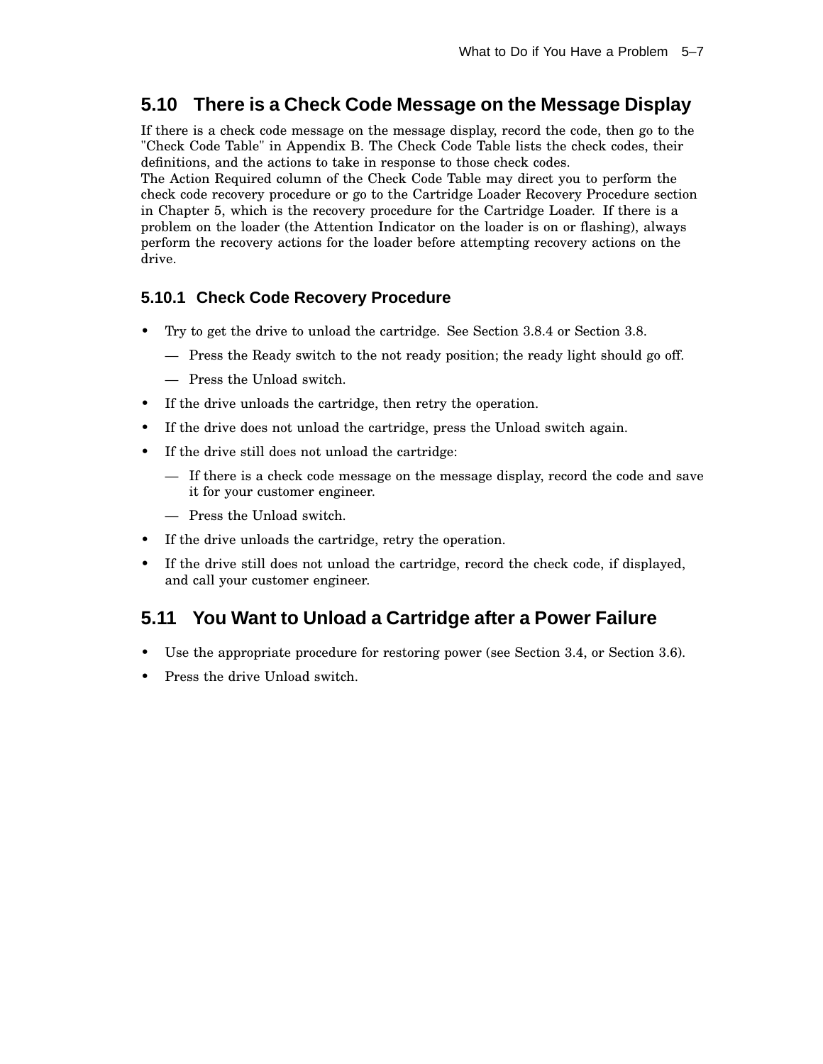## 5.10 There is a Check Code Message on the Message Display

If there is a check code message on the message display, record the code, then go to the "Check Code Table" in Appendix B. The Check Code Table lists the check codes, their definitions, and the actions to take in response to those check codes.
The Action Required column of the Check Code Table may direct you to perform the check code recovery procedure or go to the Cartridge Loader Recovery Procedure section in Chapter 5, which is the recovery procedure for the Cartridge Loader. If there is a problem on the loader (the Attention Indicator on the loader is on or flashing), always perform the recovery actions for the loader before attempting recovery actions on the drive.

### 5.10.1 Check Code Recovery Procedure

- Try to get the drive to unload the cartridge. See Section 3.8.4 or Section 3.8.
  - Press the Ready switch to the not ready position; the ready light should go off.
  - Press the Unload switch.
- If the drive unloads the cartridge, then retry the operation.
- If the drive does not unload the cartridge, press the Unload switch again.
- If the drive still does not unload the cartridge:
  - If there is a check code message on the message display, record the code and save it for your customer engineer.
  - Press the Unload switch.
- If the drive unloads the cartridge, retry the operation.
- If the drive still does not unload the cartridge, record the check code, if displayed, and call your customer engineer.

## 5.11 You Want to Unload a Cartridge after a Power Failure

- Use the appropriate procedure for restoring power (see Section 3.4, or Section 3.6).
- Press the drive Unload switch.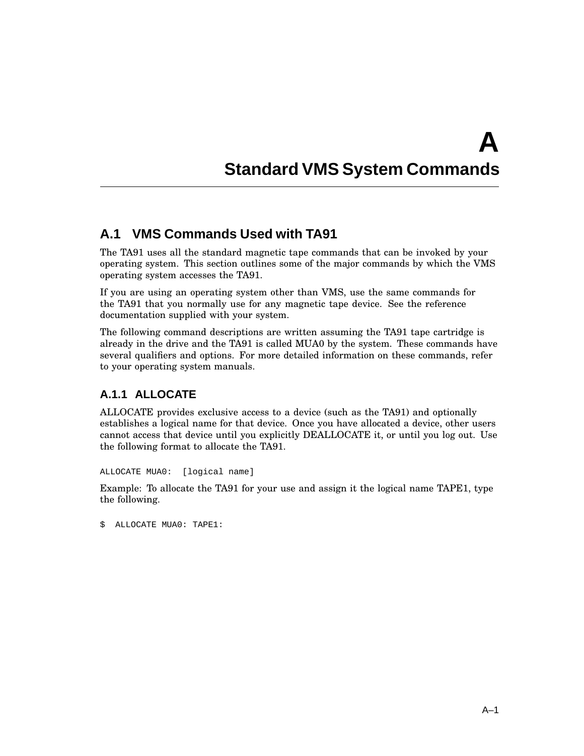# A Standard VMS System Commands

## A.1 VMS Commands Used with TA91

The TA91 uses all the standard magnetic tape commands that can be invoked by your operating system. This section outlines some of the major commands by which the VMS operating system accesses the TA91.

If you are using an operating system other than VMS, use the same commands for the TA91 that you normally use for any magnetic tape device. See the reference documentation supplied with your system.

The following command descriptions are written assuming the TA91 tape cartridge is already in the drive and the TA91 is called MUA0 by the system. These commands have several qualifiers and options. For more detailed information on these commands, refer to your operating system manuals.

### A.1.1 ALLOCATE

ALLOCATE provides exclusive access to a device (such as the TA91) and optionally establishes a logical name for that device. Once you have allocated a device, other users cannot access that device until you explicitly DEALLOCATE it, or until you log out. Use the following format to allocate the TA91.

```
ALLOCATE MUA0:  [logical name]
```

Example: To allocate the TA91 for your use and assign it the logical name TAPE1, type the following.

```
$  ALLOCATE MUA0: TAPE1:
```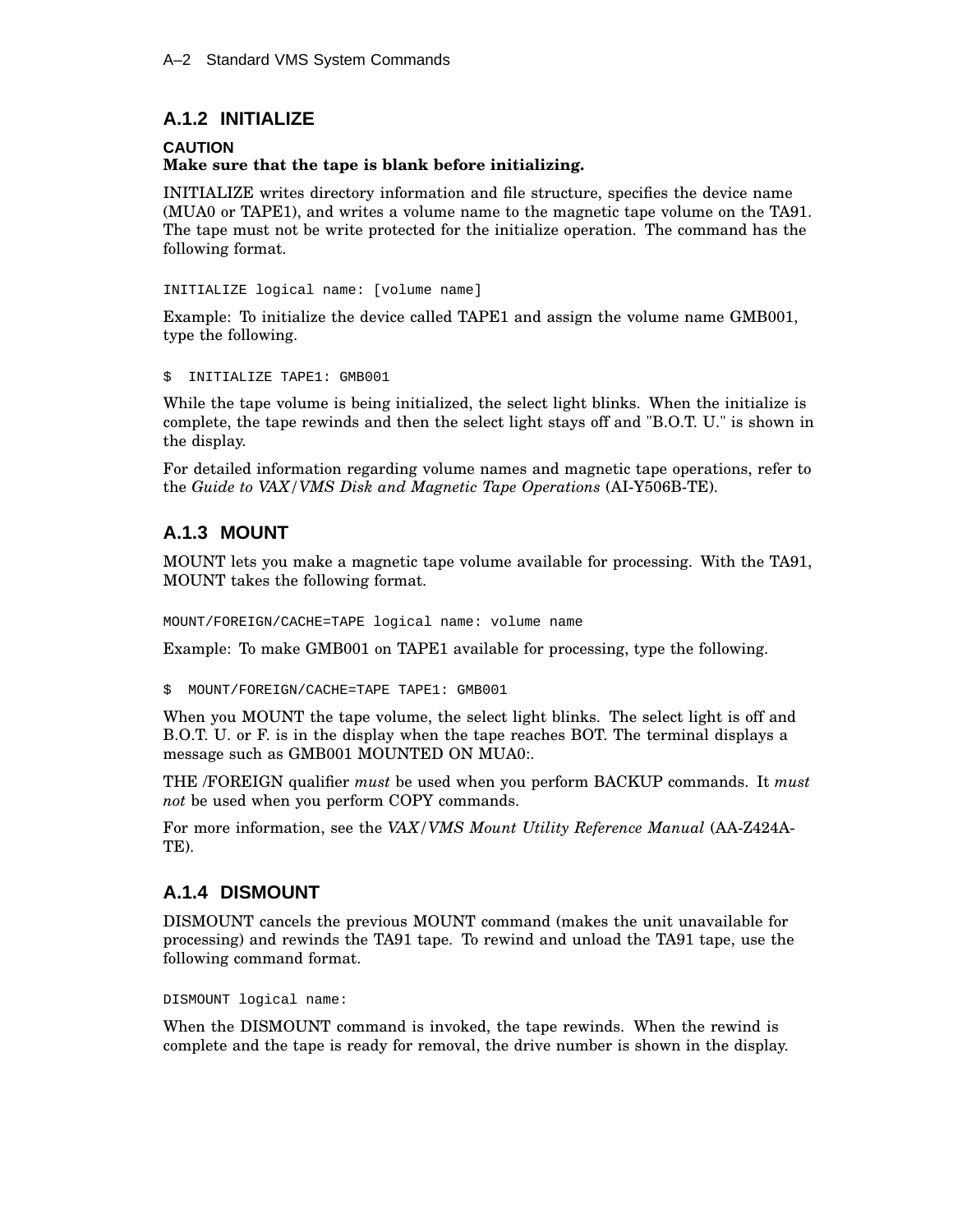### A.1.2 INITIALIZE

**CAUTION**
**Make sure that the tape is blank before initializing.**

INITIALIZE writes directory information and file structure, specifies the device name (MUA0 or TAPE1), and writes a volume name to the magnetic tape volume on the TA91. The tape must not be write protected for the initialize operation. The command has the following format.

```
INITIALIZE logical name: [volume name]
```

Example: To initialize the device called TAPE1 and assign the volume name GMB001, type the following.

```
$  INITIALIZE TAPE1: GMB001
```

While the tape volume is being initialized, the select light blinks. When the initialize is complete, the tape rewinds and then the select light stays off and "B.O.T. U." is shown in the display.

For detailed information regarding volume names and magnetic tape operations, refer to the *Guide to VAX/VMS Disk and Magnetic Tape Operations* (AI-Y506B-TE).

### A.1.3 MOUNT

MOUNT lets you make a magnetic tape volume available for processing. With the TA91, MOUNT takes the following format.

```
MOUNT/FOREIGN/CACHE=TAPE logical name: volume name
```

Example: To make GMB001 on TAPE1 available for processing, type the following.

```
$  MOUNT/FOREIGN/CACHE=TAPE TAPE1: GMB001
```

When you MOUNT the tape volume, the select light blinks. The select light is off and B.O.T. U. or F. is in the display when the tape reaches BOT. The terminal displays a message such as GMB001 MOUNTED ON MUA0:.

THE /FOREIGN qualifier *must* be used when you perform BACKUP commands. It *must not* be used when you perform COPY commands.

For more information, see the *VAX/VMS Mount Utility Reference Manual* (AA-Z424A-TE).

### A.1.4 DISMOUNT

DISMOUNT cancels the previous MOUNT command (makes the unit unavailable for processing) and rewinds the TA91 tape. To rewind and unload the TA91 tape, use the following command format.

```
DISMOUNT logical name:
```

When the DISMOUNT command is invoked, the tape rewinds. When the rewind is complete and the tape is ready for removal, the drive number is shown in the display.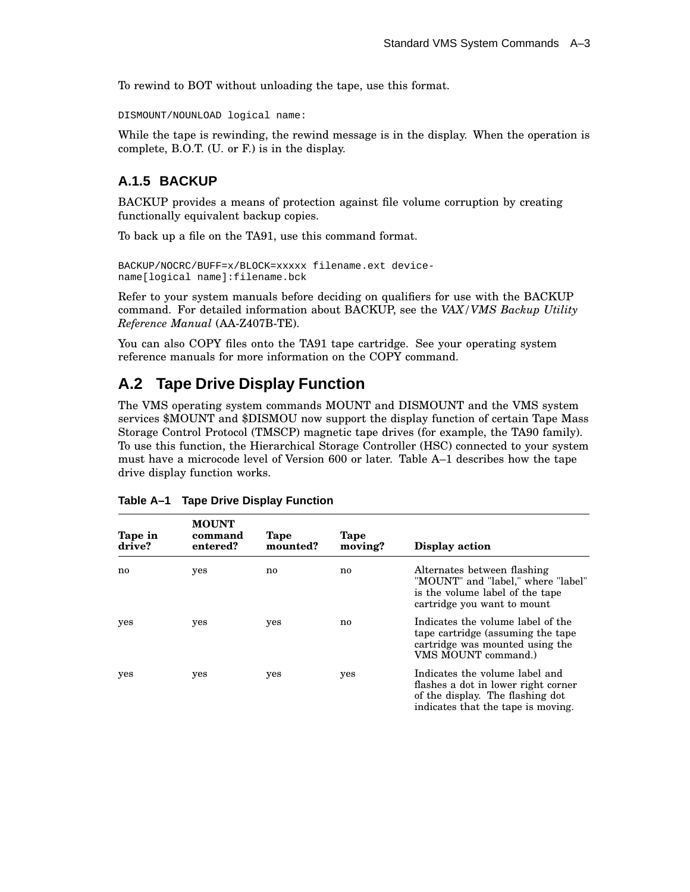To rewind to BOT without unloading the tape, use this format.

```
DISMOUNT/NOUNLOAD logical name:
```

While the tape is rewinding, the rewind message is in the display. When the operation is complete, B.O.T. (U. or F.) is in the display.

### A.1.5 BACKUP

BACKUP provides a means of protection against file volume corruption by creating functionally equivalent backup copies.

To back up a file on the TA91, use this command format.

```
BACKUP/NOCRC/BUFF=x/BLOCK=xxxxx filename.ext device-
name[logical name]:filename.bck
```

Refer to your system manuals before deciding on qualifiers for use with the BACKUP command. For detailed information about BACKUP, see the *VAX/VMS Backup Utility Reference Manual* (AA-Z407B-TE).

You can also COPY files onto the TA91 tape cartridge. See your operating system reference manuals for more information on the COPY command.

## A.2 Tape Drive Display Function

The VMS operating system commands MOUNT and DISMOUNT and the VMS system services $MOUNT and $DISMOU now support the display function of certain Tape Mass Storage Control Protocol (TMSCP) magnetic tape drives (for example, the TA90 family). To use this function, the Hierarchical Storage Controller (HSC) connected to your system must have a microcode level of Version 600 or later. Table A–1 describes how the tape drive display function works.

**Table A–1 Tape Drive Display Function**

| Tape in drive? | MOUNT command entered? | Tape mounted? | Tape moving? | Display action |
|---|---|---|---|---|
| no | yes | no | no | Alternates between flashing "MOUNT" and "label," where "label" is the volume label of the tape cartridge you want to mount |
| yes | yes | yes | no | Indicates the volume label of the tape cartridge (assuming the tape cartridge was mounted using the VMS MOUNT command.) |
| yes | yes | yes | yes | Indicates the volume label and flashes a dot in lower right corner of the display. The flashing dot indicates that the tape is moving. |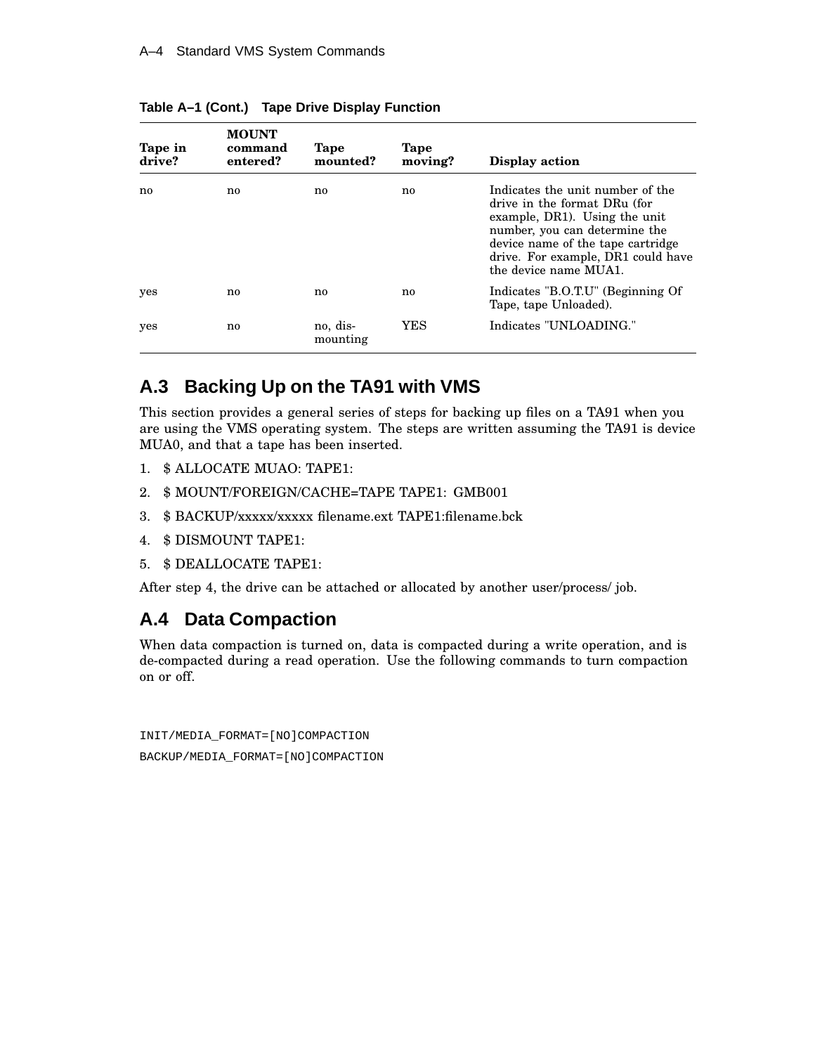**Table A–1 (Cont.) Tape Drive Display Function**

| Tape in drive? | MOUNT command entered? | Tape mounted? | Tape moving? | Display action |
|---|---|---|---|---|
| no | no | no | no | Indicates the unit number of the drive in the format DRu (for example, DR1). Using the unit number, you can determine the device name of the tape cartridge drive. For example, DR1 could have the device name MUA1. |
| yes | no | no | no | Indicates "B.O.T.U" (Beginning Of Tape, tape Unloaded). |
| yes | no | no, dis-mounting | YES | Indicates "UNLOADING." |

## A.3 Backing Up on the TA91 with VMS

This section provides a general series of steps for backing up files on a TA91 when you are using the VMS operating system. The steps are written assuming the TA91 is device MUA0, and that a tape has been inserted.

1. $ ALLOCATE MUAO: TAPE1:
2. $ MOUNT/FOREIGN/CACHE=TAPE TAPE1: GMB001
3. $ BACKUP/xxxxx/xxxxx filename.ext TAPE1:filename.bck
4. $ DISMOUNT TAPE1:
5. $ DEALLOCATE TAPE1:

After step 4, the drive can be attached or allocated by another user/process/ job.

## A.4 Data Compaction

When data compaction is turned on, data is compacted during a write operation, and is de-compacted during a read operation. Use the following commands to turn compaction on or off.

```
INIT/MEDIA_FORMAT=[NO]COMPACTION

BACKUP/MEDIA_FORMAT=[NO]COMPACTION
```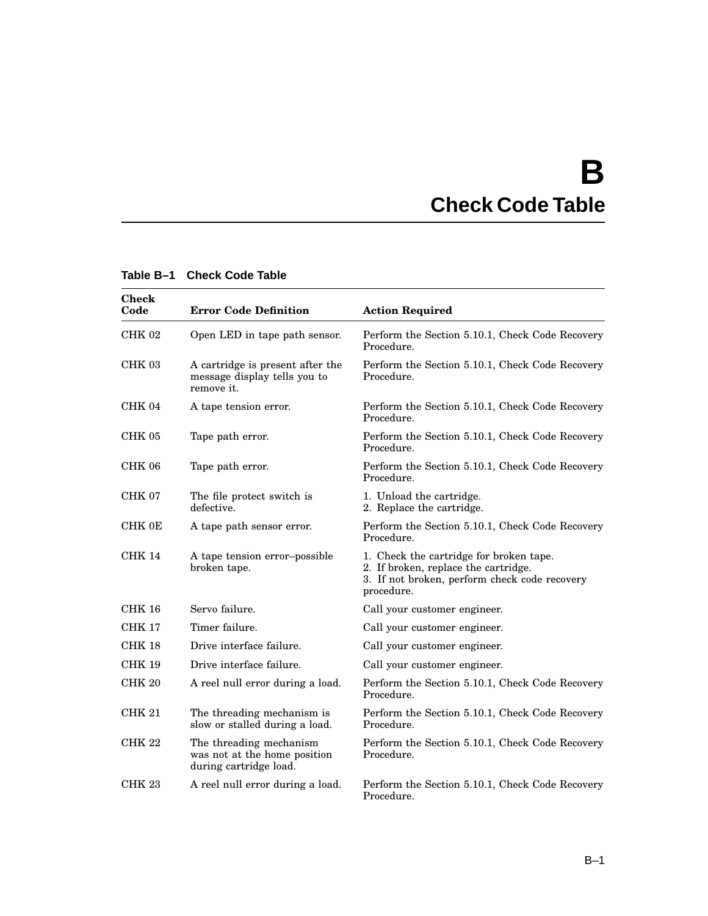# B
# Check Code Table

**Table B–1 Check Code Table**

| Check Code | Error Code Definition | Action Required |
|---|---|---|
| CHK 02 | Open LED in tape path sensor. | Perform the Section 5.10.1, Check Code Recovery Procedure. |
| CHK 03 | A cartridge is present after the message display tells you to remove it. | Perform the Section 5.10.1, Check Code Recovery Procedure. |
| CHK 04 | A tape tension error. | Perform the Section 5.10.1, Check Code Recovery Procedure. |
| CHK 05 | Tape path error. | Perform the Section 5.10.1, Check Code Recovery Procedure. |
| CHK 06 | Tape path error. | Perform the Section 5.10.1, Check Code Recovery Procedure. |
| CHK 07 | The file protect switch is defective. | 1. Unload the cartridge.<br>2. Replace the cartridge. |
| CHK 0E | A tape path sensor error. | Perform the Section 5.10.1, Check Code Recovery Procedure. |
| CHK 14 | A tape tension error–possible broken tape. | 1. Check the cartridge for broken tape.<br>2. If broken, replace the cartridge.<br>3. If not broken, perform check code recovery procedure. |
| CHK 16 | Servo failure. | Call your customer engineer. |
| CHK 17 | Timer failure. | Call your customer engineer. |
| CHK 18 | Drive interface failure. | Call your customer engineer. |
| CHK 19 | Drive interface failure. | Call your customer engineer. |
| CHK 20 | A reel null error during a load. | Perform the Section 5.10.1, Check Code Recovery Procedure. |
| CHK 21 | The threading mechanism is slow or stalled during a load. | Perform the Section 5.10.1, Check Code Recovery Procedure. |
| CHK 22 | The threading mechanism was not at the home position during cartridge load. | Perform the Section 5.10.1, Check Code Recovery Procedure. |
| CHK 23 | A reel null error during a load. | Perform the Section 5.10.1, Check Code Recovery Procedure. |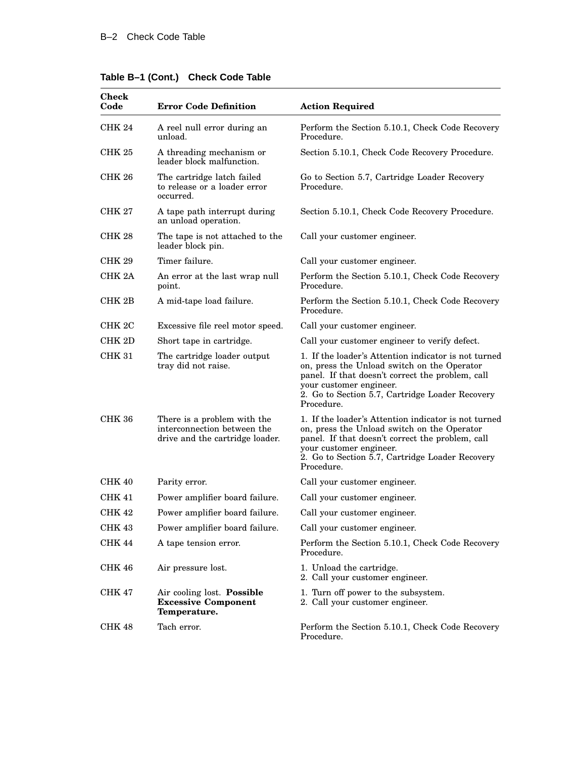**Table B–1 (Cont.) Check Code Table**

| Check Code | Error Code Definition | Action Required |
|---|---|---|
| CHK 24 | A reel null error during an unload. | Perform the Section 5.10.1, Check Code Recovery Procedure. |
| CHK 25 | A threading mechanism or leader block malfunction. | Section 5.10.1, Check Code Recovery Procedure. |
| CHK 26 | The cartridge latch failed to release or a loader error occurred. | Go to Section 5.7, Cartridge Loader Recovery Procedure. |
| CHK 27 | A tape path interrupt during an unload operation. | Section 5.10.1, Check Code Recovery Procedure. |
| CHK 28 | The tape is not attached to the leader block pin. | Call your customer engineer. |
| CHK 29 | Timer failure. | Call your customer engineer. |
| CHK 2A | An error at the last wrap null point. | Perform the Section 5.10.1, Check Code Recovery Procedure. |
| CHK 2B | A mid-tape load failure. | Perform the Section 5.10.1, Check Code Recovery Procedure. |
| CHK 2C | Excessive file reel motor speed. | Call your customer engineer. |
| CHK 2D | Short tape in cartridge. | Call your customer engineer to verify defect. |
| CHK 31 | The cartridge loader output tray did not raise. | 1. If the loader's Attention indicator is not turned on, press the Unload switch on the Operator panel. If that doesn't correct the problem, call your customer engineer.<br>2. Go to Section 5.7, Cartridge Loader Recovery Procedure. |
| CHK 36 | There is a problem with the interconnection between the drive and the cartridge loader. | 1. If the loader's Attention indicator is not turned on, press the Unload switch on the Operator panel. If that doesn't correct the problem, call your customer engineer.<br>2. Go to Section 5.7, Cartridge Loader Recovery Procedure. |
| CHK 40 | Parity error. | Call your customer engineer. |
| CHK 41 | Power amplifier board failure. | Call your customer engineer. |
| CHK 42 | Power amplifier board failure. | Call your customer engineer. |
| CHK 43 | Power amplifier board failure. | Call your customer engineer. |
| CHK 44 | A tape tension error. | Perform the Section 5.10.1, Check Code Recovery Procedure. |
| CHK 46 | Air pressure lost. | 1. Unload the cartridge.<br>2. Call your customer engineer. |
| CHK 47 | Air cooling lost. **Possible Excessive Component Temperature.** | 1. Turn off power to the subsystem.<br>2. Call your customer engineer. |
| CHK 48 | Tach error. | Perform the Section 5.10.1, Check Code Recovery Procedure. |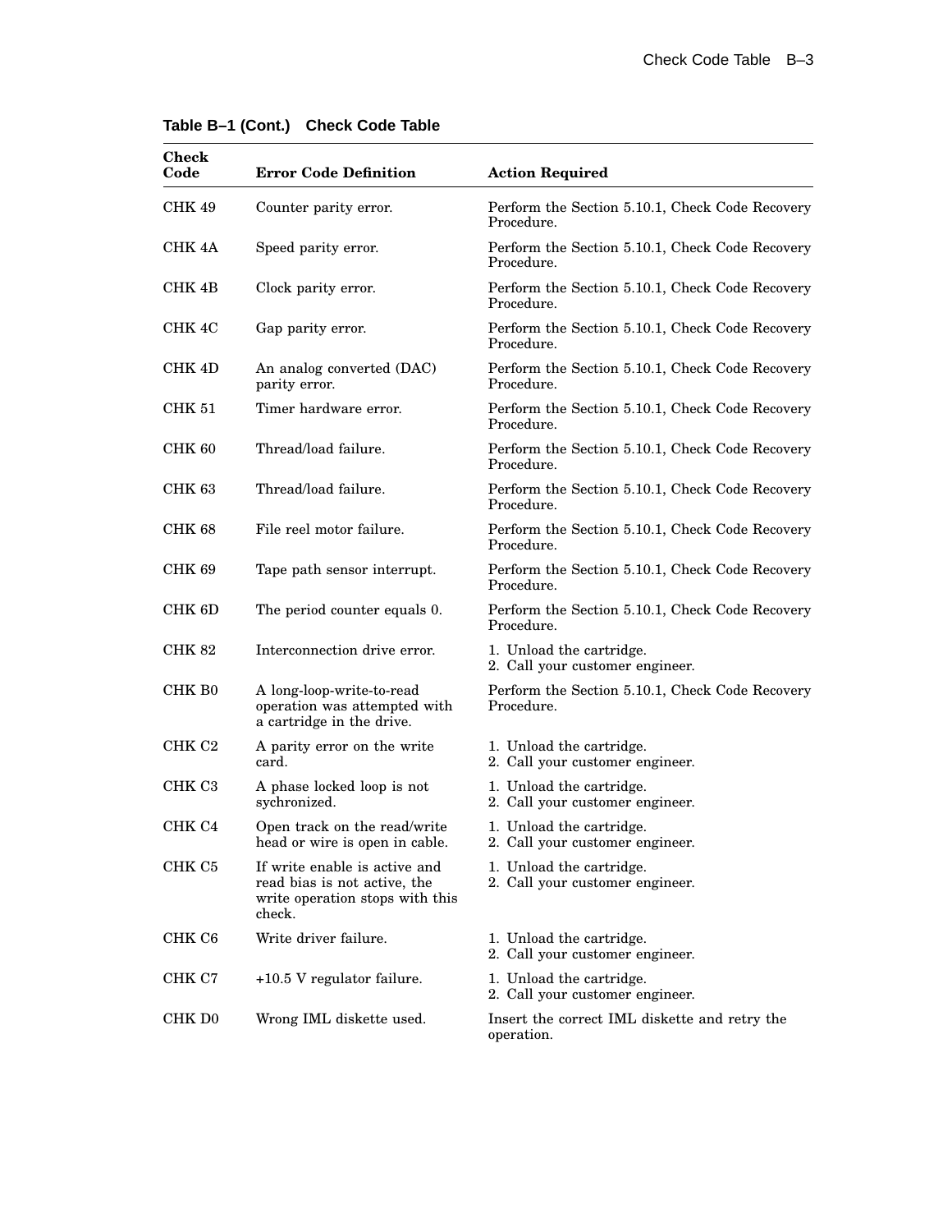**Table B–1 (Cont.) Check Code Table**

| Check Code | Error Code Definition | Action Required |
|---|---|---|
| CHK 49 | Counter parity error. | Perform the Section 5.10.1, Check Code Recovery Procedure. |
| CHK 4A | Speed parity error. | Perform the Section 5.10.1, Check Code Recovery Procedure. |
| CHK 4B | Clock parity error. | Perform the Section 5.10.1, Check Code Recovery Procedure. |
| CHK 4C | Gap parity error. | Perform the Section 5.10.1, Check Code Recovery Procedure. |
| CHK 4D | An analog converted (DAC) parity error. | Perform the Section 5.10.1, Check Code Recovery Procedure. |
| CHK 51 | Timer hardware error. | Perform the Section 5.10.1, Check Code Recovery Procedure. |
| CHK 60 | Thread/load failure. | Perform the Section 5.10.1, Check Code Recovery Procedure. |
| CHK 63 | Thread/load failure. | Perform the Section 5.10.1, Check Code Recovery Procedure. |
| CHK 68 | File reel motor failure. | Perform the Section 5.10.1, Check Code Recovery Procedure. |
| CHK 69 | Tape path sensor interrupt. | Perform the Section 5.10.1, Check Code Recovery Procedure. |
| CHK 6D | The period counter equals 0. | Perform the Section 5.10.1, Check Code Recovery Procedure. |
| CHK 82 | Interconnection drive error. | 1. Unload the cartridge. 2. Call your customer engineer. |
| CHK B0 | A long-loop-write-to-read operation was attempted with a cartridge in the drive. | Perform the Section 5.10.1, Check Code Recovery Procedure. |
| CHK C2 | A parity error on the write card. | 1. Unload the cartridge. 2. Call your customer engineer. |
| CHK C3 | A phase locked loop is not sychronized. | 1. Unload the cartridge. 2. Call your customer engineer. |
| CHK C4 | Open track on the read/write head or wire is open in cable. | 1. Unload the cartridge. 2. Call your customer engineer. |
| CHK C5 | If write enable is active and read bias is not active, the write operation stops with this check. | 1. Unload the cartridge. 2. Call your customer engineer. |
| CHK C6 | Write driver failure. | 1. Unload the cartridge. 2. Call your customer engineer. |
| CHK C7 | +10.5 V regulator failure. | 1. Unload the cartridge. 2. Call your customer engineer. |
| CHK D0 | Wrong IML diskette used. | Insert the correct IML diskette and retry the operation. |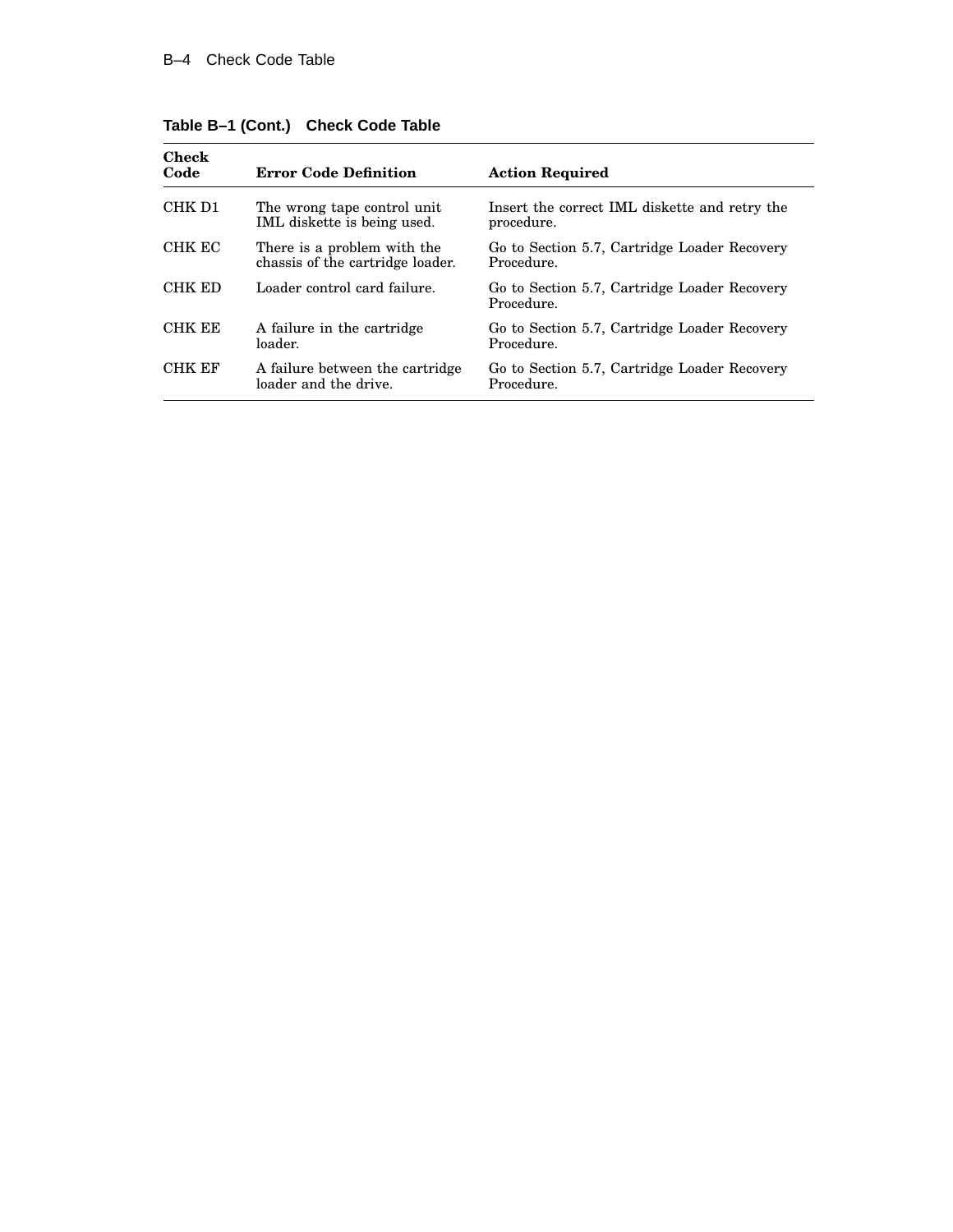**Table B–1 (Cont.) Check Code Table**

| Check Code | Error Code Definition | Action Required |
|---|---|---|
| CHK D1 | The wrong tape control unit IML diskette is being used. | Insert the correct IML diskette and retry the procedure. |
| CHK EC | There is a problem with the chassis of the cartridge loader. | Go to Section 5.7, Cartridge Loader Recovery Procedure. |
| CHK ED | Loader control card failure. | Go to Section 5.7, Cartridge Loader Recovery Procedure. |
| CHK EE | A failure in the cartridge loader. | Go to Section 5.7, Cartridge Loader Recovery Procedure. |
| CHK EF | A failure between the cartridge loader and the drive. | Go to Section 5.7, Cartridge Loader Recovery Procedure. |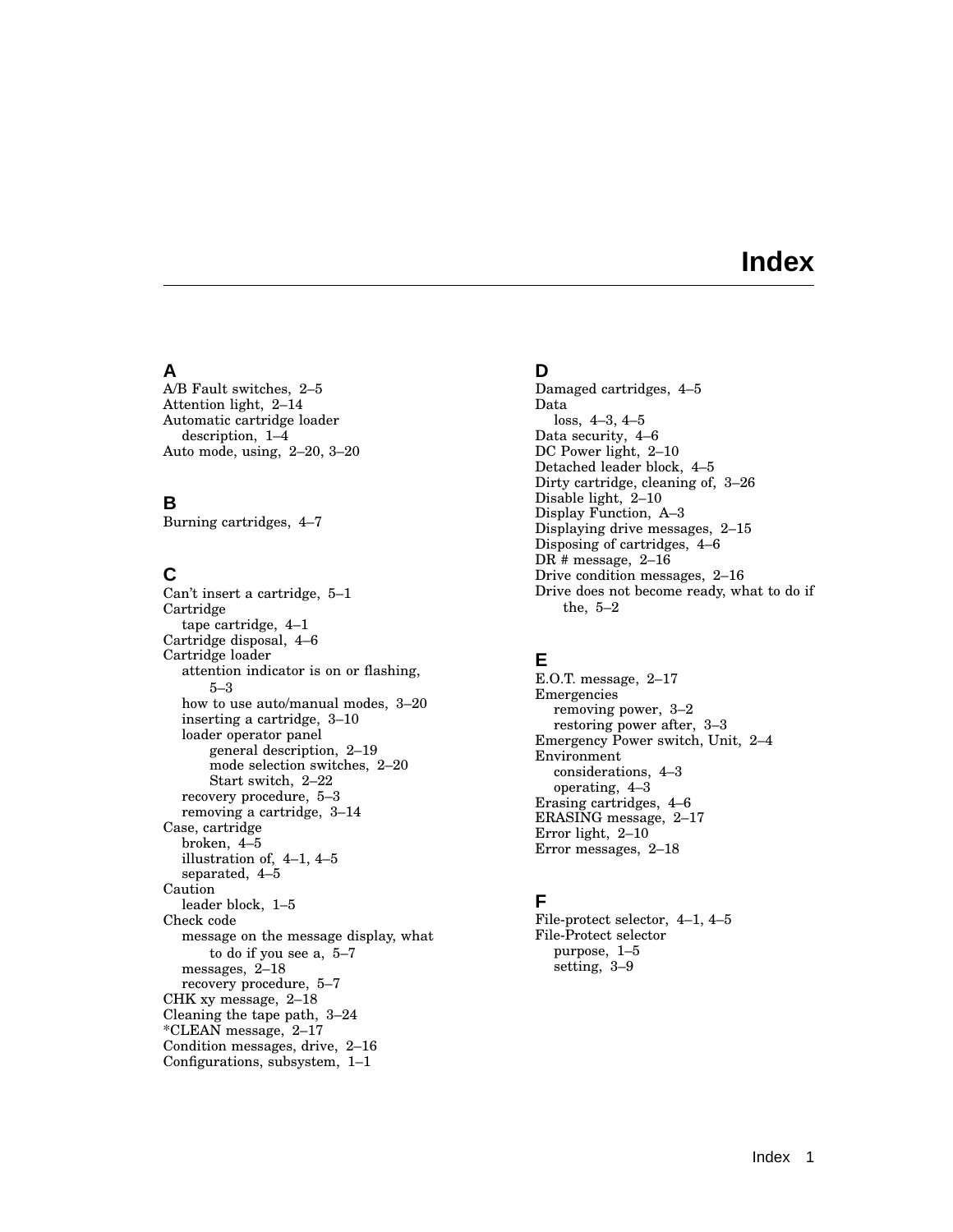# Index

## A

A/B Fault switches, 2–5
Attention light, 2–14
Automatic cartridge loader
 description, 1–4
Auto mode, using, 2–20, 3–20

## B

Burning cartridges, 4–7

## C

Can't insert a cartridge, 5–1
Cartridge
 tape cartridge, 4–1
Cartridge disposal, 4–6
Cartridge loader
 attention indicator is on or flashing, 5–3
 how to use auto/manual modes, 3–20
 inserting a cartridge, 3–10
 loader operator panel
  general description, 2–19
  mode selection switches, 2–20
  Start switch, 2–22
 recovery procedure, 5–3
 removing a cartridge, 3–14
Case, cartridge
 broken, 4–5
 illustration of, 4–1, 4–5
 separated, 4–5
Caution
 leader block, 1–5
Check code
 message on the message display, what to do if you see a, 5–7
 messages, 2–18
 recovery procedure, 5–7
CHK xy message, 2–18
Cleaning the tape path, 3–24
*CLEAN message, 2–17
Condition messages, drive, 2–16
Configurations, subsystem, 1–1

## D

Damaged cartridges, 4–5
Data
 loss, 4–3, 4–5
Data security, 4–6
DC Power light, 2–10
Detached leader block, 4–5
Dirty cartridge, cleaning of, 3–26
Disable light, 2–10
Display Function, A–3
Displaying drive messages, 2–15
Disposing of cartridges, 4–6
DR # message, 2–16
Drive condition messages, 2–16
Drive does not become ready, what to do if the, 5–2

## E

E.O.T. message, 2–17
Emergencies
 removing power, 3–2
 restoring power after, 3–3
Emergency Power switch, Unit, 2–4
Environment
 considerations, 4–3
 operating, 4–3
Erasing cartridges, 4–6
ERASING message, 2–17
Error light, 2–10
Error messages, 2–18

## F

File-protect selector, 4–1, 4–5
File-Protect selector
 purpose, 1–5
 setting, 3–9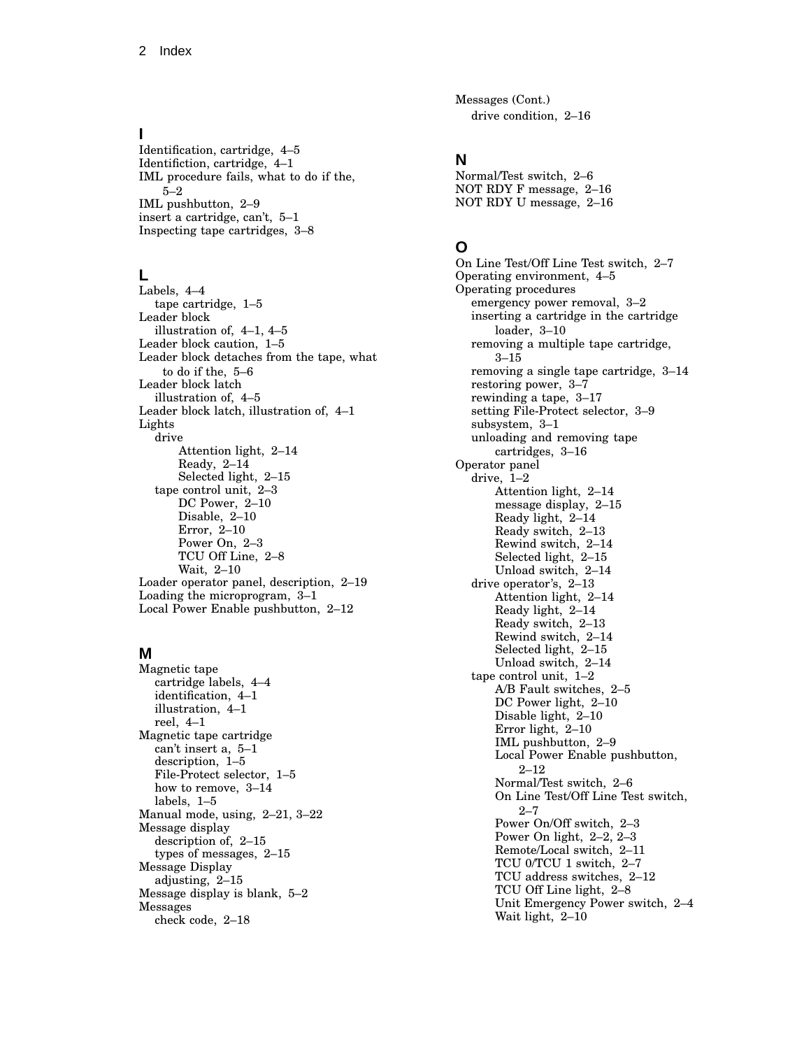## I

Identification, cartridge, 4–5
Identifiction, cartridge, 4–1
IML procedure fails, what to do if the, 5–2
IML pushbutton, 2–9
insert a cartridge, can't, 5–1
Inspecting tape cartridges, 3–8

## L

Labels, 4–4
- tape cartridge, 1–5

Leader block
- illustration of, 4–1, 4–5

Leader block caution, 1–5
Leader block detaches from the tape, what to do if the, 5–6
Leader block latch
- illustration of, 4–5

Leader block latch, illustration of, 4–1
Lights
- drive
  - Attention light, 2–14
  - Ready, 2–14
  - Selected light, 2–15
- tape control unit, 2–3
  - DC Power, 2–10
  - Disable, 2–10
  - Error, 2–10
  - Power On, 2–3
  - TCU Off Line, 2–8
  - Wait, 2–10

Loader operator panel, description, 2–19
Loading the microprogram, 3–1
Local Power Enable pushbutton, 2–12

## M

Magnetic tape
- cartridge labels, 4–4
- identification, 4–1
- illustration, 4–1
- reel, 4–1

Magnetic tape cartridge
- can't insert a, 5–1
- description, 1–5
- File-Protect selector, 1–5
- how to remove, 3–14
- labels, 1–5

Manual mode, using, 2–21, 3–22
Message display
- description of, 2–15
- types of messages, 2–15

Message Display
- adjusting, 2–15

Message display is blank, 5–2
Messages
- check code, 2–18

Messages (Cont.)
- drive condition, 2–16

## N

Normal/Test switch, 2–6
NOT RDY F message, 2–16
NOT RDY U message, 2–16

## O

On Line Test/Off Line Test switch, 2–7
Operating environment, 4–5
Operating procedures
- emergency power removal, 3–2
- inserting a cartridge in the cartridge loader, 3–10
- removing a multiple tape cartridge, 3–15
- removing a single tape cartridge, 3–14
- restoring power, 3–7
- rewinding a tape, 3–17
- setting File-Protect selector, 3–9
- subsystem, 3–1
- unloading and removing tape cartridges, 3–16

Operator panel
- drive, 1–2
  - Attention light, 2–14
  - message display, 2–15
  - Ready light, 2–14
  - Ready switch, 2–13
  - Rewind switch, 2–14
  - Selected light, 2–15
  - Unload switch, 2–14
- drive operator's, 2–13
  - Attention light, 2–14
  - Ready light, 2–14
  - Ready switch, 2–13
  - Rewind switch, 2–14
  - Selected light, 2–15
  - Unload switch, 2–14
- tape control unit, 1–2
  - A/B Fault switches, 2–5
  - DC Power light, 2–10
  - Disable light, 2–10
  - Error light, 2–10
  - IML pushbutton, 2–9
  - Local Power Enable pushbutton, 2–12
  - Normal/Test switch, 2–6
  - On Line Test/Off Line Test switch, 2–7
  - Power On/Off switch, 2–3
  - Power On light, 2–2, 2–3
  - Remote/Local switch, 2–11
  - TCU 0/TCU 1 switch, 2–7
  - TCU address switches, 2–12
  - TCU Off Line light, 2–8
  - Unit Emergency Power switch, 2–4
  - Wait light, 2–10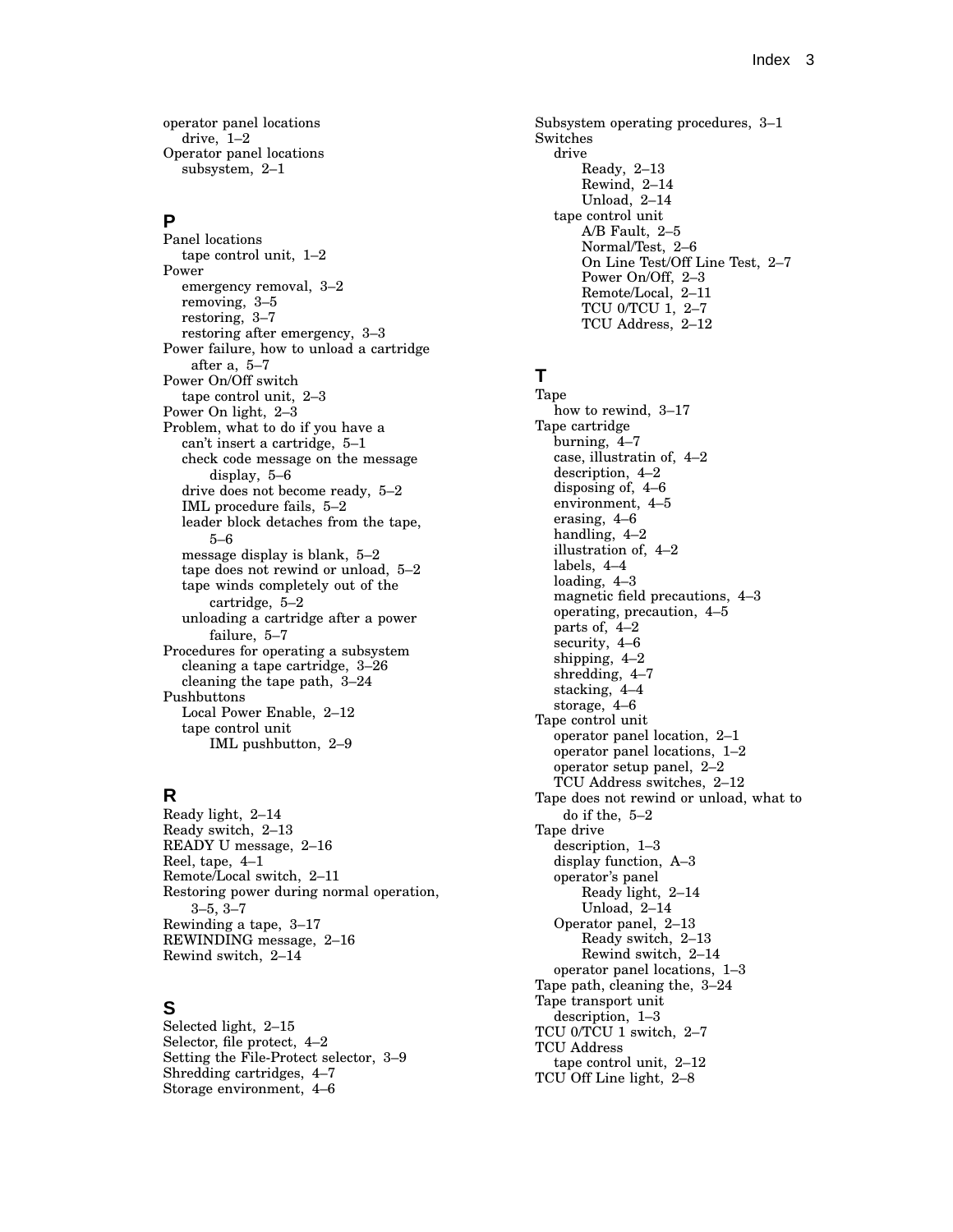operator panel locations
- drive, 1–2

Operator panel locations
- subsystem, 2–1

## P

Panel locations
- tape control unit, 1–2

Power
- emergency removal, 3–2
- removing, 3–5
- restoring, 3–7
- restoring after emergency, 3–3

Power failure, how to unload a cartridge after a, 5–7

Power On/Off switch
- tape control unit, 2–3

Power On light, 2–3

Problem, what to do if you have a
- can't insert a cartridge, 5–1
- check code message on the message display, 5–6
- drive does not become ready, 5–2
- IML procedure fails, 5–2
- leader block detaches from the tape, 5–6
- message display is blank, 5–2
- tape does not rewind or unload, 5–2
- tape winds completely out of the cartridge, 5–2
- unloading a cartridge after a power failure, 5–7

Procedures for operating a subsystem
- cleaning a tape cartridge, 3–26
- cleaning the tape path, 3–24

Pushbuttons
- Local Power Enable, 2–12
- tape control unit
  - IML pushbutton, 2–9

## R

Ready light, 2–14
Ready switch, 2–13
READY U message, 2–16
Reel, tape, 4–1
Remote/Local switch, 2–11
Restoring power during normal operation, 3–5, 3–7
Rewinding a tape, 3–17
REWINDING message, 2–16
Rewind switch, 2–14

## S

Selected light, 2–15
Selector, file protect, 4–2
Setting the File-Protect selector, 3–9
Shredding cartridges, 4–7
Storage environment, 4–6
Subsystem operating procedures, 3–1

Switches
- drive
  - Ready, 2–13
  - Rewind, 2–14
  - Unload, 2–14
- tape control unit
  - A/B Fault, 2–5
  - Normal/Test, 2–6
  - On Line Test/Off Line Test, 2–7
  - Power On/Off, 2–3
  - Remote/Local, 2–11
  - TCU 0/TCU 1, 2–7
  - TCU Address, 2–12

## T

Tape
- how to rewind, 3–17

Tape cartridge
- burning, 4–7
- case, illustratin of, 4–2
- description, 4–2
- disposing of, 4–6
- environment, 4–5
- erasing, 4–6
- handling, 4–2
- illustration of, 4–2
- labels, 4–4
- loading, 4–3
- magnetic field precautions, 4–3
- operating, precaution, 4–5
- parts of, 4–2
- security, 4–6
- shipping, 4–2
- shredding, 4–7
- stacking, 4–4
- storage, 4–6

Tape control unit
- operator panel location, 2–1
- operator panel locations, 1–2
- operator setup panel, 2–2
- TCU Address switches, 2–12

Tape does not rewind or unload, what to do if the, 5–2

Tape drive
- description, 1–3
- display function, A–3
- operator's panel
  - Ready light, 2–14
  - Unload, 2–14
- Operator panel, 2–13
  - Ready switch, 2–13
  - Rewind switch, 2–14
- operator panel locations, 1–3

Tape path, cleaning the, 3–24

Tape transport unit
- description, 1–3

TCU 0/TCU 1 switch, 2–7

TCU Address
- tape control unit, 2–12

TCU Off Line light, 2–8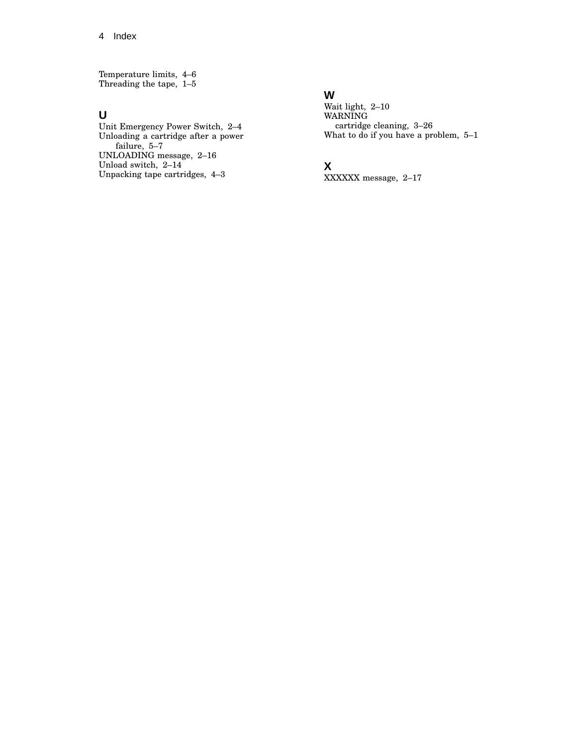Temperature limits, 4–6
Threading the tape, 1–5

## U

Unit Emergency Power Switch, 2–4
Unloading a cartridge after a power failure, 5–7
UNLOADING message, 2–16
Unload switch, 2–14
Unpacking tape cartridges, 4–3

## W

Wait light, 2–10
WARNING
  cartridge cleaning, 3–26
What to do if you have a problem, 5–1

## X

XXXXXX message, 2–17